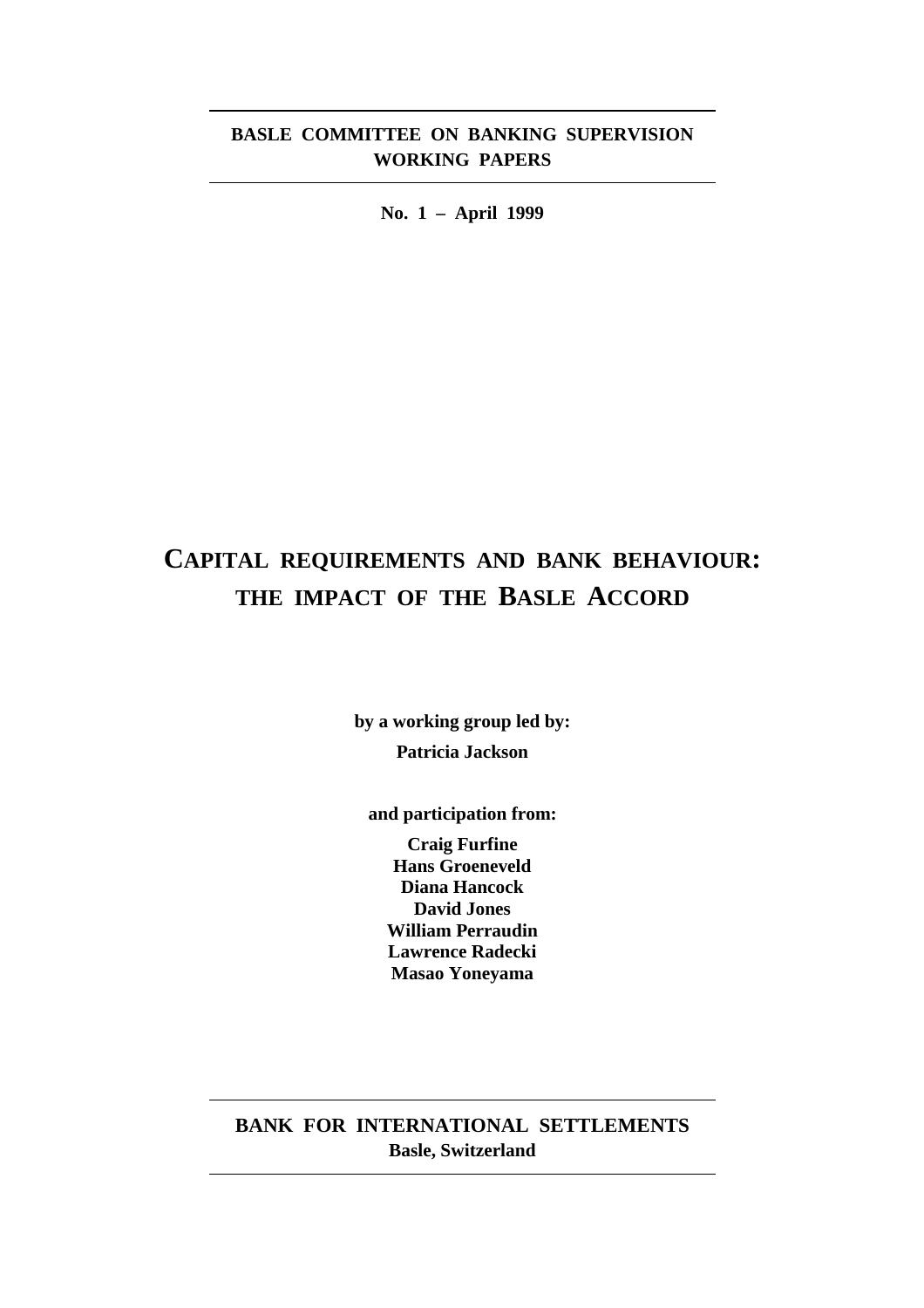**BASLE COMMITTEE ON BANKING SUPERVISION**
**WORKING PAPERS**

**No. 1 – April 1999**

# CAPITAL REQUIREMENTS AND BANK BEHAVIOUR: THE IMPACT OF THE BASLE ACCORD

**by a working group led by:**

**Patricia Jackson**

**and participation from:**

**Craig Furfine**
**Hans Groeneveld**
**Diana Hancock**
**David Jones**
**William Perraudin**
**Lawrence Radecki**
**Masao Yoneyama**

**BANK FOR INTERNATIONAL SETTLEMENTS**
**Basle, Switzerland**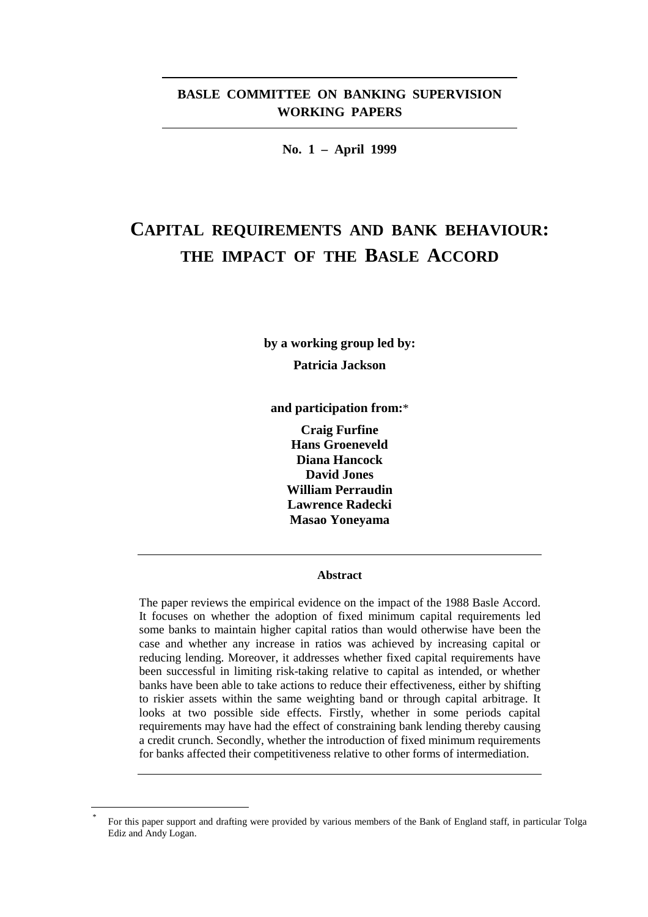**BASLE COMMITTEE ON BANKING SUPERVISION**
**WORKING PAPERS**

**No. 1 – April 1999**

# CAPITAL REQUIREMENTS AND BANK BEHAVIOUR: THE IMPACT OF THE BASLE ACCORD

**by a working group led by:**

**Patricia Jackson**

**and participation from:***

**Craig Furfine**
**Hans Groeneveld**
**Diana Hancock**
**David Jones**
**William Perraudin**
**Lawrence Radecki**
**Masao Yoneyama**

---

**Abstract**

The paper reviews the empirical evidence on the impact of the 1988 Basle Accord. It focuses on whether the adoption of fixed minimum capital requirements led some banks to maintain higher capital ratios than would otherwise have been the case and whether any increase in ratios was achieved by increasing capital or reducing lending. Moreover, it addresses whether fixed capital requirements have been successful in limiting risk-taking relative to capital as intended, or whether banks have been able to take actions to reduce their effectiveness, either by shifting to riskier assets within the same weighting band or through capital arbitrage. It looks at two possible side effects. Firstly, whether in some periods capital requirements may have had the effect of constraining bank lending thereby causing a credit crunch. Secondly, whether the introduction of fixed minimum requirements for banks affected their competitiveness relative to other forms of intermediation.

---

* For this paper support and drafting were provided by various members of the Bank of England staff, in particular Tolga Ediz and Andy Logan.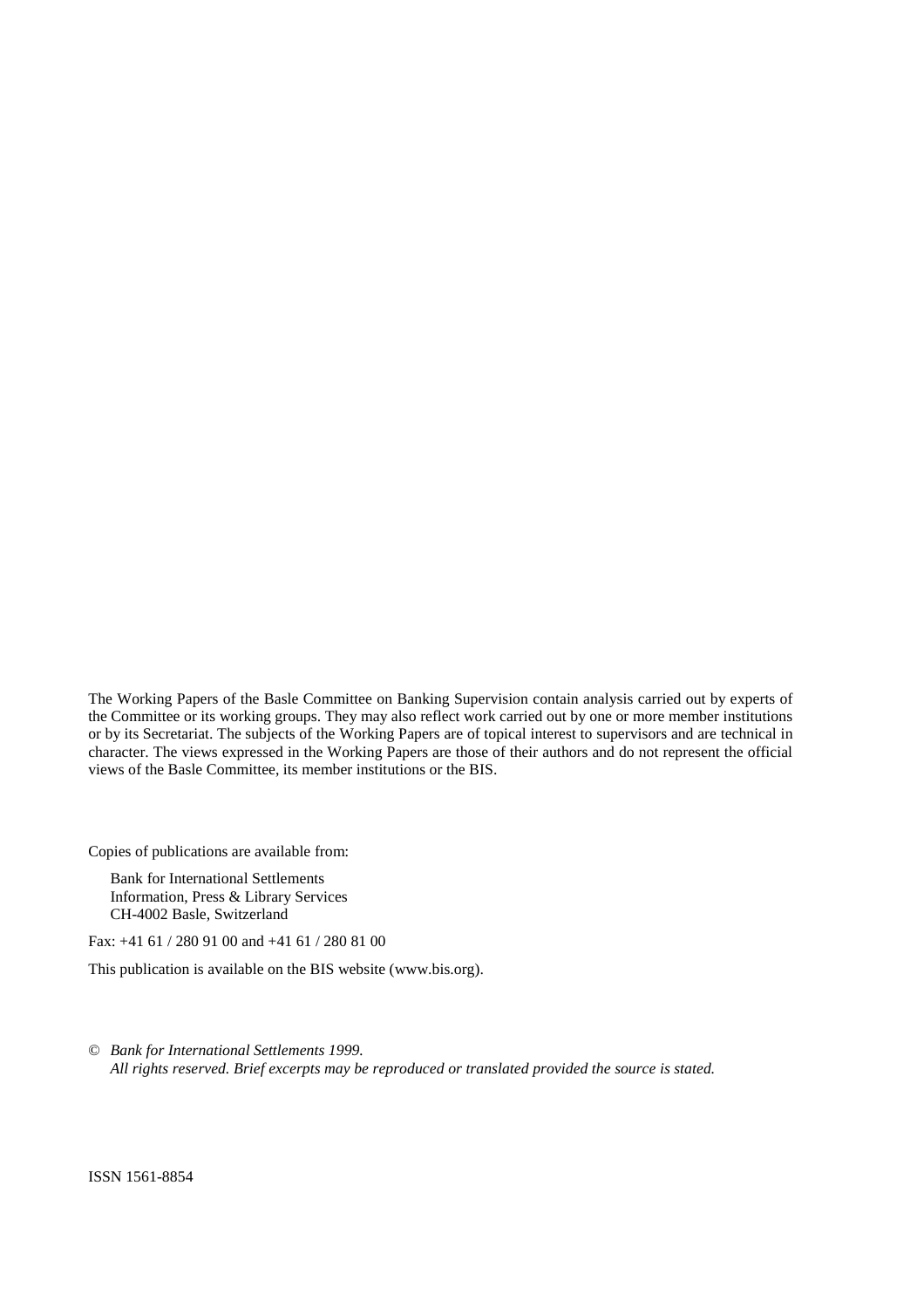The Working Papers of the Basle Committee on Banking Supervision contain analysis carried out by experts of the Committee or its working groups. They may also reflect work carried out by one or more member institutions or by its Secretariat. The subjects of the Working Papers are of topical interest to supervisors and are technical in character. The views expressed in the Working Papers are those of their authors and do not represent the official views of the Basle Committee, its member institutions or the BIS.

Copies of publications are available from:

Bank for International Settlements
Information, Press & Library Services
CH-4002 Basle, Switzerland

Fax: +41 61 / 280 91 00 and +41 61 / 280 81 00

This publication is available on the BIS website (www.bis.org).

© *Bank for International Settlements 1999.*
*All rights reserved. Brief excerpts may be reproduced or translated provided the source is stated.*

ISSN 1561-8854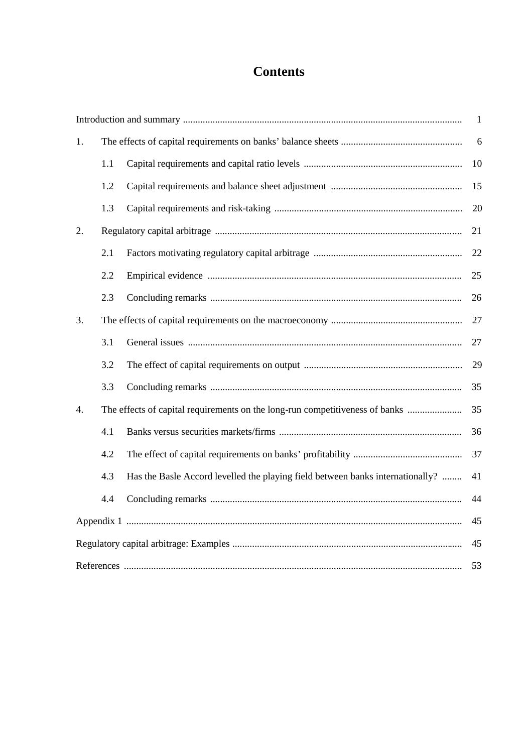# Contents

| | | |
|---|---|---|
| Introduction and summary | | 1 |
| 1. | The effects of capital requirements on banks' balance sheets | 6 |
| | 1.1 Capital requirements and capital ratio levels | 10 |
| | 1.2 Capital requirements and balance sheet adjustment | 15 |
| | 1.3 Capital requirements and risk-taking | 20 |
| 2. | Regulatory capital arbitrage | 21 |
| | 2.1 Factors motivating regulatory capital arbitrage | 22 |
| | 2.2 Empirical evidence | 25 |
| | 2.3 Concluding remarks | 26 |
| 3. | The effects of capital requirements on the macroeconomy | 27 |
| | 3.1 General issues | 27 |
| | 3.2 The effect of capital requirements on output | 29 |
| | 3.3 Concluding remarks | 35 |
| 4. | The effects of capital requirements on the long-run competitiveness of banks | 35 |
| | 4.1 Banks versus securities markets/firms | 36 |
| | 4.2 The effect of capital requirements on banks' profitability | 37 |
| | 4.3 Has the Basle Accord levelled the playing field between banks internationally? | 41 |
| | 4.4 Concluding remarks | 44 |
| Appendix 1 | | 45 |
| Regulatory capital arbitrage: Examples | | 45 |
| References | | 53 |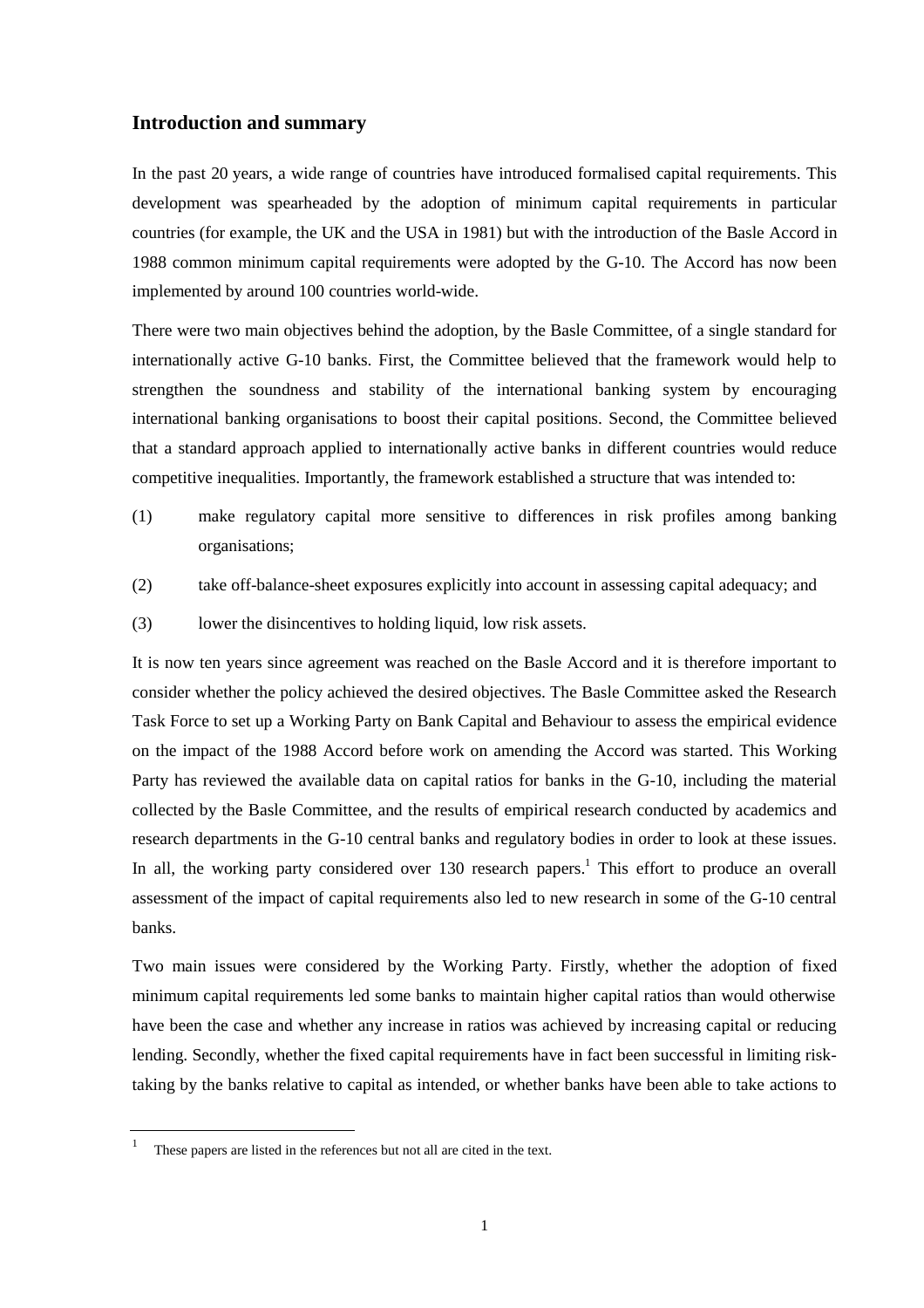## Introduction and summary

In the past 20 years, a wide range of countries have introduced formalised capital requirements. This development was spearheaded by the adoption of minimum capital requirements in particular countries (for example, the UK and the USA in 1981) but with the introduction of the Basle Accord in 1988 common minimum capital requirements were adopted by the G-10. The Accord has now been implemented by around 100 countries world-wide.

There were two main objectives behind the adoption, by the Basle Committee, of a single standard for internationally active G-10 banks. First, the Committee believed that the framework would help to strengthen the soundness and stability of the international banking system by encouraging international banking organisations to boost their capital positions. Second, the Committee believed that a standard approach applied to internationally active banks in different countries would reduce competitive inequalities. Importantly, the framework established a structure that was intended to:

(1) make regulatory capital more sensitive to differences in risk profiles among banking organisations;

(2) take off-balance-sheet exposures explicitly into account in assessing capital adequacy; and

(3) lower the disincentives to holding liquid, low risk assets.

It is now ten years since agreement was reached on the Basle Accord and it is therefore important to consider whether the policy achieved the desired objectives. The Basle Committee asked the Research Task Force to set up a Working Party on Bank Capital and Behaviour to assess the empirical evidence on the impact of the 1988 Accord before work on amending the Accord was started. This Working Party has reviewed the available data on capital ratios for banks in the G-10, including the material collected by the Basle Committee, and the results of empirical research conducted by academics and research departments in the G-10 central banks and regulatory bodies in order to look at these issues. In all, the working party considered over 130 research papers.[1] This effort to produce an overall assessment of the impact of capital requirements also led to new research in some of the G-10 central banks.

Two main issues were considered by the Working Party. Firstly, whether the adoption of fixed minimum capital requirements led some banks to maintain higher capital ratios than would otherwise have been the case and whether any increase in ratios was achieved by increasing capital or reducing lending. Secondly, whether the fixed capital requirements have in fact been successful in limiting risk-taking by the banks relative to capital as intended, or whether banks have been able to take actions to

[1] These papers are listed in the references but not all are cited in the text.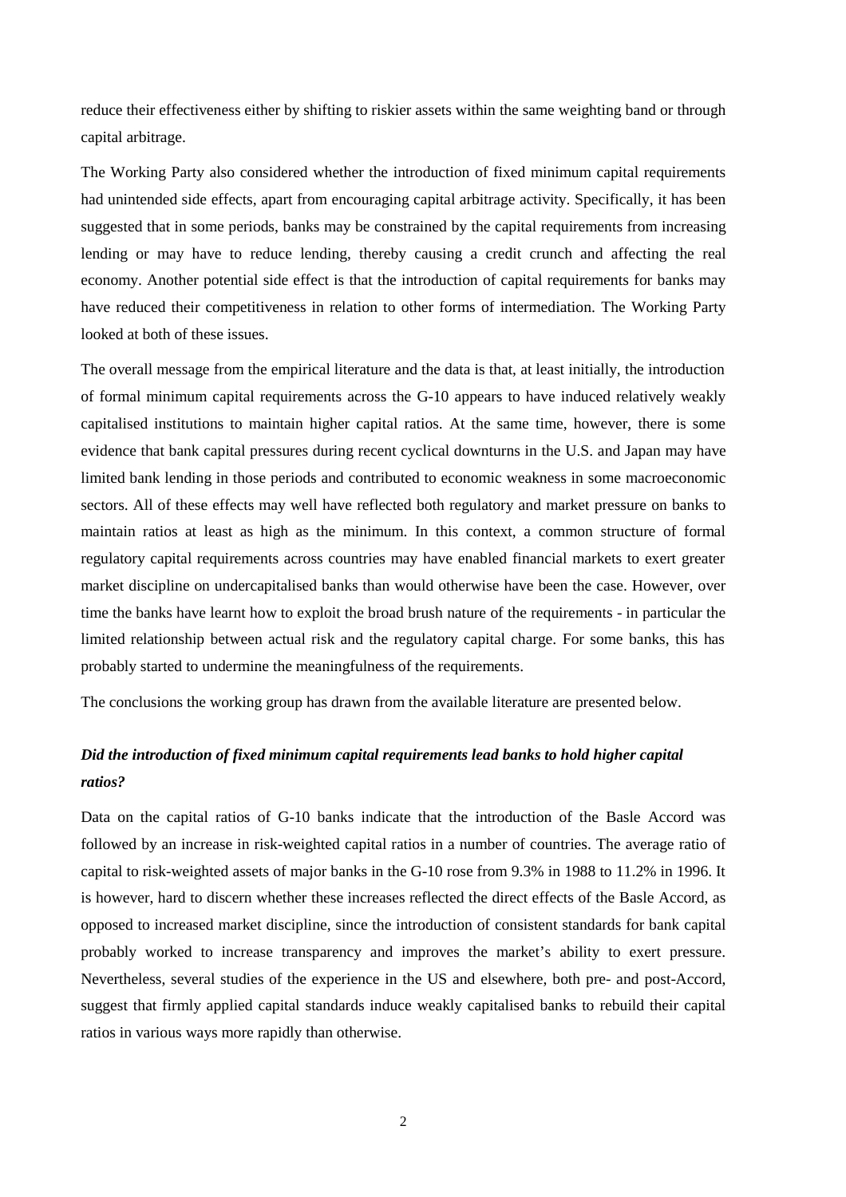reduce their effectiveness either by shifting to riskier assets within the same weighting band or through capital arbitrage.

The Working Party also considered whether the introduction of fixed minimum capital requirements had unintended side effects, apart from encouraging capital arbitrage activity. Specifically, it has been suggested that in some periods, banks may be constrained by the capital requirements from increasing lending or may have to reduce lending, thereby causing a credit crunch and affecting the real economy. Another potential side effect is that the introduction of capital requirements for banks may have reduced their competitiveness in relation to other forms of intermediation. The Working Party looked at both of these issues.

The overall message from the empirical literature and the data is that, at least initially, the introduction of formal minimum capital requirements across the G-10 appears to have induced relatively weakly capitalised institutions to maintain higher capital ratios. At the same time, however, there is some evidence that bank capital pressures during recent cyclical downturns in the U.S. and Japan may have limited bank lending in those periods and contributed to economic weakness in some macroeconomic sectors. All of these effects may well have reflected both regulatory and market pressure on banks to maintain ratios at least as high as the minimum. In this context, a common structure of formal regulatory capital requirements across countries may have enabled financial markets to exert greater market discipline on undercapitalised banks than would otherwise have been the case. However, over time the banks have learnt how to exploit the broad brush nature of the requirements - in particular the limited relationship between actual risk and the regulatory capital charge. For some banks, this has probably started to undermine the meaningfulness of the requirements.

The conclusions the working group has drawn from the available literature are presented below.

***Did the introduction of fixed minimum capital requirements lead banks to hold higher capital ratios?***

Data on the capital ratios of G-10 banks indicate that the introduction of the Basle Accord was followed by an increase in risk-weighted capital ratios in a number of countries. The average ratio of capital to risk-weighted assets of major banks in the G-10 rose from 9.3% in 1988 to 11.2% in 1996. It is however, hard to discern whether these increases reflected the direct effects of the Basle Accord, as opposed to increased market discipline, since the introduction of consistent standards for bank capital probably worked to increase transparency and improves the market's ability to exert pressure. Nevertheless, several studies of the experience in the US and elsewhere, both pre- and post-Accord, suggest that firmly applied capital standards induce weakly capitalised banks to rebuild their capital ratios in various ways more rapidly than otherwise.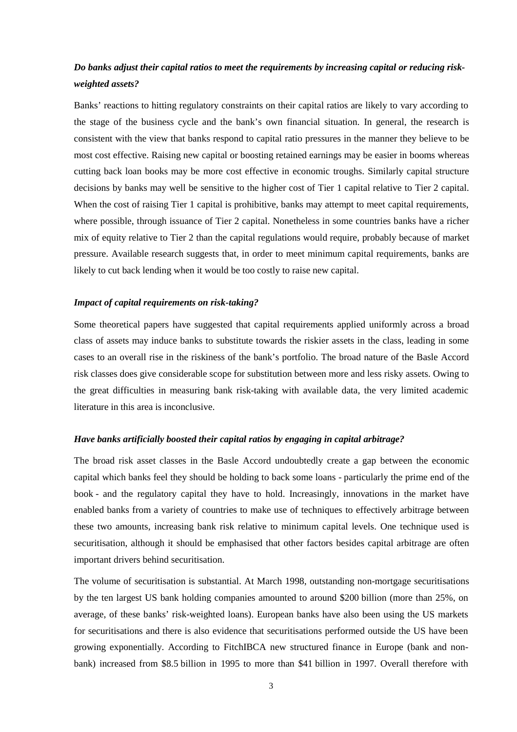***Do banks adjust their capital ratios to meet the requirements by increasing capital or reducing risk-weighted assets?***

Banks' reactions to hitting regulatory constraints on their capital ratios are likely to vary according to the stage of the business cycle and the bank's own financial situation. In general, the research is consistent with the view that banks respond to capital ratio pressures in the manner they believe to be most cost effective. Raising new capital or boosting retained earnings may be easier in booms whereas cutting back loan books may be more cost effective in economic troughs. Similarly capital structure decisions by banks may well be sensitive to the higher cost of Tier 1 capital relative to Tier 2 capital. When the cost of raising Tier 1 capital is prohibitive, banks may attempt to meet capital requirements, where possible, through issuance of Tier 2 capital. Nonetheless in some countries banks have a richer mix of equity relative to Tier 2 than the capital regulations would require, probably because of market pressure. Available research suggests that, in order to meet minimum capital requirements, banks are likely to cut back lending when it would be too costly to raise new capital.

***Impact of capital requirements on risk-taking?***

Some theoretical papers have suggested that capital requirements applied uniformly across a broad class of assets may induce banks to substitute towards the riskier assets in the class, leading in some cases to an overall rise in the riskiness of the bank's portfolio. The broad nature of the Basle Accord risk classes does give considerable scope for substitution between more and less risky assets. Owing to the great difficulties in measuring bank risk-taking with available data, the very limited academic literature in this area is inconclusive.

***Have banks artificially boosted their capital ratios by engaging in capital arbitrage?***

The broad risk asset classes in the Basle Accord undoubtedly create a gap between the economic capital which banks feel they should be holding to back some loans - particularly the prime end of the book - and the regulatory capital they have to hold. Increasingly, innovations in the market have enabled banks from a variety of countries to make use of techniques to effectively arbitrage between these two amounts, increasing bank risk relative to minimum capital levels. One technique used is securitisation, although it should be emphasised that other factors besides capital arbitrage are often important drivers behind securitisation.

The volume of securitisation is substantial. At March 1998, outstanding non-mortgage securitisations by the ten largest US bank holding companies amounted to around $200 billion (more than 25%, on average, of these banks' risk-weighted loans). European banks have also been using the US markets for securitisations and there is also evidence that securitisations performed outside the US have been growing exponentially. According to FitchIBCA new structured finance in Europe (bank and non-bank) increased from $8.5 billion in 1995 to more than $41 billion in 1997. Overall therefore with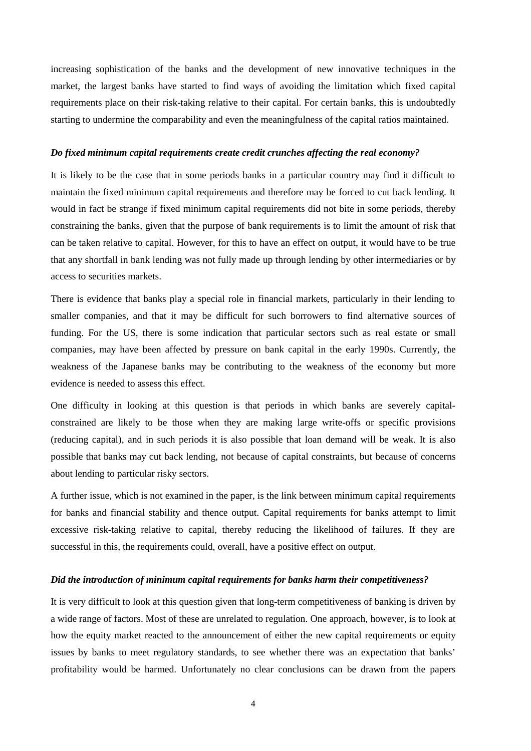increasing sophistication of the banks and the development of new innovative techniques in the market, the largest banks have started to find ways of avoiding the limitation which fixed capital requirements place on their risk-taking relative to their capital. For certain banks, this is undoubtedly starting to undermine the comparability and even the meaningfulness of the capital ratios maintained.

***Do fixed minimum capital requirements create credit crunches affecting the real economy?***

It is likely to be the case that in some periods banks in a particular country may find it difficult to maintain the fixed minimum capital requirements and therefore may be forced to cut back lending. It would in fact be strange if fixed minimum capital requirements did not bite in some periods, thereby constraining the banks, given that the purpose of bank requirements is to limit the amount of risk that can be taken relative to capital. However, for this to have an effect on output, it would have to be true that any shortfall in bank lending was not fully made up through lending by other intermediaries or by access to securities markets.

There is evidence that banks play a special role in financial markets, particularly in their lending to smaller companies, and that it may be difficult for such borrowers to find alternative sources of funding. For the US, there is some indication that particular sectors such as real estate or small companies, may have been affected by pressure on bank capital in the early 1990s. Currently, the weakness of the Japanese banks may be contributing to the weakness of the economy but more evidence is needed to assess this effect.

One difficulty in looking at this question is that periods in which banks are severely capital-constrained are likely to be those when they are making large write-offs or specific provisions (reducing capital), and in such periods it is also possible that loan demand will be weak. It is also possible that banks may cut back lending, not because of capital constraints, but because of concerns about lending to particular risky sectors.

A further issue, which is not examined in the paper, is the link between minimum capital requirements for banks and financial stability and thence output. Capital requirements for banks attempt to limit excessive risk-taking relative to capital, thereby reducing the likelihood of failures. If they are successful in this, the requirements could, overall, have a positive effect on output.

***Did the introduction of minimum capital requirements for banks harm their competitiveness?***

It is very difficult to look at this question given that long-term competitiveness of banking is driven by a wide range of factors. Most of these are unrelated to regulation. One approach, however, is to look at how the equity market reacted to the announcement of either the new capital requirements or equity issues by banks to meet regulatory standards, to see whether there was an expectation that banks' profitability would be harmed. Unfortunately no clear conclusions can be drawn from the papers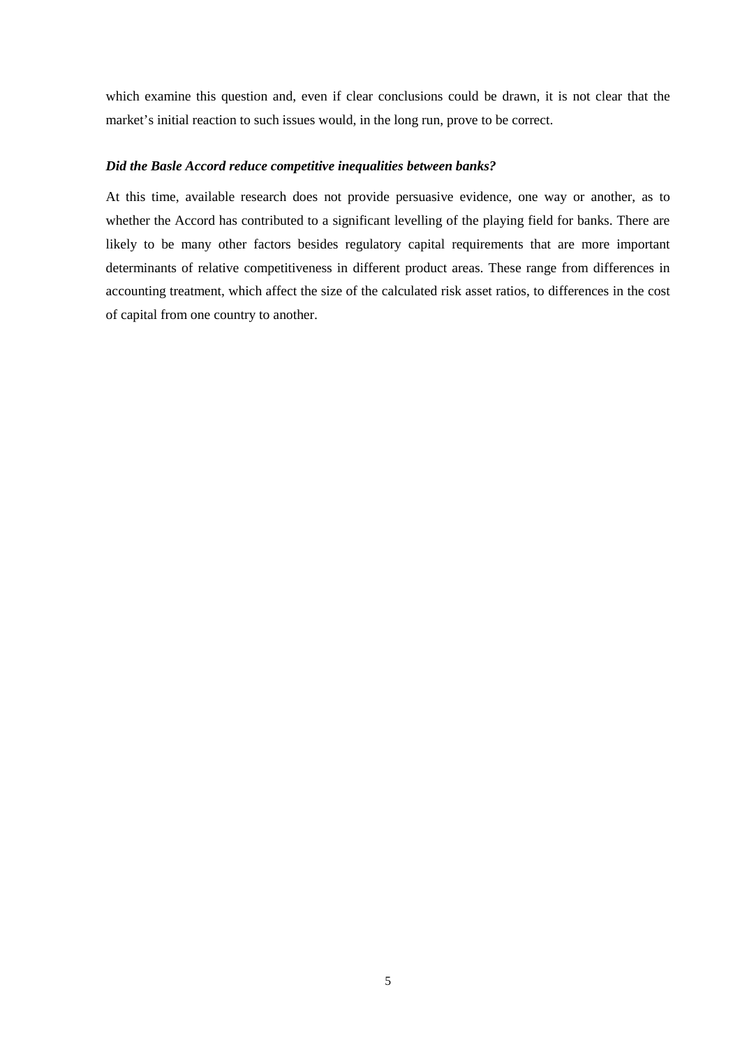which examine this question and, even if clear conclusions could be drawn, it is not clear that the market's initial reaction to such issues would, in the long run, prove to be correct.

### *Did the Basle Accord reduce competitive inequalities between banks?*

At this time, available research does not provide persuasive evidence, one way or another, as to whether the Accord has contributed to a significant levelling of the playing field for banks. There are likely to be many other factors besides regulatory capital requirements that are more important determinants of relative competitiveness in different product areas. These range from differences in accounting treatment, which affect the size of the calculated risk asset ratios, to differences in the cost of capital from one country to another.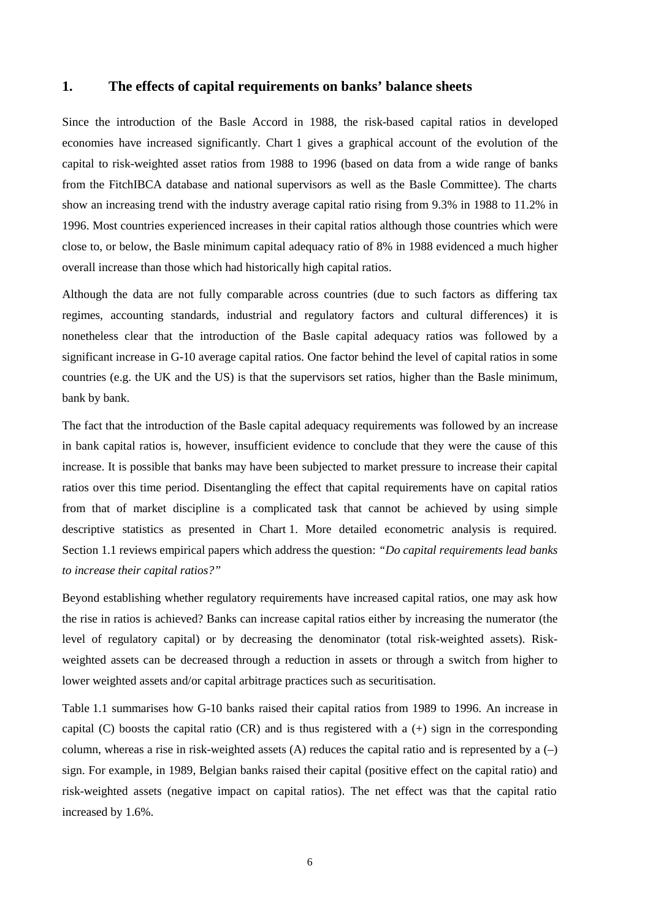# 1. The effects of capital requirements on banks' balance sheets

Since the introduction of the Basle Accord in 1988, the risk-based capital ratios in developed economies have increased significantly. Chart 1 gives a graphical account of the evolution of the capital to risk-weighted asset ratios from 1988 to 1996 (based on data from a wide range of banks from the FitchIBCA database and national supervisors as well as the Basle Committee). The charts show an increasing trend with the industry average capital ratio rising from 9.3% in 1988 to 11.2% in 1996. Most countries experienced increases in their capital ratios although those countries which were close to, or below, the Basle minimum capital adequacy ratio of 8% in 1988 evidenced a much higher overall increase than those which had historically high capital ratios.

Although the data are not fully comparable across countries (due to such factors as differing tax regimes, accounting standards, industrial and regulatory factors and cultural differences) it is nonetheless clear that the introduction of the Basle capital adequacy ratios was followed by a significant increase in G-10 average capital ratios. One factor behind the level of capital ratios in some countries (e.g. the UK and the US) is that the supervisors set ratios, higher than the Basle minimum, bank by bank.

The fact that the introduction of the Basle capital adequacy requirements was followed by an increase in bank capital ratios is, however, insufficient evidence to conclude that they were the cause of this increase. It is possible that banks may have been subjected to market pressure to increase their capital ratios over this time period. Disentangling the effect that capital requirements have on capital ratios from that of market discipline is a complicated task that cannot be achieved by using simple descriptive statistics as presented in Chart 1. More detailed econometric analysis is required. Section 1.1 reviews empirical papers which address the question: *"Do capital requirements lead banks to increase their capital ratios?"*

Beyond establishing whether regulatory requirements have increased capital ratios, one may ask how the rise in ratios is achieved? Banks can increase capital ratios either by increasing the numerator (the level of regulatory capital) or by decreasing the denominator (total risk-weighted assets). Risk-weighted assets can be decreased through a reduction in assets or through a switch from higher to lower weighted assets and/or capital arbitrage practices such as securitisation.

Table 1.1 summarises how G-10 banks raised their capital ratios from 1989 to 1996. An increase in capital (C) boosts the capital ratio (CR) and is thus registered with a (+) sign in the corresponding column, whereas a rise in risk-weighted assets (A) reduces the capital ratio and is represented by a (–) sign. For example, in 1989, Belgian banks raised their capital (positive effect on the capital ratio) and risk-weighted assets (negative impact on capital ratios). The net effect was that the capital ratio increased by 1.6%.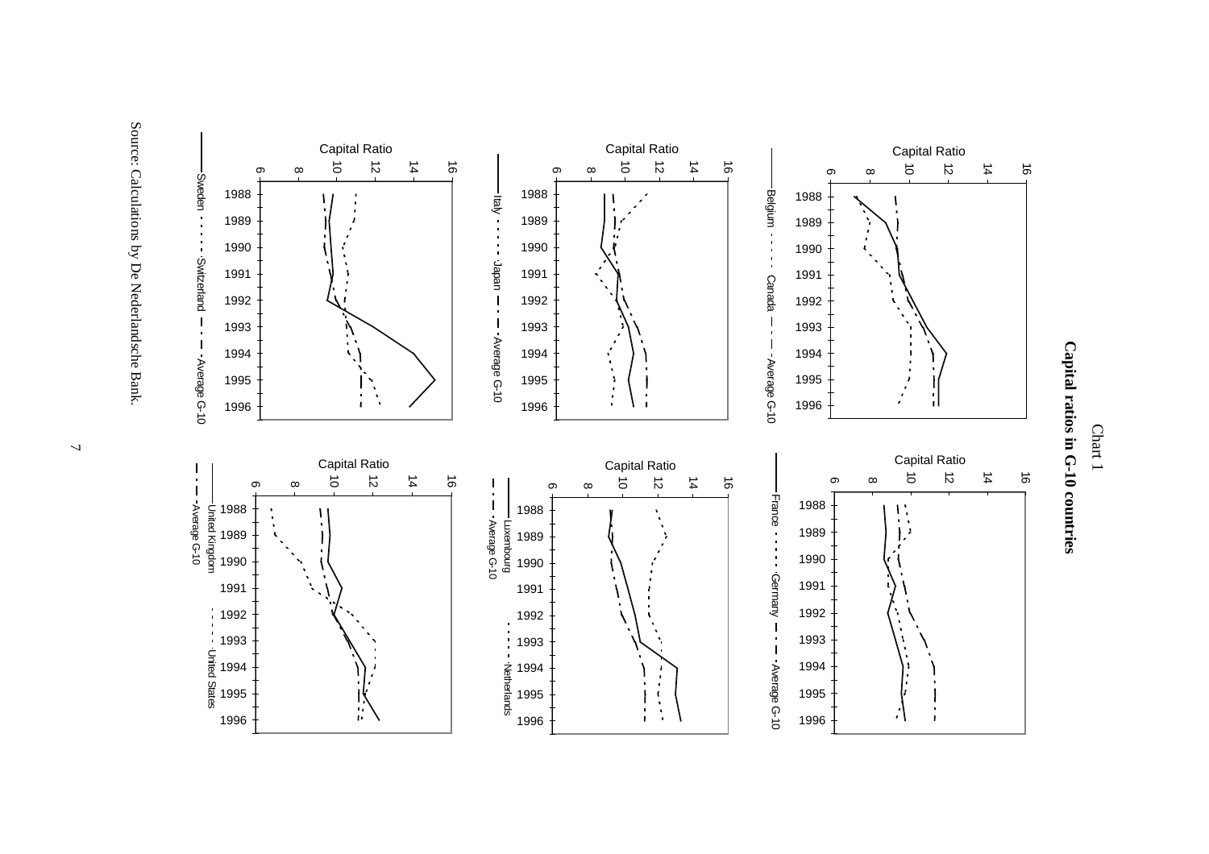Chart 1

**Capital ratios in G-10 countries**

Capital Ratio

Belgium - - - - Canada — · — · Average G-10

Capital Ratio

France · · · · Germany — · — · Average G-10

Capital Ratio

Italy · · · · Japan — · — · Average G-10

Capital Ratio

Luxembourg · · · · Netherlands — · — · Average G-10

Capital Ratio

Sweden · · · · Switzerland — · — · Average G-10

Capital Ratio

United Kingdom - - - - United States — · — · Average G-10

Source: Calculations by De Nederlandsche Bank.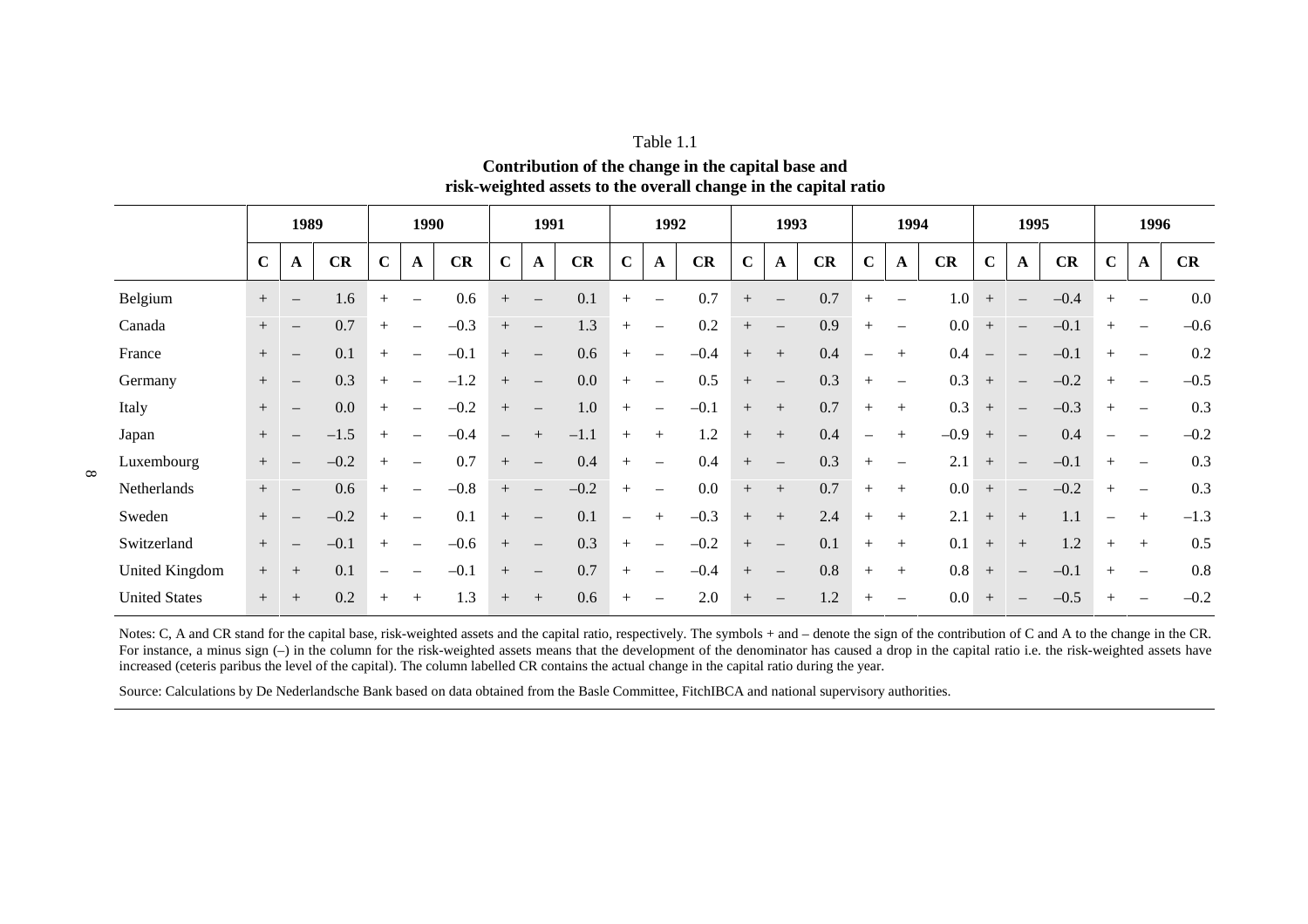Table 1.1

**Contribution of the change in the capital base and risk-weighted assets to the overall change in the capital ratio**

| | 1989 | | | 1990 | | | 1991 | | | 1992 | | | 1993 | | | 1994 | | | 1995 | | | 1996 | | |
|---|---|---|---|---|---|---|---|---|---|---|---|---|---|---|---|---|---|---|---|---|---|---|---|---|
| | **C** | **A** | **CR** | **C** | **A** | **CR** | **C** | **A** | **CR** | **C** | **A** | **CR** | **C** | **A** | **CR** | **C** | **A** | **CR** | **C** | **A** | **CR** | **C** | **A** | **CR** |
| Belgium | + | – | 1.6 | + | – | 0.6 | + | – | 0.1 | + | – | 0.7 | + | – | 0.7 | + | – | 1.0 | + | – | –0.4 | + | – | 0.0 |
| Canada | + | – | 0.7 | + | – | –0.3 | + | – | 1.3 | + | – | 0.2 | + | – | 0.9 | + | – | 0.0 | + | – | –0.1 | + | – | –0.6 |
| France | + | – | 0.1 | + | – | –0.1 | + | – | 0.6 | + | – | –0.4 | + | + | 0.4 | – | + | 0.4 | – | – | –0.1 | + | – | 0.2 |
| Germany | + | – | 0.3 | + | – | –1.2 | + | – | 0.0 | + | – | 0.5 | + | – | 0.3 | + | – | 0.3 | + | – | –0.2 | + | – | –0.5 |
| Italy | + | – | 0.0 | + | – | –0.2 | + | – | 1.0 | + | – | –0.1 | + | + | 0.7 | + | + | 0.3 | + | – | –0.3 | + | – | 0.3 |
| Japan | + | – | –1.5 | + | – | –0.4 | – | + | –1.1 | + | + | 1.2 | + | + | 0.4 | – | + | –0.9 | + | – | 0.4 | – | – | –0.2 |
| Luxembourg | + | – | –0.2 | + | – | 0.7 | + | – | 0.4 | + | – | 0.4 | + | – | 0.3 | + | – | 2.1 | + | – | –0.1 | + | – | 0.3 |
| Netherlands | + | – | 0.6 | + | – | –0.8 | + | – | –0.2 | + | – | 0.0 | + | + | 0.7 | + | + | 0.0 | + | – | –0.2 | + | – | 0.3 |
| Sweden | + | – | –0.2 | + | – | 0.1 | + | – | 0.1 | – | + | –0.3 | + | + | 2.4 | + | + | 2.1 | + | + | 1.1 | – | + | –1.3 |
| Switzerland | + | – | –0.1 | + | – | –0.6 | + | – | 0.3 | + | – | –0.2 | + | – | 0.1 | + | + | 0.1 | + | + | 1.2 | + | + | 0.5 |
| United Kingdom | + | + | 0.1 | – | – | –0.1 | + | – | 0.7 | + | – | –0.4 | + | – | 0.8 | + | + | 0.8 | + | – | –0.1 | + | – | 0.8 |
| United States | + | + | 0.2 | + | + | 1.3 | + | + | 0.6 | + | – | 2.0 | + | – | 1.2 | + | – | 0.0 | + | – | –0.5 | + | – | –0.2 |

Notes: C, A and CR stand for the capital base, risk-weighted assets and the capital ratio, respectively. The symbols + and – denote the sign of the contribution of C and A to the change in the CR. For instance, a minus sign (–) in the column for the risk-weighted assets means that the development of the denominator has caused a drop in the capital ratio i.e. the risk-weighted assets have increased (ceteris paribus the level of the capital). The column labelled CR contains the actual change in the capital ratio during the year.

Source: Calculations by De Nederlandsche Bank based on data obtained from the Basle Committee, FitchIBCA and national supervisory authorities.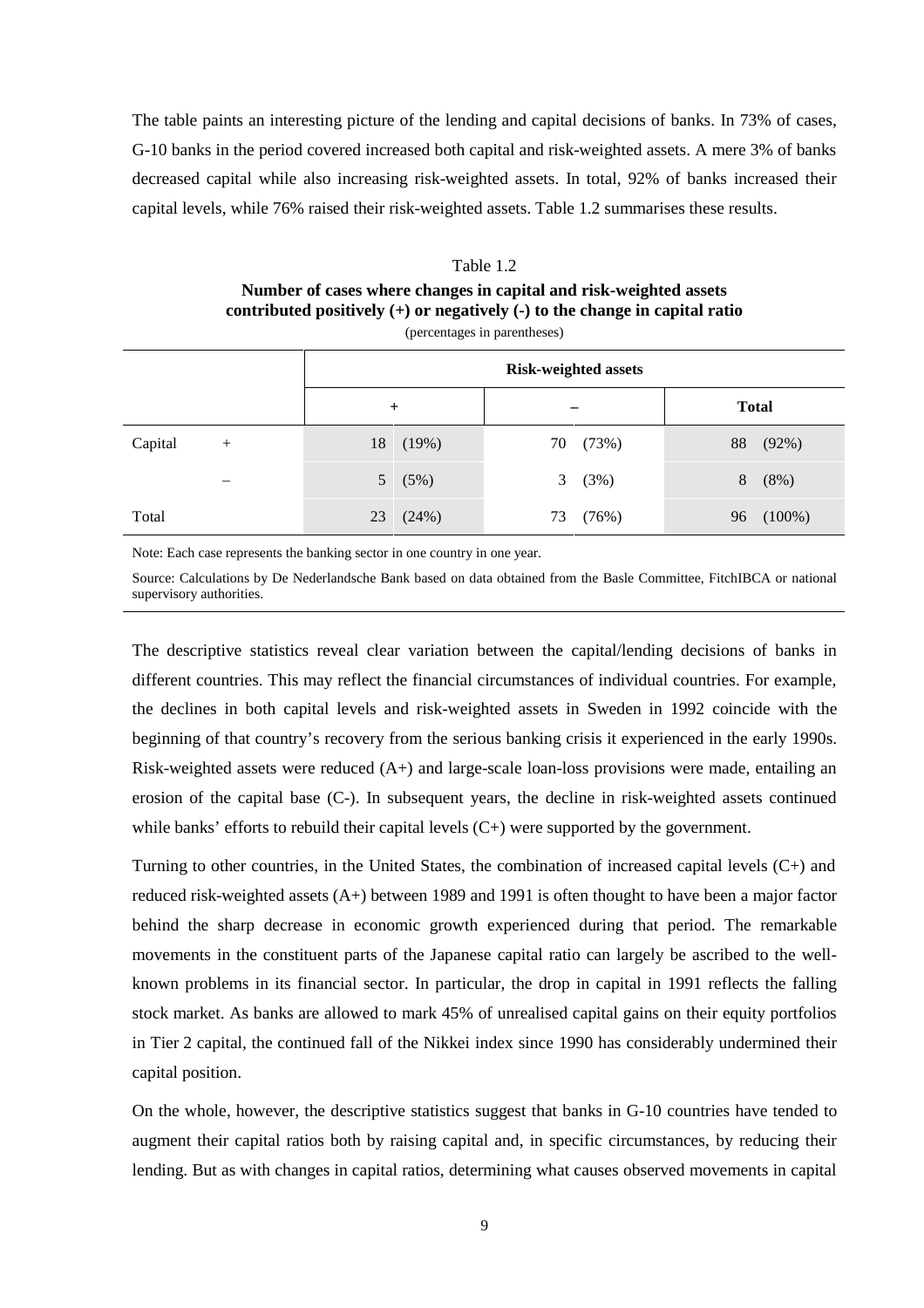The table paints an interesting picture of the lending and capital decisions of banks. In 73% of cases, G-10 banks in the period covered increased both capital and risk-weighted assets. A mere 3% of banks decreased capital while also increasing risk-weighted assets. In total, 92% of banks increased their capital levels, while 76% raised their risk-weighted assets. Table 1.2 summarises these results.

Table 1.2

**Number of cases where changes in capital and risk-weighted assets contributed positively (+) or negatively (-) to the change in capital ratio**

(percentages in parentheses)

| | | **Risk-weighted assets** | | |
|---|---|---|---|---|
| | | + | – | **Total** |
| Capital | + | 18 (19%) | 70 (73%) | 88 (92%) |
| | – | 5 (5%) | 3 (3%) | 8 (8%) |
| Total | | 23 (24%) | 73 (76%) | 96 (100%) |

Note: Each case represents the banking sector in one country in one year.

Source: Calculations by De Nederlandsche Bank based on data obtained from the Basle Committee, FitchIBCA or national supervisory authorities.

The descriptive statistics reveal clear variation between the capital/lending decisions of banks in different countries. This may reflect the financial circumstances of individual countries. For example, the declines in both capital levels and risk-weighted assets in Sweden in 1992 coincide with the beginning of that country's recovery from the serious banking crisis it experienced in the early 1990s. Risk-weighted assets were reduced (A+) and large-scale loan-loss provisions were made, entailing an erosion of the capital base (C-). In subsequent years, the decline in risk-weighted assets continued while banks' efforts to rebuild their capital levels (C+) were supported by the government.

Turning to other countries, in the United States, the combination of increased capital levels (C+) and reduced risk-weighted assets (A+) between 1989 and 1991 is often thought to have been a major factor behind the sharp decrease in economic growth experienced during that period. The remarkable movements in the constituent parts of the Japanese capital ratio can largely be ascribed to the well-known problems in its financial sector. In particular, the drop in capital in 1991 reflects the falling stock market. As banks are allowed to mark 45% of unrealised capital gains on their equity portfolios in Tier 2 capital, the continued fall of the Nikkei index since 1990 has considerably undermined their capital position.

On the whole, however, the descriptive statistics suggest that banks in G-10 countries have tended to augment their capital ratios both by raising capital and, in specific circumstances, by reducing their lending. But as with changes in capital ratios, determining what causes observed movements in capital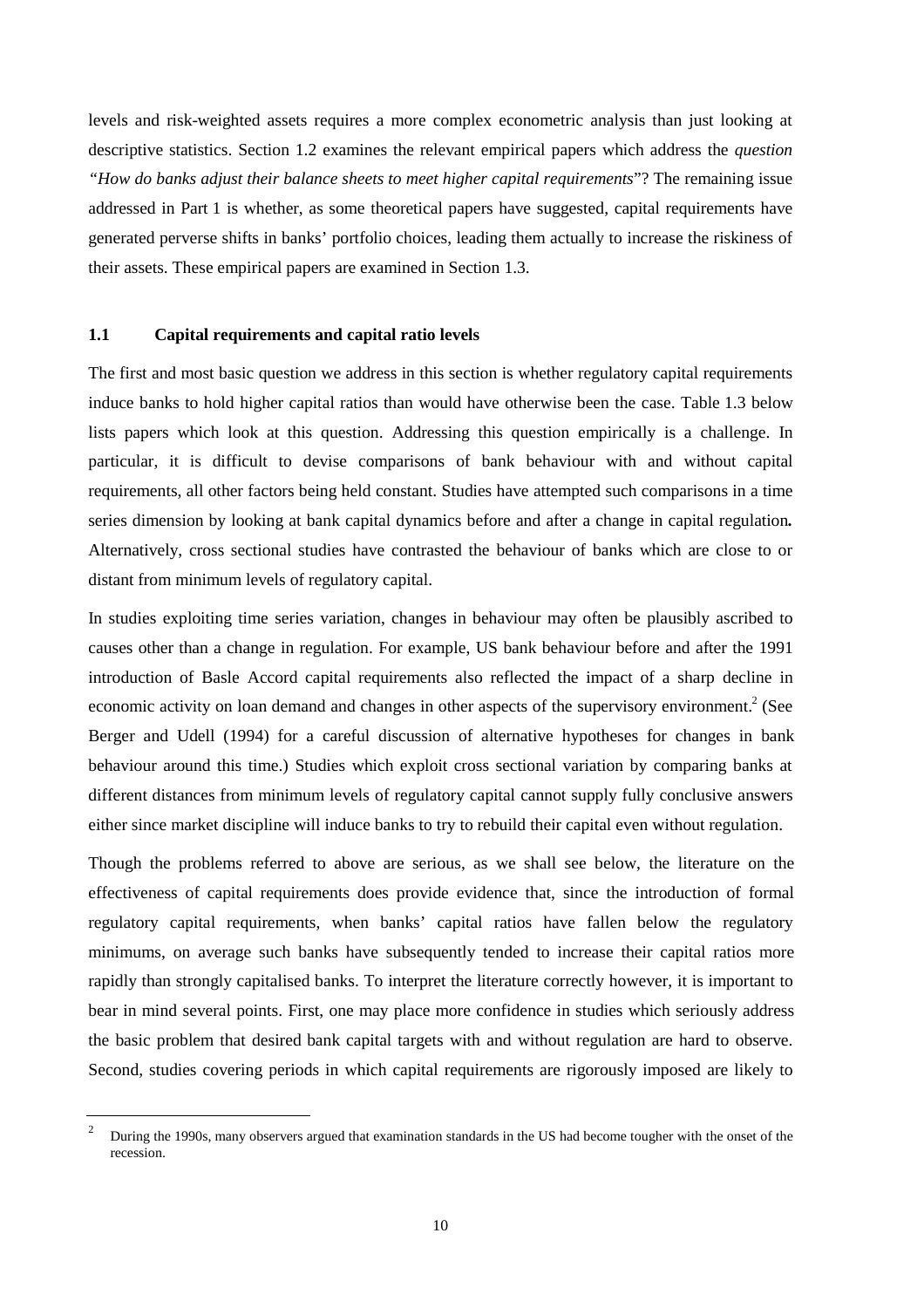levels and risk-weighted assets requires a more complex econometric analysis than just looking at descriptive statistics. Section 1.2 examines the relevant empirical papers which address the *question "How do banks adjust their balance sheets to meet higher capital requirements*"? The remaining issue addressed in Part 1 is whether, as some theoretical papers have suggested, capital requirements have generated perverse shifts in banks' portfolio choices, leading them actually to increase the riskiness of their assets. These empirical papers are examined in Section 1.3.

### 1.1 Capital requirements and capital ratio levels

The first and most basic question we address in this section is whether regulatory capital requirements induce banks to hold higher capital ratios than would have otherwise been the case. Table 1.3 below lists papers which look at this question. Addressing this question empirically is a challenge. In particular, it is difficult to devise comparisons of bank behaviour with and without capital requirements, all other factors being held constant. Studies have attempted such comparisons in a time series dimension by looking at bank capital dynamics before and after a change in capital regulation**.** Alternatively, cross sectional studies have contrasted the behaviour of banks which are close to or distant from minimum levels of regulatory capital.

In studies exploiting time series variation, changes in behaviour may often be plausibly ascribed to causes other than a change in regulation. For example, US bank behaviour before and after the 1991 introduction of Basle Accord capital requirements also reflected the impact of a sharp decline in economic activity on loan demand and changes in other aspects of the supervisory environment.[2] (See Berger and Udell (1994) for a careful discussion of alternative hypotheses for changes in bank behaviour around this time.) Studies which exploit cross sectional variation by comparing banks at different distances from minimum levels of regulatory capital cannot supply fully conclusive answers either since market discipline will induce banks to try to rebuild their capital even without regulation.

Though the problems referred to above are serious, as we shall see below, the literature on the effectiveness of capital requirements does provide evidence that, since the introduction of formal regulatory capital requirements, when banks' capital ratios have fallen below the regulatory minimums, on average such banks have subsequently tended to increase their capital ratios more rapidly than strongly capitalised banks. To interpret the literature correctly however, it is important to bear in mind several points. First, one may place more confidence in studies which seriously address the basic problem that desired bank capital targets with and without regulation are hard to observe. Second, studies covering periods in which capital requirements are rigorously imposed are likely to

[2] During the 1990s, many observers argued that examination standards in the US had become tougher with the onset of the recession.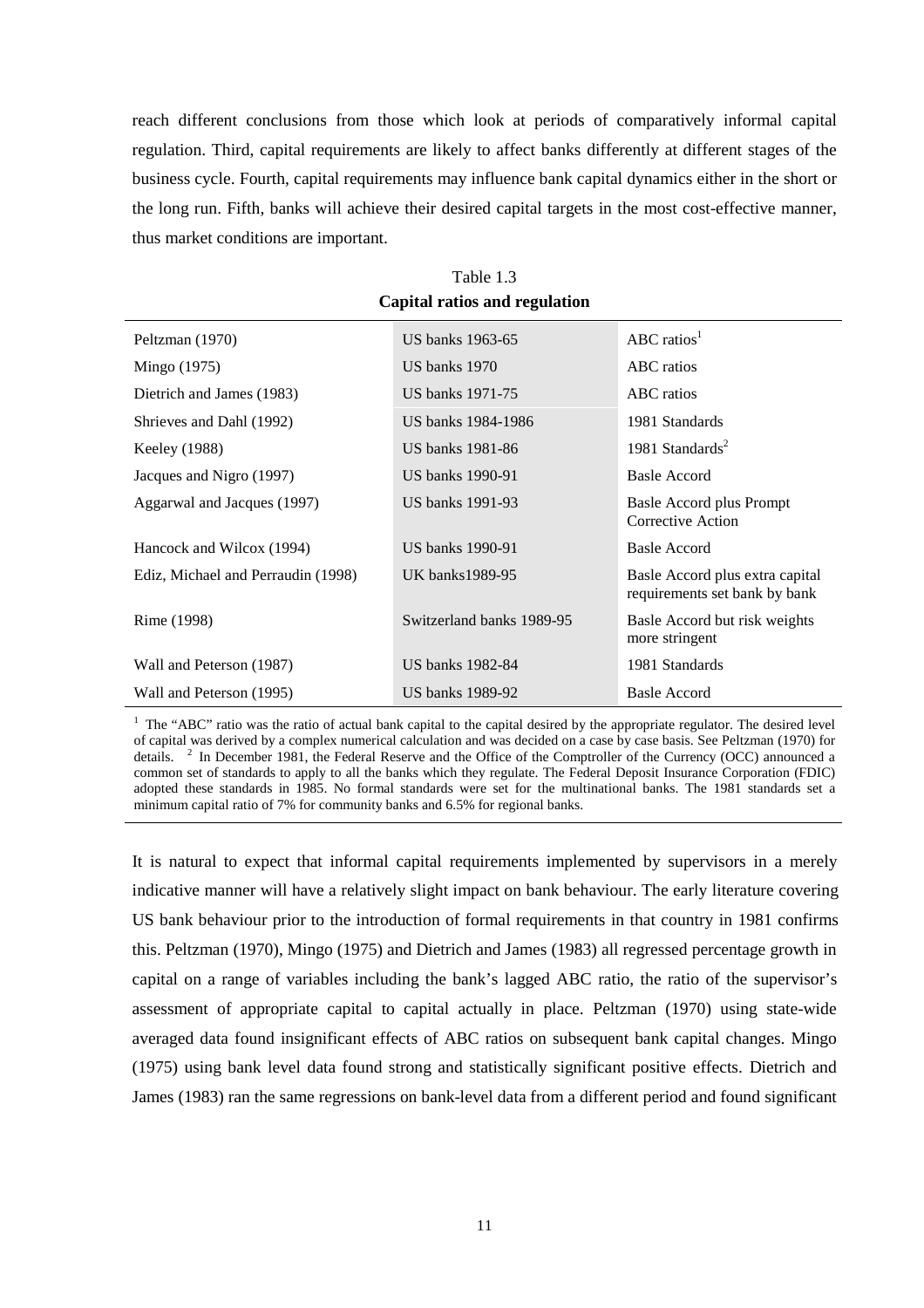reach different conclusions from those which look at periods of comparatively informal capital regulation. Third, capital requirements are likely to affect banks differently at different stages of the business cycle. Fourth, capital requirements may influence bank capital dynamics either in the short or the long run. Fifth, banks will achieve their desired capital targets in the most cost-effective manner, thus market conditions are important.

Table 1.3
**Capital ratios and regulation**

| | | |
|---|---|---|
| Peltzman (1970) | US banks 1963-65 | ABC ratios[1] |
| Mingo (1975) | US banks 1970 | ABC ratios |
| Dietrich and James (1983) | US banks 1971-75 | ABC ratios |
| Shrieves and Dahl (1992) | US banks 1984-1986 | 1981 Standards |
| Keeley (1988) | US banks 1981-86 | 1981 Standards[2] |
| Jacques and Nigro (1997) | US banks 1990-91 | Basle Accord |
| Aggarwal and Jacques (1997) | US banks 1991-93 | Basle Accord plus Prompt Corrective Action |
| Hancock and Wilcox (1994) | US banks 1990-91 | Basle Accord |
| Ediz, Michael and Perraudin (1998) | UK banks1989-95 | Basle Accord plus extra capital requirements set bank by bank |
| Rime (1998) | Switzerland banks 1989-95 | Basle Accord but risk weights more stringent |
| Wall and Peterson (1987) | US banks 1982-84 | 1981 Standards |
| Wall and Peterson (1995) | US banks 1989-92 | Basle Accord |

[1] The "ABC" ratio was the ratio of actual bank capital to the capital desired by the appropriate regulator. The desired level of capital was derived by a complex numerical calculation and was decided on a case by case basis. See Peltzman (1970) for details. [2] In December 1981, the Federal Reserve and the Office of the Comptroller of the Currency (OCC) announced a common set of standards to apply to all the banks which they regulate. The Federal Deposit Insurance Corporation (FDIC) adopted these standards in 1985. No formal standards were set for the multinational banks. The 1981 standards set a minimum capital ratio of 7% for community banks and 6.5% for regional banks.

It is natural to expect that informal capital requirements implemented by supervisors in a merely indicative manner will have a relatively slight impact on bank behaviour. The early literature covering US bank behaviour prior to the introduction of formal requirements in that country in 1981 confirms this. Peltzman (1970), Mingo (1975) and Dietrich and James (1983) all regressed percentage growth in capital on a range of variables including the bank's lagged ABC ratio, the ratio of the supervisor's assessment of appropriate capital to capital actually in place. Peltzman (1970) using state-wide averaged data found insignificant effects of ABC ratios on subsequent bank capital changes. Mingo (1975) using bank level data found strong and statistically significant positive effects. Dietrich and James (1983) ran the same regressions on bank-level data from a different period and found significant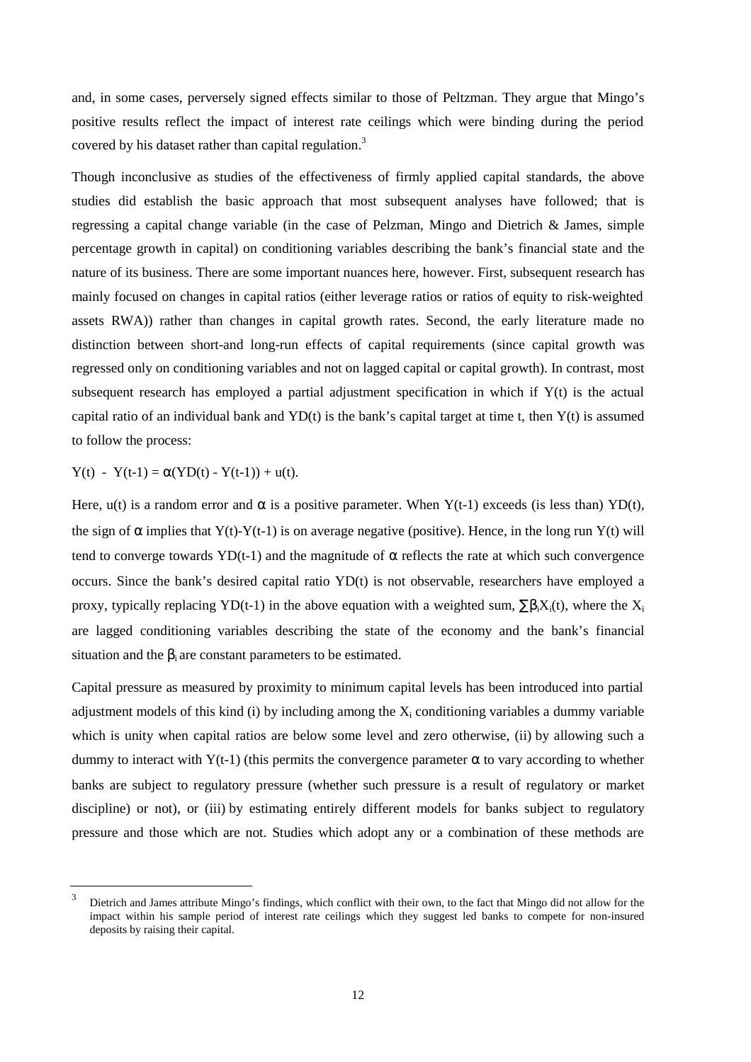and, in some cases, perversely signed effects similar to those of Peltzman. They argue that Mingo's positive results reflect the impact of interest rate ceilings which were binding during the period covered by his dataset rather than capital regulation.[3]

Though inconclusive as studies of the effectiveness of firmly applied capital standards, the above studies did establish the basic approach that most subsequent analyses have followed; that is regressing a capital change variable (in the case of Pelzman, Mingo and Dietrich & James, simple percentage growth in capital) on conditioning variables describing the bank's financial state and the nature of its business. There are some important nuances here, however. First, subsequent research has mainly focused on changes in capital ratios (either leverage ratios or ratios of equity to risk-weighted assets RWA)) rather than changes in capital growth rates. Second, the early literature made no distinction between short-and long-run effects of capital requirements (since capital growth was regressed only on conditioning variables and not on lagged capital or capital growth). In contrast, most subsequent research has employed a partial adjustment specification in which if $Y(t)$ is the actual capital ratio of an individual bank and $YD(t)$ is the bank's capital target at time t, then $Y(t)$ is assumed to follow the process:

$$Y(t) - Y(t-1) = \alpha(YD(t) - Y(t-1)) + u(t).$$

Here, $u(t)$ is a random error and $\alpha$ is a positive parameter. When $Y(t-1)$ exceeds (is less than) $YD(t)$, the sign of $\alpha$ implies that $Y(t)-Y(t-1)$ is on average negative (positive). Hence, in the long run $Y(t)$ will tend to converge towards $YD(t-1)$ and the magnitude of $\alpha$ reflects the rate at which such convergence occurs. Since the bank's desired capital ratio $YD(t)$ is not observable, researchers have employed a proxy, typically replacing $YD(t-1)$ in the above equation with a weighted sum, $\sum\beta_i X_i(t)$, where the $X_i$ are lagged conditioning variables describing the state of the economy and the bank's financial situation and the $\beta_i$ are constant parameters to be estimated.

Capital pressure as measured by proximity to minimum capital levels has been introduced into partial adjustment models of this kind (i) by including among the $X_i$ conditioning variables a dummy variable which is unity when capital ratios are below some level and zero otherwise, (ii) by allowing such a dummy to interact with $Y(t-1)$ (this permits the convergence parameter $\alpha$ to vary according to whether banks are subject to regulatory pressure (whether such pressure is a result of regulatory or market discipline) or not), or (iii) by estimating entirely different models for banks subject to regulatory pressure and those which are not. Studies which adopt any or a combination of these methods are

[3] Dietrich and James attribute Mingo's findings, which conflict with their own, to the fact that Mingo did not allow for the impact within his sample period of interest rate ceilings which they suggest led banks to compete for non-insured deposits by raising their capital.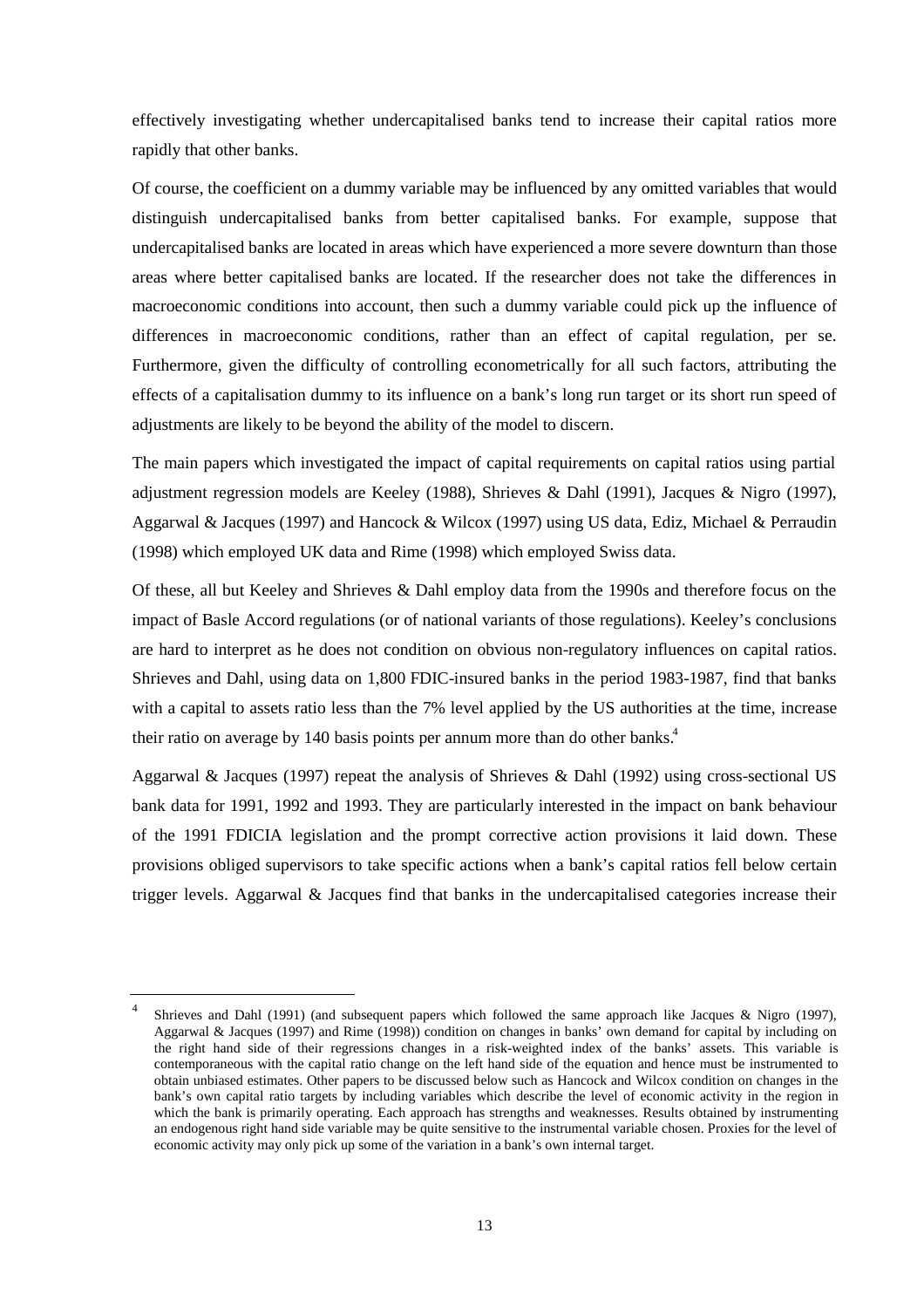effectively investigating whether undercapitalised banks tend to increase their capital ratios more rapidly that other banks.

Of course, the coefficient on a dummy variable may be influenced by any omitted variables that would distinguish undercapitalised banks from better capitalised banks. For example, suppose that undercapitalised banks are located in areas which have experienced a more severe downturn than those areas where better capitalised banks are located. If the researcher does not take the differences in macroeconomic conditions into account, then such a dummy variable could pick up the influence of differences in macroeconomic conditions, rather than an effect of capital regulation, per se. Furthermore, given the difficulty of controlling econometrically for all such factors, attributing the effects of a capitalisation dummy to its influence on a bank's long run target or its short run speed of adjustments are likely to be beyond the ability of the model to discern.

The main papers which investigated the impact of capital requirements on capital ratios using partial adjustment regression models are Keeley (1988), Shrieves & Dahl (1991), Jacques & Nigro (1997), Aggarwal & Jacques (1997) and Hancock & Wilcox (1997) using US data, Ediz, Michael & Perraudin (1998) which employed UK data and Rime (1998) which employed Swiss data.

Of these, all but Keeley and Shrieves & Dahl employ data from the 1990s and therefore focus on the impact of Basle Accord regulations (or of national variants of those regulations). Keeley's conclusions are hard to interpret as he does not condition on obvious non-regulatory influences on capital ratios. Shrieves and Dahl, using data on 1,800 FDIC-insured banks in the period 1983-1987, find that banks with a capital to assets ratio less than the 7% level applied by the US authorities at the time, increase their ratio on average by 140 basis points per annum more than do other banks.[4]

Aggarwal & Jacques (1997) repeat the analysis of Shrieves & Dahl (1992) using cross-sectional US bank data for 1991, 1992 and 1993. They are particularly interested in the impact on bank behaviour of the 1991 FDICIA legislation and the prompt corrective action provisions it laid down. These provisions obliged supervisors to take specific actions when a bank's capital ratios fell below certain trigger levels. Aggarwal & Jacques find that banks in the undercapitalised categories increase their

---

[4] Shrieves and Dahl (1991) (and subsequent papers which followed the same approach like Jacques & Nigro (1997), Aggarwal & Jacques (1997) and Rime (1998)) condition on changes in banks' own demand for capital by including on the right hand side of their regressions changes in a risk-weighted index of the banks' assets. This variable is contemporaneous with the capital ratio change on the left hand side of the equation and hence must be instrumented to obtain unbiased estimates. Other papers to be discussed below such as Hancock and Wilcox condition on changes in the bank's own capital ratio targets by including variables which describe the level of economic activity in the region in which the bank is primarily operating. Each approach has strengths and weaknesses. Results obtained by instrumenting an endogenous right hand side variable may be quite sensitive to the instrumental variable chosen. Proxies for the level of economic activity may only pick up some of the variation in a bank's own internal target.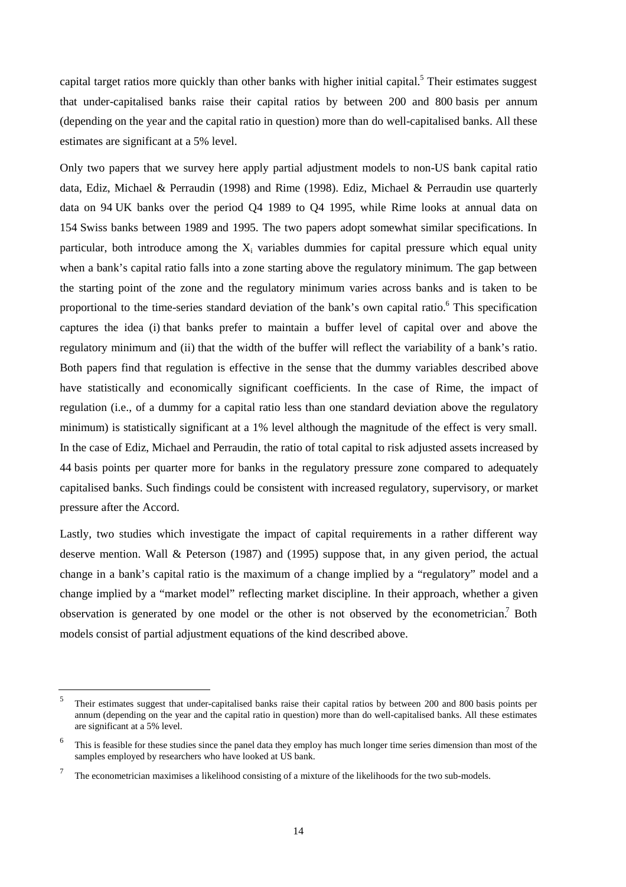capital target ratios more quickly than other banks with higher initial capital.[5] Their estimates suggest that under-capitalised banks raise their capital ratios by between 200 and 800 basis per annum (depending on the year and the capital ratio in question) more than do well-capitalised banks. All these estimates are significant at a 5% level.

Only two papers that we survey here apply partial adjustment models to non-US bank capital ratio data, Ediz, Michael & Perraudin (1998) and Rime (1998). Ediz, Michael & Perraudin use quarterly data on 94 UK banks over the period Q4 1989 to Q4 1995, while Rime looks at annual data on 154 Swiss banks between 1989 and 1995. The two papers adopt somewhat similar specifications. In particular, both introduce among the $X_i$ variables dummies for capital pressure which equal unity when a bank's capital ratio falls into a zone starting above the regulatory minimum. The gap between the starting point of the zone and the regulatory minimum varies across banks and is taken to be proportional to the time-series standard deviation of the bank's own capital ratio.[6] This specification captures the idea (i) that banks prefer to maintain a buffer level of capital over and above the regulatory minimum and (ii) that the width of the buffer will reflect the variability of a bank's ratio. Both papers find that regulation is effective in the sense that the dummy variables described above have statistically and economically significant coefficients. In the case of Rime, the impact of regulation (i.e., of a dummy for a capital ratio less than one standard deviation above the regulatory minimum) is statistically significant at a 1% level although the magnitude of the effect is very small. In the case of Ediz, Michael and Perraudin, the ratio of total capital to risk adjusted assets increased by 44 basis points per quarter more for banks in the regulatory pressure zone compared to adequately capitalised banks. Such findings could be consistent with increased regulatory, supervisory, or market pressure after the Accord.

Lastly, two studies which investigate the impact of capital requirements in a rather different way deserve mention. Wall & Peterson (1987) and (1995) suppose that, in any given period, the actual change in a bank's capital ratio is the maximum of a change implied by a "regulatory" model and a change implied by a "market model" reflecting market discipline. In their approach, whether a given observation is generated by one model or the other is not observed by the econometrician.[7] Both models consist of partial adjustment equations of the kind described above.

---

[5] Their estimates suggest that under-capitalised banks raise their capital ratios by between 200 and 800 basis points per annum (depending on the year and the capital ratio in question) more than do well-capitalised banks. All these estimates are significant at a 5% level.

[6] This is feasible for these studies since the panel data they employ has much longer time series dimension than most of the samples employed by researchers who have looked at US bank.

[7] The econometrician maximises a likelihood consisting of a mixture of the likelihoods for the two sub-models.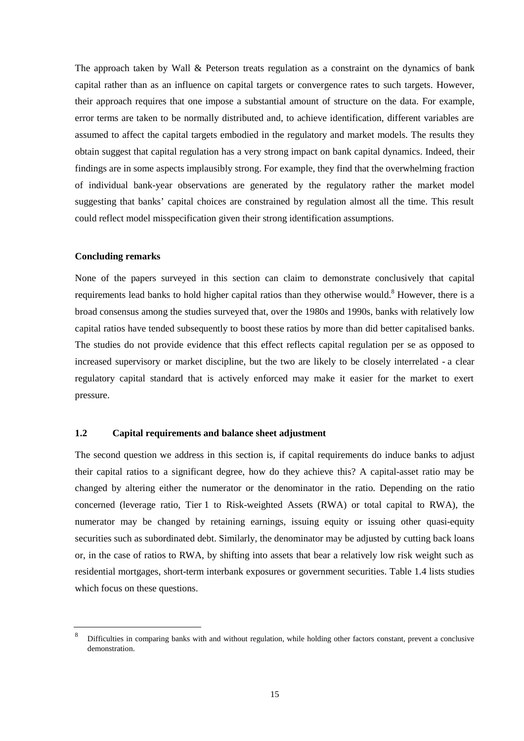The approach taken by Wall & Peterson treats regulation as a constraint on the dynamics of bank capital rather than as an influence on capital targets or convergence rates to such targets. However, their approach requires that one impose a substantial amount of structure on the data. For example, error terms are taken to be normally distributed and, to achieve identification, different variables are assumed to affect the capital targets embodied in the regulatory and market models. The results they obtain suggest that capital regulation has a very strong impact on bank capital dynamics. Indeed, their findings are in some aspects implausibly strong. For example, they find that the overwhelming fraction of individual bank-year observations are generated by the regulatory rather the market model suggesting that banks' capital choices are constrained by regulation almost all the time. This result could reflect model misspecification given their strong identification assumptions.

**Concluding remarks**

None of the papers surveyed in this section can claim to demonstrate conclusively that capital requirements lead banks to hold higher capital ratios than they otherwise would.[8] However, there is a broad consensus among the studies surveyed that, over the 1980s and 1990s, banks with relatively low capital ratios have tended subsequently to boost these ratios by more than did better capitalised banks. The studies do not provide evidence that this effect reflects capital regulation per se as opposed to increased supervisory or market discipline, but the two are likely to be closely interrelated - a clear regulatory capital standard that is actively enforced may make it easier for the market to exert pressure.

## 1.2 Capital requirements and balance sheet adjustment

The second question we address in this section is, if capital requirements do induce banks to adjust their capital ratios to a significant degree, how do they achieve this? A capital-asset ratio may be changed by altering either the numerator or the denominator in the ratio. Depending on the ratio concerned (leverage ratio, Tier 1 to Risk-weighted Assets (RWA) or total capital to RWA), the numerator may be changed by retaining earnings, issuing equity or issuing other quasi-equity securities such as subordinated debt. Similarly, the denominator may be adjusted by cutting back loans or, in the case of ratios to RWA, by shifting into assets that bear a relatively low risk weight such as residential mortgages, short-term interbank exposures or government securities. Table 1.4 lists studies which focus on these questions.

---

[8] Difficulties in comparing banks with and without regulation, while holding other factors constant, prevent a conclusive demonstration.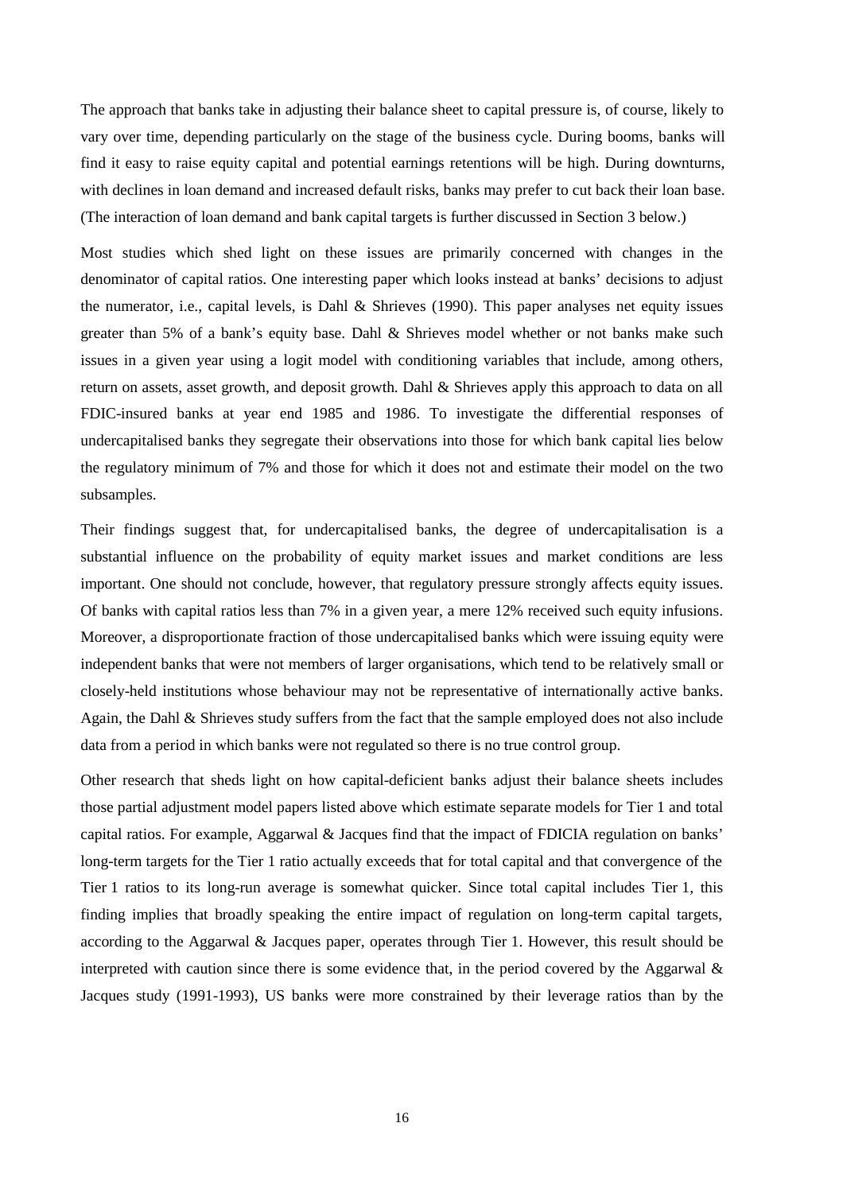The approach that banks take in adjusting their balance sheet to capital pressure is, of course, likely to vary over time, depending particularly on the stage of the business cycle. During booms, banks will find it easy to raise equity capital and potential earnings retentions will be high. During downturns, with declines in loan demand and increased default risks, banks may prefer to cut back their loan base. (The interaction of loan demand and bank capital targets is further discussed in Section 3 below.)

Most studies which shed light on these issues are primarily concerned with changes in the denominator of capital ratios. One interesting paper which looks instead at banks' decisions to adjust the numerator, i.e., capital levels, is Dahl & Shrieves (1990). This paper analyses net equity issues greater than 5% of a bank's equity base. Dahl & Shrieves model whether or not banks make such issues in a given year using a logit model with conditioning variables that include, among others, return on assets, asset growth, and deposit growth. Dahl & Shrieves apply this approach to data on all FDIC-insured banks at year end 1985 and 1986. To investigate the differential responses of undercapitalised banks they segregate their observations into those for which bank capital lies below the regulatory minimum of 7% and those for which it does not and estimate their model on the two subsamples.

Their findings suggest that, for undercapitalised banks, the degree of undercapitalisation is a substantial influence on the probability of equity market issues and market conditions are less important. One should not conclude, however, that regulatory pressure strongly affects equity issues. Of banks with capital ratios less than 7% in a given year, a mere 12% received such equity infusions. Moreover, a disproportionate fraction of those undercapitalised banks which were issuing equity were independent banks that were not members of larger organisations, which tend to be relatively small or closely-held institutions whose behaviour may not be representative of internationally active banks. Again, the Dahl & Shrieves study suffers from the fact that the sample employed does not also include data from a period in which banks were not regulated so there is no true control group.

Other research that sheds light on how capital-deficient banks adjust their balance sheets includes those partial adjustment model papers listed above which estimate separate models for Tier 1 and total capital ratios. For example, Aggarwal & Jacques find that the impact of FDICIA regulation on banks' long-term targets for the Tier 1 ratio actually exceeds that for total capital and that convergence of the Tier 1 ratios to its long-run average is somewhat quicker. Since total capital includes Tier 1, this finding implies that broadly speaking the entire impact of regulation on long-term capital targets, according to the Aggarwal & Jacques paper, operates through Tier 1. However, this result should be interpreted with caution since there is some evidence that, in the period covered by the Aggarwal & Jacques study (1991-1993), US banks were more constrained by their leverage ratios than by the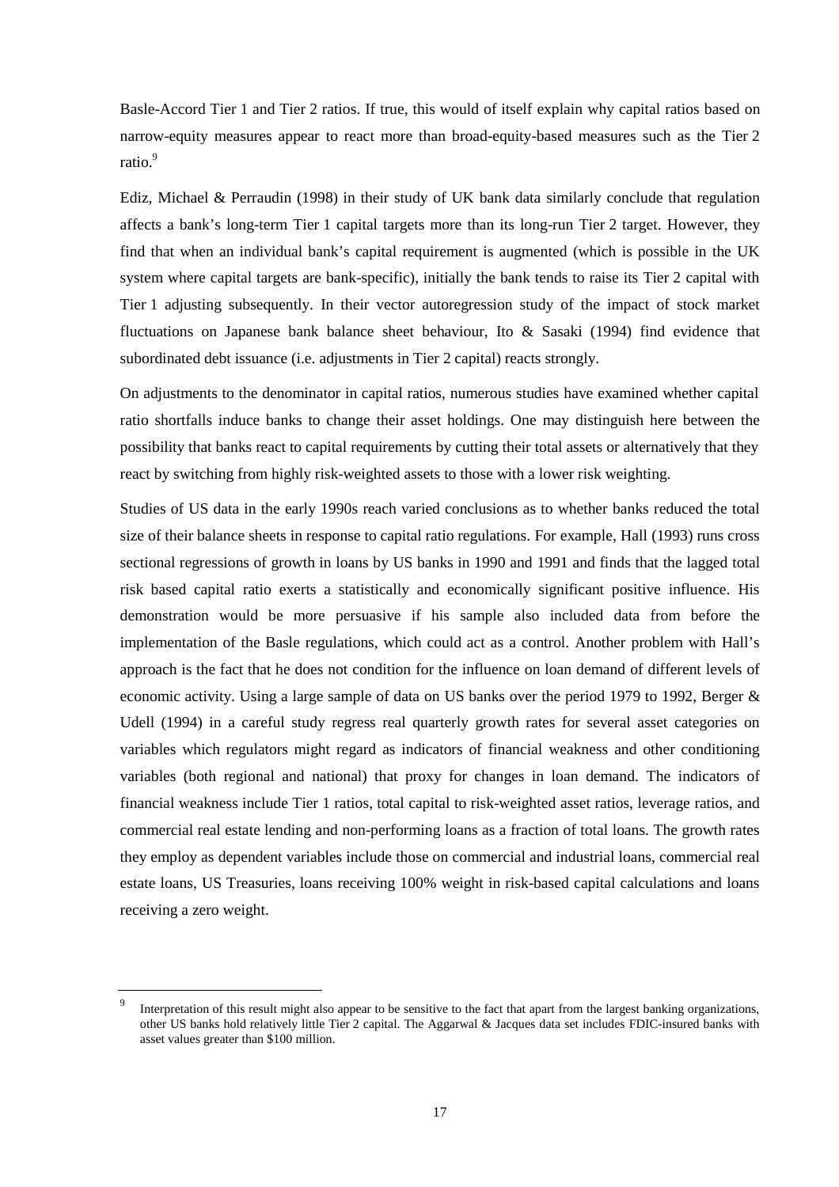Basle-Accord Tier 1 and Tier 2 ratios. If true, this would of itself explain why capital ratios based on narrow-equity measures appear to react more than broad-equity-based measures such as the Tier 2 ratio.[9]

Ediz, Michael & Perraudin (1998) in their study of UK bank data similarly conclude that regulation affects a bank's long-term Tier 1 capital targets more than its long-run Tier 2 target. However, they find that when an individual bank's capital requirement is augmented (which is possible in the UK system where capital targets are bank-specific), initially the bank tends to raise its Tier 2 capital with Tier 1 adjusting subsequently. In their vector autoregression study of the impact of stock market fluctuations on Japanese bank balance sheet behaviour, Ito & Sasaki (1994) find evidence that subordinated debt issuance (i.e. adjustments in Tier 2 capital) reacts strongly.

On adjustments to the denominator in capital ratios, numerous studies have examined whether capital ratio shortfalls induce banks to change their asset holdings. One may distinguish here between the possibility that banks react to capital requirements by cutting their total assets or alternatively that they react by switching from highly risk-weighted assets to those with a lower risk weighting.

Studies of US data in the early 1990s reach varied conclusions as to whether banks reduced the total size of their balance sheets in response to capital ratio regulations. For example, Hall (1993) runs cross sectional regressions of growth in loans by US banks in 1990 and 1991 and finds that the lagged total risk based capital ratio exerts a statistically and economically significant positive influence. His demonstration would be more persuasive if his sample also included data from before the implementation of the Basle regulations, which could act as a control. Another problem with Hall's approach is the fact that he does not condition for the influence on loan demand of different levels of economic activity. Using a large sample of data on US banks over the period 1979 to 1992, Berger & Udell (1994) in a careful study regress real quarterly growth rates for several asset categories on variables which regulators might regard as indicators of financial weakness and other conditioning variables (both regional and national) that proxy for changes in loan demand. The indicators of financial weakness include Tier 1 ratios, total capital to risk-weighted asset ratios, leverage ratios, and commercial real estate lending and non-performing loans as a fraction of total loans. The growth rates they employ as dependent variables include those on commercial and industrial loans, commercial real estate loans, US Treasuries, loans receiving 100% weight in risk-based capital calculations and loans receiving a zero weight.

---

[9] Interpretation of this result might also appear to be sensitive to the fact that apart from the largest banking organizations, other US banks hold relatively little Tier 2 capital. The Aggarwal & Jacques data set includes FDIC-insured banks with asset values greater than $100 million.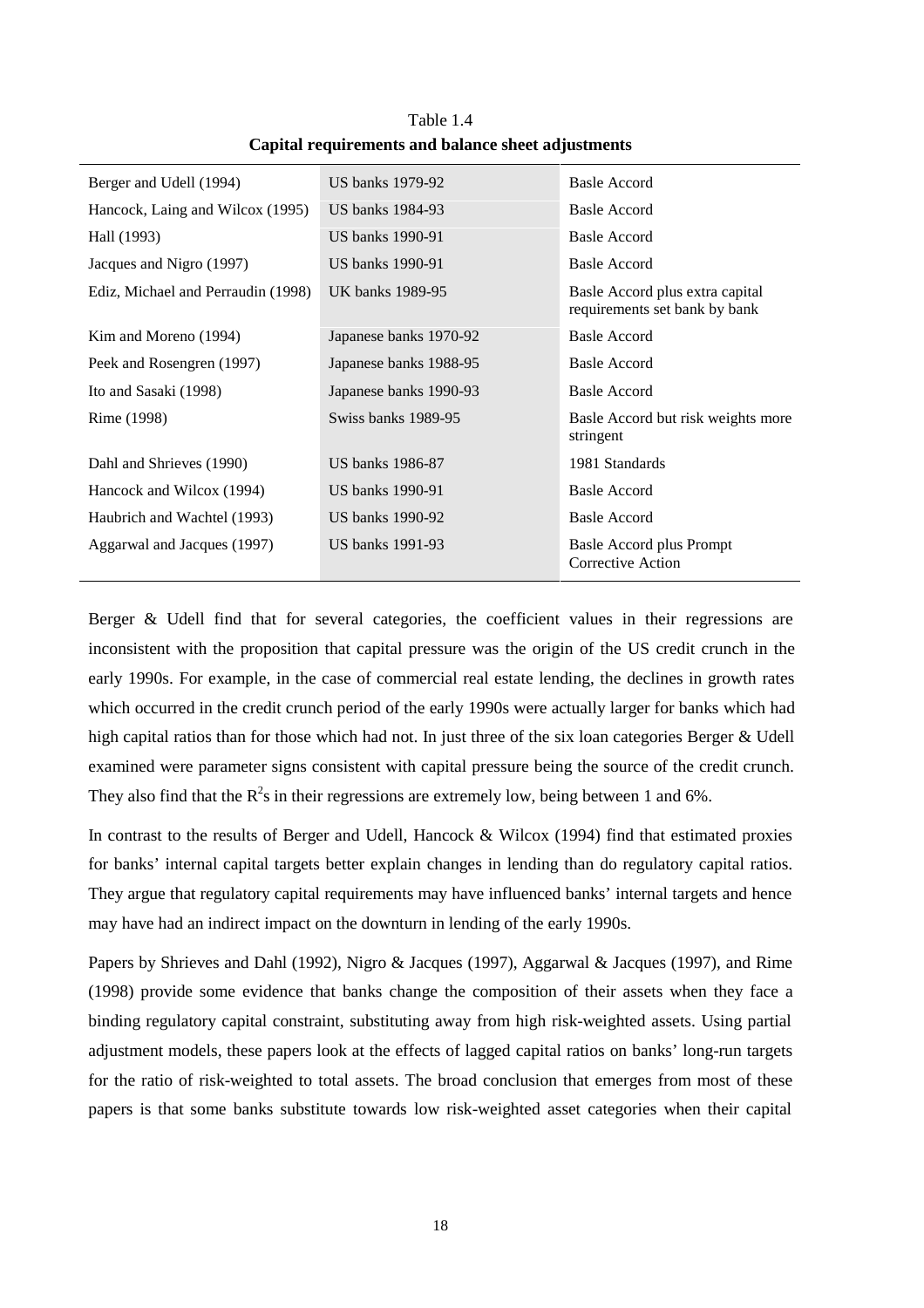Table 1.4

**Capital requirements and balance sheet adjustments**

| | | |
|---|---|---|
| Berger and Udell (1994) | US banks 1979-92 | Basle Accord |
| Hancock, Laing and Wilcox (1995) | US banks 1984-93 | Basle Accord |
| Hall (1993) | US banks 1990-91 | Basle Accord |
| Jacques and Nigro (1997) | US banks 1990-91 | Basle Accord |
| Ediz, Michael and Perraudin (1998) | UK banks 1989-95 | Basle Accord plus extra capital requirements set bank by bank |
| Kim and Moreno (1994) | Japanese banks 1970-92 | Basle Accord |
| Peek and Rosengren (1997) | Japanese banks 1988-95 | Basle Accord |
| Ito and Sasaki (1998) | Japanese banks 1990-93 | Basle Accord |
| Rime (1998) | Swiss banks 1989-95 | Basle Accord but risk weights more stringent |
| Dahl and Shrieves (1990) | US banks 1986-87 | 1981 Standards |
| Hancock and Wilcox (1994) | US banks 1990-91 | Basle Accord |
| Haubrich and Wachtel (1993) | US banks 1990-92 | Basle Accord |
| Aggarwal and Jacques (1997) | US banks 1991-93 | Basle Accord plus Prompt Corrective Action |

Berger & Udell find that for several categories, the coefficient values in their regressions are inconsistent with the proposition that capital pressure was the origin of the US credit crunch in the early 1990s. For example, in the case of commercial real estate lending, the declines in growth rates which occurred in the credit crunch period of the early 1990s were actually larger for banks which had high capital ratios than for those which had not. In just three of the six loan categories Berger & Udell examined were parameter signs consistent with capital pressure being the source of the credit crunch. They also find that the $R^2$s in their regressions are extremely low, being between 1 and 6%.

In contrast to the results of Berger and Udell, Hancock & Wilcox (1994) find that estimated proxies for banks' internal capital targets better explain changes in lending than do regulatory capital ratios. They argue that regulatory capital requirements may have influenced banks' internal targets and hence may have had an indirect impact on the downturn in lending of the early 1990s.

Papers by Shrieves and Dahl (1992), Nigro & Jacques (1997), Aggarwal & Jacques (1997), and Rime (1998) provide some evidence that banks change the composition of their assets when they face a binding regulatory capital constraint, substituting away from high risk-weighted assets. Using partial adjustment models, these papers look at the effects of lagged capital ratios on banks' long-run targets for the ratio of risk-weighted to total assets. The broad conclusion that emerges from most of these papers is that some banks substitute towards low risk-weighted asset categories when their capital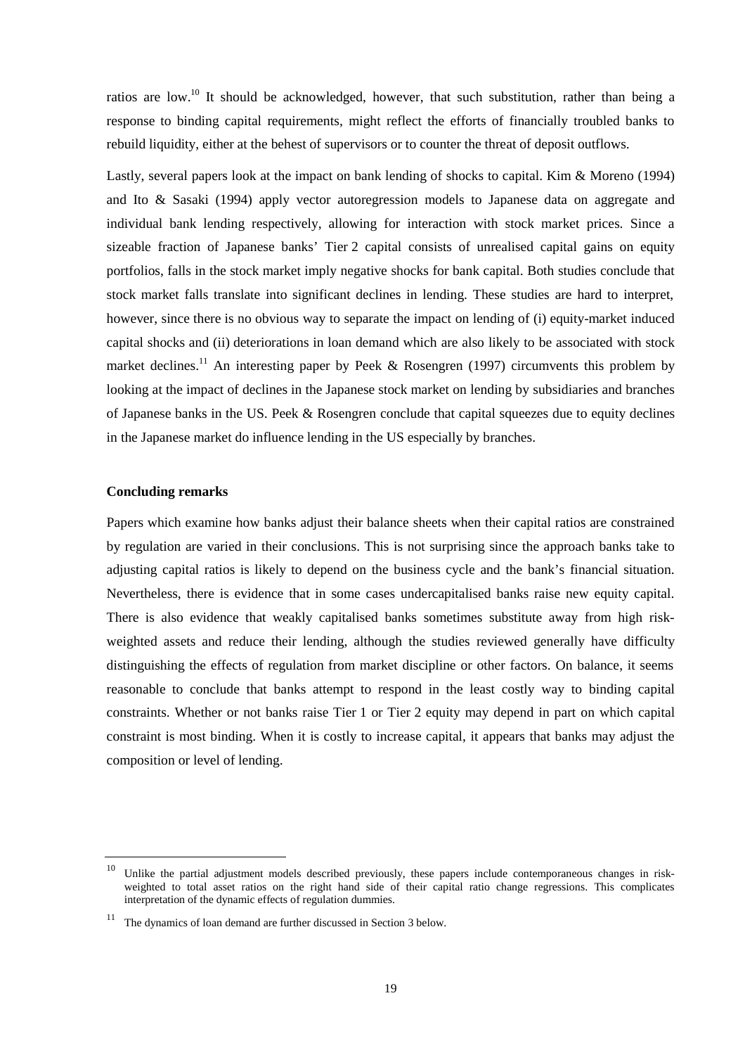ratios are low.[10] It should be acknowledged, however, that such substitution, rather than being a response to binding capital requirements, might reflect the efforts of financially troubled banks to rebuild liquidity, either at the behest of supervisors or to counter the threat of deposit outflows.

Lastly, several papers look at the impact on bank lending of shocks to capital. Kim & Moreno (1994) and Ito & Sasaki (1994) apply vector autoregression models to Japanese data on aggregate and individual bank lending respectively, allowing for interaction with stock market prices. Since a sizeable fraction of Japanese banks' Tier 2 capital consists of unrealised capital gains on equity portfolios, falls in the stock market imply negative shocks for bank capital. Both studies conclude that stock market falls translate into significant declines in lending. These studies are hard to interpret, however, since there is no obvious way to separate the impact on lending of (i) equity-market induced capital shocks and (ii) deteriorations in loan demand which are also likely to be associated with stock market declines.[11] An interesting paper by Peek & Rosengren (1997) circumvents this problem by looking at the impact of declines in the Japanese stock market on lending by subsidiaries and branches of Japanese banks in the US. Peek & Rosengren conclude that capital squeezes due to equity declines in the Japanese market do influence lending in the US especially by branches.

**Concluding remarks**

Papers which examine how banks adjust their balance sheets when their capital ratios are constrained by regulation are varied in their conclusions. This is not surprising since the approach banks take to adjusting capital ratios is likely to depend on the business cycle and the bank's financial situation. Nevertheless, there is evidence that in some cases undercapitalised banks raise new equity capital. There is also evidence that weakly capitalised banks sometimes substitute away from high risk-weighted assets and reduce their lending, although the studies reviewed generally have difficulty distinguishing the effects of regulation from market discipline or other factors. On balance, it seems reasonable to conclude that banks attempt to respond in the least costly way to binding capital constraints. Whether or not banks raise Tier 1 or Tier 2 equity may depend in part on which capital constraint is most binding. When it is costly to increase capital, it appears that banks may adjust the composition or level of lending.

---

[10] Unlike the partial adjustment models described previously, these papers include contemporaneous changes in risk-weighted to total asset ratios on the right hand side of their capital ratio change regressions. This complicates interpretation of the dynamic effects of regulation dummies.

[11] The dynamics of loan demand are further discussed in Section 3 below.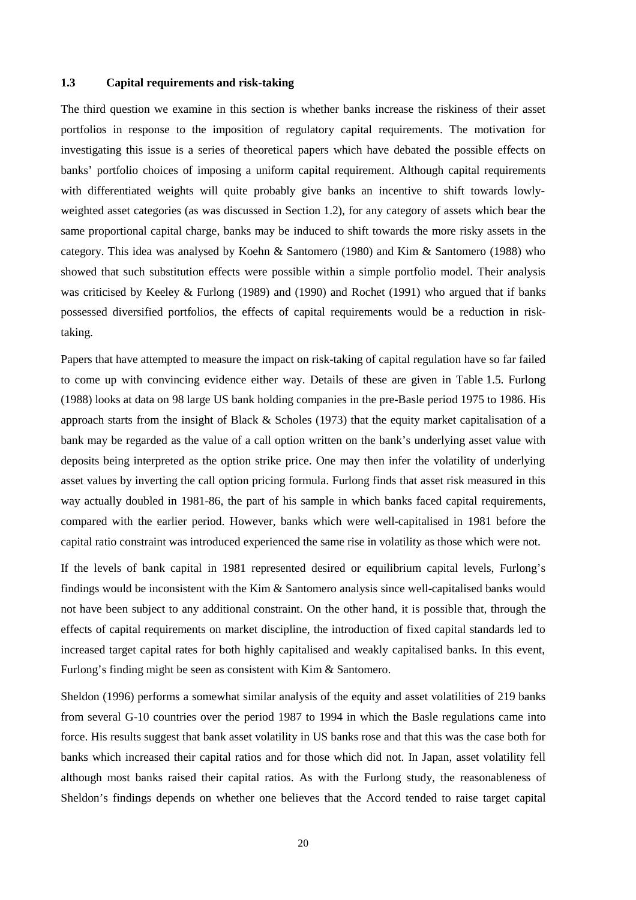### 1.3 Capital requirements and risk-taking

The third question we examine in this section is whether banks increase the riskiness of their asset portfolios in response to the imposition of regulatory capital requirements. The motivation for investigating this issue is a series of theoretical papers which have debated the possible effects on banks' portfolio choices of imposing a uniform capital requirement. Although capital requirements with differentiated weights will quite probably give banks an incentive to shift towards lowly-weighted asset categories (as was discussed in Section 1.2), for any category of assets which bear the same proportional capital charge, banks may be induced to shift towards the more risky assets in the category. This idea was analysed by Koehn & Santomero (1980) and Kim & Santomero (1988) who showed that such substitution effects were possible within a simple portfolio model. Their analysis was criticised by Keeley & Furlong (1989) and (1990) and Rochet (1991) who argued that if banks possessed diversified portfolios, the effects of capital requirements would be a reduction in risk-taking.

Papers that have attempted to measure the impact on risk-taking of capital regulation have so far failed to come up with convincing evidence either way. Details of these are given in Table 1.5. Furlong (1988) looks at data on 98 large US bank holding companies in the pre-Basle period 1975 to 1986. His approach starts from the insight of Black & Scholes (1973) that the equity market capitalisation of a bank may be regarded as the value of a call option written on the bank's underlying asset value with deposits being interpreted as the option strike price. One may then infer the volatility of underlying asset values by inverting the call option pricing formula. Furlong finds that asset risk measured in this way actually doubled in 1981-86, the part of his sample in which banks faced capital requirements, compared with the earlier period. However, banks which were well-capitalised in 1981 before the capital ratio constraint was introduced experienced the same rise in volatility as those which were not.

If the levels of bank capital in 1981 represented desired or equilibrium capital levels, Furlong's findings would be inconsistent with the Kim & Santomero analysis since well-capitalised banks would not have been subject to any additional constraint. On the other hand, it is possible that, through the effects of capital requirements on market discipline, the introduction of fixed capital standards led to increased target capital rates for both highly capitalised and weakly capitalised banks. In this event, Furlong's finding might be seen as consistent with Kim & Santomero.

Sheldon (1996) performs a somewhat similar analysis of the equity and asset volatilities of 219 banks from several G-10 countries over the period 1987 to 1994 in which the Basle regulations came into force. His results suggest that bank asset volatility in US banks rose and that this was the case both for banks which increased their capital ratios and for those which did not. In Japan, asset volatility fell although most banks raised their capital ratios. As with the Furlong study, the reasonableness of Sheldon's findings depends on whether one believes that the Accord tended to raise target capital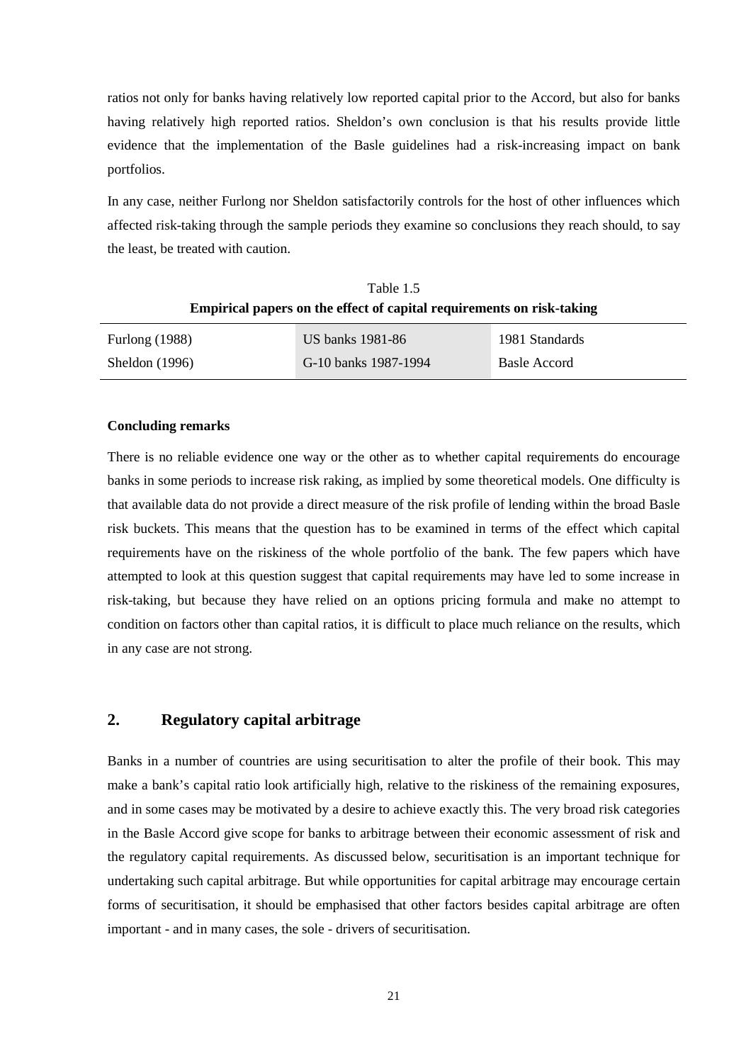ratios not only for banks having relatively low reported capital prior to the Accord, but also for banks having relatively high reported ratios. Sheldon's own conclusion is that his results provide little evidence that the implementation of the Basle guidelines had a risk-increasing impact on bank portfolios.

In any case, neither Furlong nor Sheldon satisfactorily controls for the host of other influences which affected risk-taking through the sample periods they examine so conclusions they reach should, to say the least, be treated with caution.

Table 1.5

**Empirical papers on the effect of capital requirements on risk-taking**

| | | |
|---|---|---|
| Furlong (1988) | US banks 1981-86 | 1981 Standards |
| Sheldon (1996) | G-10 banks 1987-1994 | Basle Accord |

**Concluding remarks**

There is no reliable evidence one way or the other as to whether capital requirements do encourage banks in some periods to increase risk raking, as implied by some theoretical models. One difficulty is that available data do not provide a direct measure of the risk profile of lending within the broad Basle risk buckets. This means that the question has to be examined in terms of the effect which capital requirements have on the riskiness of the whole portfolio of the bank. The few papers which have attempted to look at this question suggest that capital requirements may have led to some increase in risk-taking, but because they have relied on an options pricing formula and make no attempt to condition on factors other than capital ratios, it is difficult to place much reliance on the results, which in any case are not strong.

## 2. Regulatory capital arbitrage

Banks in a number of countries are using securitisation to alter the profile of their book. This may make a bank's capital ratio look artificially high, relative to the riskiness of the remaining exposures, and in some cases may be motivated by a desire to achieve exactly this. The very broad risk categories in the Basle Accord give scope for banks to arbitrage between their economic assessment of risk and the regulatory capital requirements. As discussed below, securitisation is an important technique for undertaking such capital arbitrage. But while opportunities for capital arbitrage may encourage certain forms of securitisation, it should be emphasised that other factors besides capital arbitrage are often important - and in many cases, the sole - drivers of securitisation.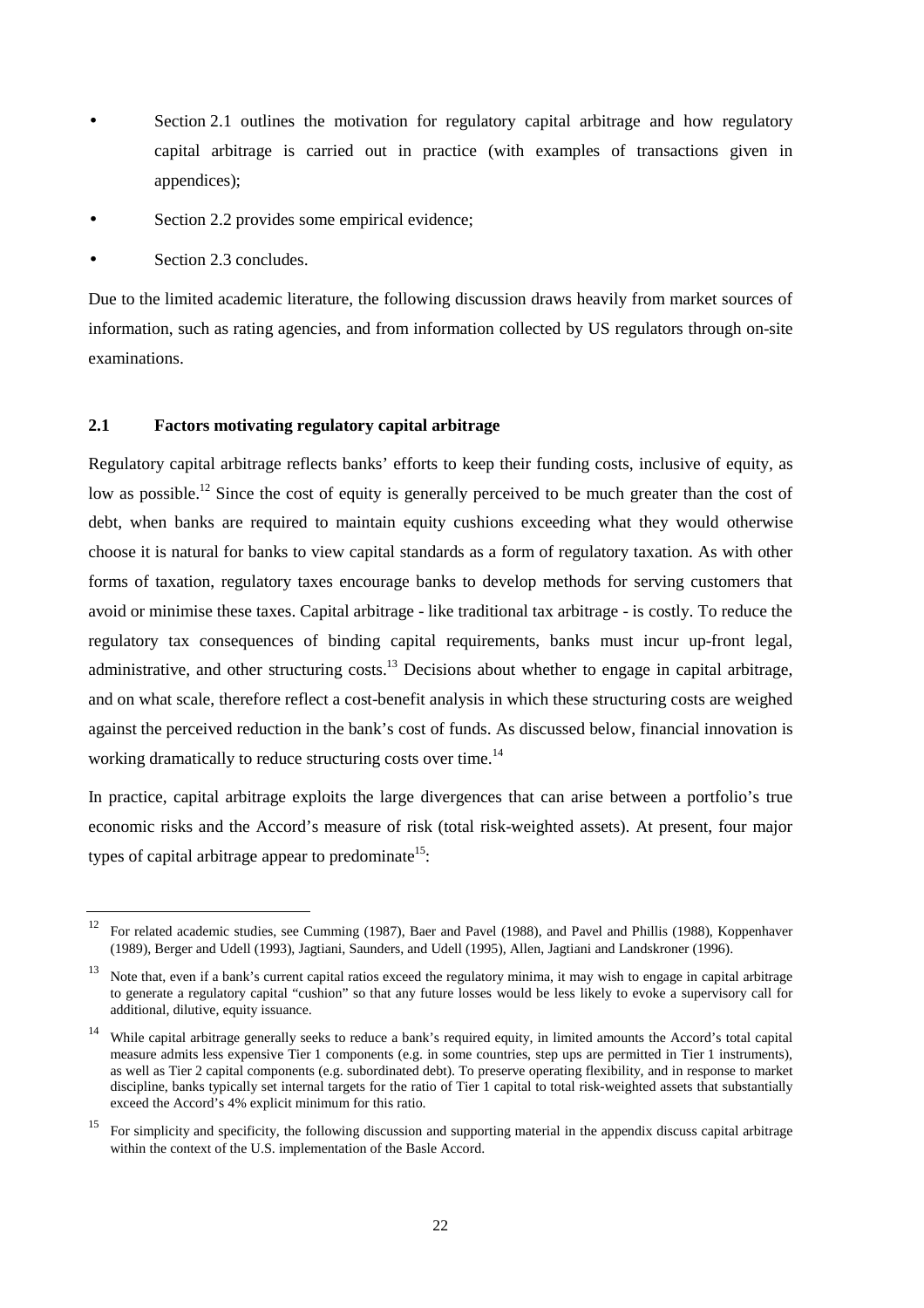- Section 2.1 outlines the motivation for regulatory capital arbitrage and how regulatory capital arbitrage is carried out in practice (with examples of transactions given in appendices);
- Section 2.2 provides some empirical evidence;
- Section 2.3 concludes.

Due to the limited academic literature, the following discussion draws heavily from market sources of information, such as rating agencies, and from information collected by US regulators through on-site examinations.

### 2.1 Factors motivating regulatory capital arbitrage

Regulatory capital arbitrage reflects banks' efforts to keep their funding costs, inclusive of equity, as low as possible.[12] Since the cost of equity is generally perceived to be much greater than the cost of debt, when banks are required to maintain equity cushions exceeding what they would otherwise choose it is natural for banks to view capital standards as a form of regulatory taxation. As with other forms of taxation, regulatory taxes encourage banks to develop methods for serving customers that avoid or minimise these taxes. Capital arbitrage - like traditional tax arbitrage - is costly. To reduce the regulatory tax consequences of binding capital requirements, banks must incur up-front legal, administrative, and other structuring costs.[13] Decisions about whether to engage in capital arbitrage, and on what scale, therefore reflect a cost-benefit analysis in which these structuring costs are weighed against the perceived reduction in the bank's cost of funds. As discussed below, financial innovation is working dramatically to reduce structuring costs over time.[14]

In practice, capital arbitrage exploits the large divergences that can arise between a portfolio's true economic risks and the Accord's measure of risk (total risk-weighted assets). At present, four major types of capital arbitrage appear to predominate[15]:

---

[12] For related academic studies, see Cumming (1987), Baer and Pavel (1988), and Pavel and Phillis (1988), Koppenhaver (1989), Berger and Udell (1993), Jagtiani, Saunders, and Udell (1995), Allen, Jagtiani and Landskroner (1996).

[13] Note that, even if a bank's current capital ratios exceed the regulatory minima, it may wish to engage in capital arbitrage to generate a regulatory capital "cushion" so that any future losses would be less likely to evoke a supervisory call for additional, dilutive, equity issuance.

[14] While capital arbitrage generally seeks to reduce a bank's required equity, in limited amounts the Accord's total capital measure admits less expensive Tier 1 components (e.g. in some countries, step ups are permitted in Tier 1 instruments), as well as Tier 2 capital components (e.g. subordinated debt). To preserve operating flexibility, and in response to market discipline, banks typically set internal targets for the ratio of Tier 1 capital to total risk-weighted assets that substantially exceed the Accord's 4% explicit minimum for this ratio.

[15] For simplicity and specificity, the following discussion and supporting material in the appendix discuss capital arbitrage within the context of the U.S. implementation of the Basle Accord.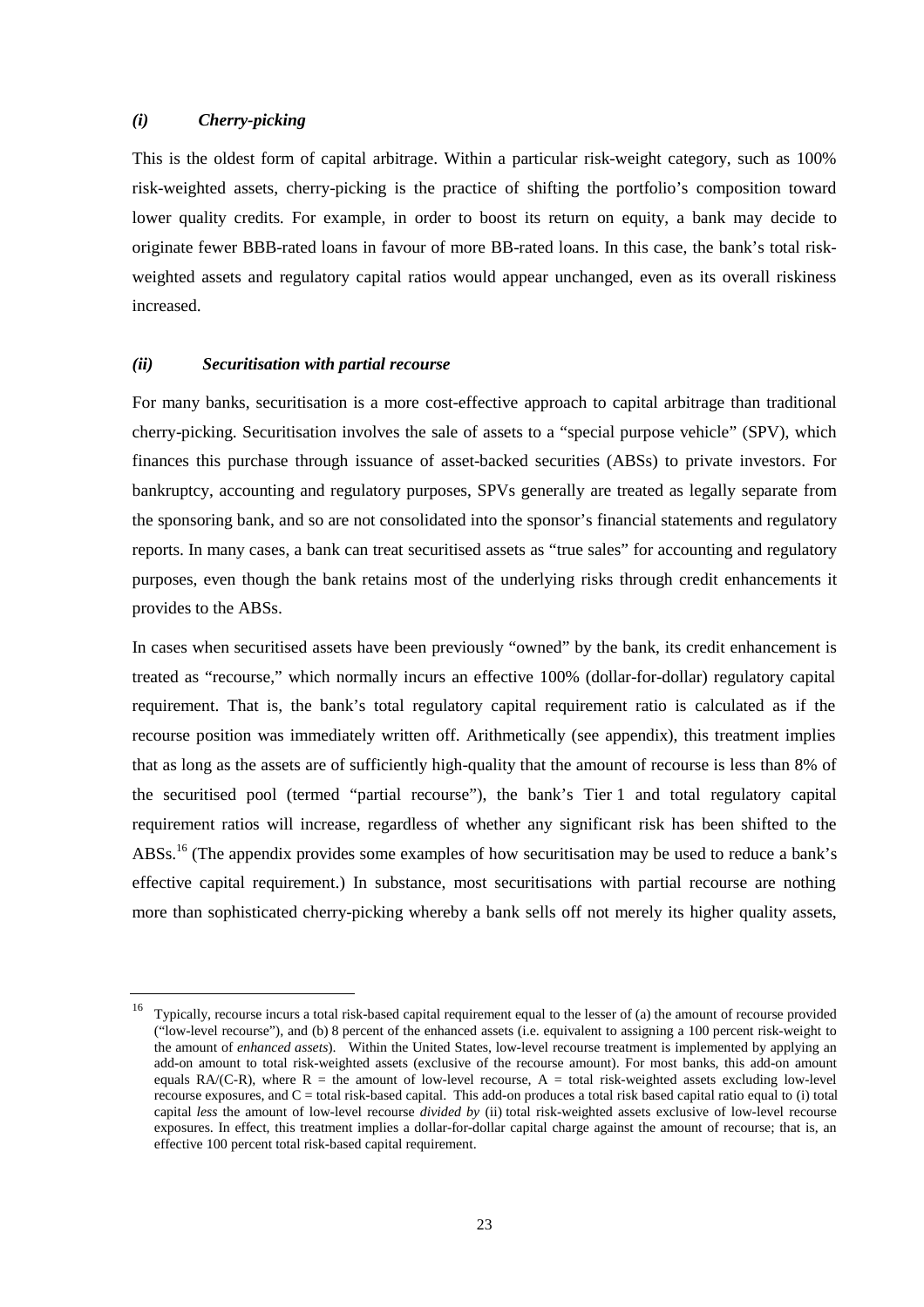### *(i) Cherry-picking*

This is the oldest form of capital arbitrage. Within a particular risk-weight category, such as 100% risk-weighted assets, cherry-picking is the practice of shifting the portfolio's composition toward lower quality credits. For example, in order to boost its return on equity, a bank may decide to originate fewer BBB-rated loans in favour of more BB-rated loans. In this case, the bank's total risk-weighted assets and regulatory capital ratios would appear unchanged, even as its overall riskiness increased.

### *(ii) Securitisation with partial recourse*

For many banks, securitisation is a more cost-effective approach to capital arbitrage than traditional cherry-picking. Securitisation involves the sale of assets to a "special purpose vehicle" (SPV), which finances this purchase through issuance of asset-backed securities (ABSs) to private investors. For bankruptcy, accounting and regulatory purposes, SPVs generally are treated as legally separate from the sponsoring bank, and so are not consolidated into the sponsor's financial statements and regulatory reports. In many cases, a bank can treat securitised assets as "true sales" for accounting and regulatory purposes, even though the bank retains most of the underlying risks through credit enhancements it provides to the ABSs.

In cases when securitised assets have been previously "owned" by the bank, its credit enhancement is treated as "recourse," which normally incurs an effective 100% (dollar-for-dollar) regulatory capital requirement. That is, the bank's total regulatory capital requirement ratio is calculated as if the recourse position was immediately written off. Arithmetically (see appendix), this treatment implies that as long as the assets are of sufficiently high-quality that the amount of recourse is less than 8% of the securitised pool (termed "partial recourse"), the bank's Tier 1 and total regulatory capital requirement ratios will increase, regardless of whether any significant risk has been shifted to the ABSs.[16] (The appendix provides some examples of how securitisation may be used to reduce a bank's effective capital requirement.) In substance, most securitisations with partial recourse are nothing more than sophisticated cherry-picking whereby a bank sells off not merely its higher quality assets,

---

[16] Typically, recourse incurs a total risk-based capital requirement equal to the lesser of (a) the amount of recourse provided ("low-level recourse"), and (b) 8 percent of the enhanced assets (i.e. equivalent to assigning a 100 percent risk-weight to the amount of *enhanced assets*). Within the United States, low-level recourse treatment is implemented by applying an add-on amount to total risk-weighted assets (exclusive of the recourse amount). For most banks, this add-on amount equals $RA/(C-R)$, where $R$ = the amount of low-level recourse, $A$ = total risk-weighted assets excluding low-level recourse exposures, and $C$ = total risk-based capital. This add-on produces a total risk based capital ratio equal to (i) total capital *less* the amount of low-level recourse *divided by* (ii) total risk-weighted assets exclusive of low-level recourse exposures. In effect, this treatment implies a dollar-for-dollar capital charge against the amount of recourse; that is, an effective 100 percent total risk-based capital requirement.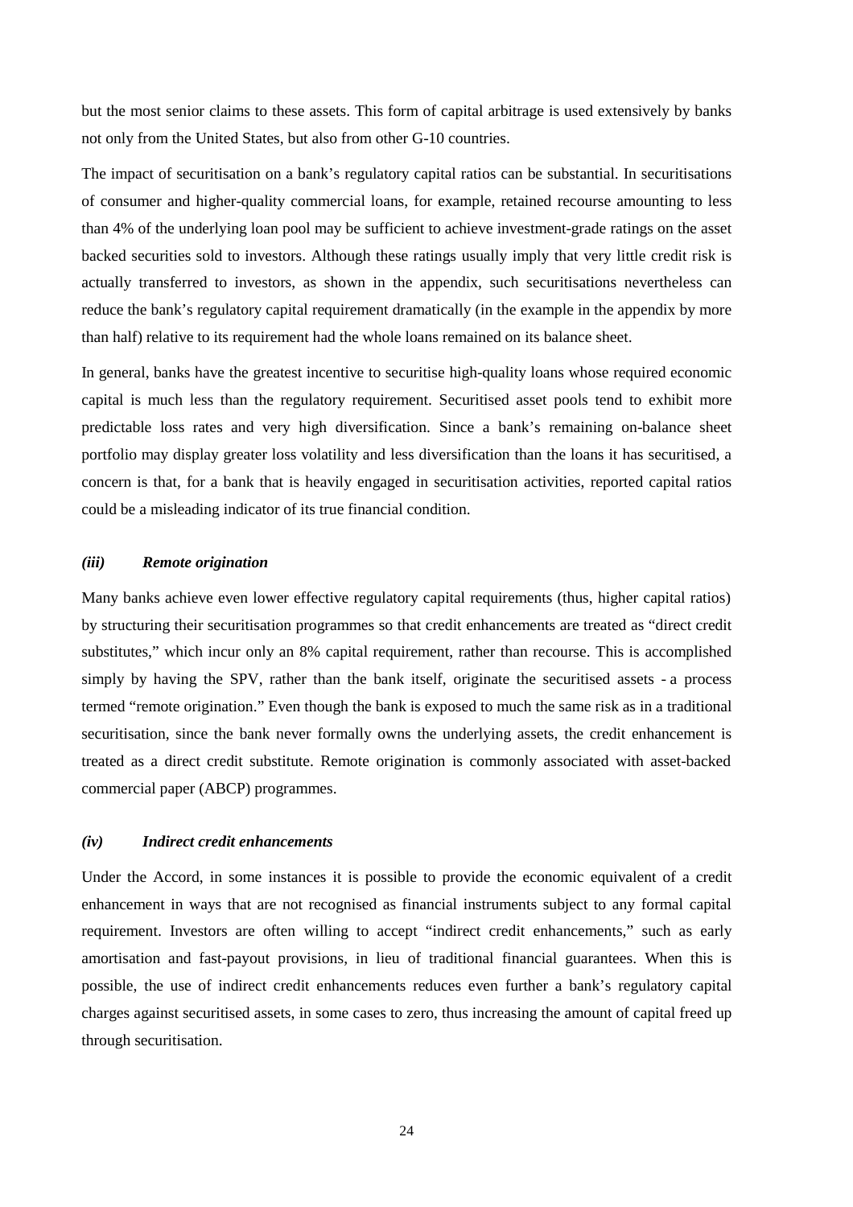but the most senior claims to these assets. This form of capital arbitrage is used extensively by banks not only from the United States, but also from other G-10 countries.

The impact of securitisation on a bank's regulatory capital ratios can be substantial. In securitisations of consumer and higher-quality commercial loans, for example, retained recourse amounting to less than 4% of the underlying loan pool may be sufficient to achieve investment-grade ratings on the asset backed securities sold to investors. Although these ratings usually imply that very little credit risk is actually transferred to investors, as shown in the appendix, such securitisations nevertheless can reduce the bank's regulatory capital requirement dramatically (in the example in the appendix by more than half) relative to its requirement had the whole loans remained on its balance sheet.

In general, banks have the greatest incentive to securitise high-quality loans whose required economic capital is much less than the regulatory requirement. Securitised asset pools tend to exhibit more predictable loss rates and very high diversification. Since a bank's remaining on-balance sheet portfolio may display greater loss volatility and less diversification than the loans it has securitised, a concern is that, for a bank that is heavily engaged in securitisation activities, reported capital ratios could be a misleading indicator of its true financial condition.

#### *(iii) Remote origination*

Many banks achieve even lower effective regulatory capital requirements (thus, higher capital ratios) by structuring their securitisation programmes so that credit enhancements are treated as "direct credit substitutes," which incur only an 8% capital requirement, rather than recourse. This is accomplished simply by having the SPV, rather than the bank itself, originate the securitised assets - a process termed "remote origination." Even though the bank is exposed to much the same risk as in a traditional securitisation, since the bank never formally owns the underlying assets, the credit enhancement is treated as a direct credit substitute. Remote origination is commonly associated with asset-backed commercial paper (ABCP) programmes.

#### *(iv) Indirect credit enhancements*

Under the Accord, in some instances it is possible to provide the economic equivalent of a credit enhancement in ways that are not recognised as financial instruments subject to any formal capital requirement. Investors are often willing to accept "indirect credit enhancements," such as early amortisation and fast-payout provisions, in lieu of traditional financial guarantees. When this is possible, the use of indirect credit enhancements reduces even further a bank's regulatory capital charges against securitised assets, in some cases to zero, thus increasing the amount of capital freed up through securitisation.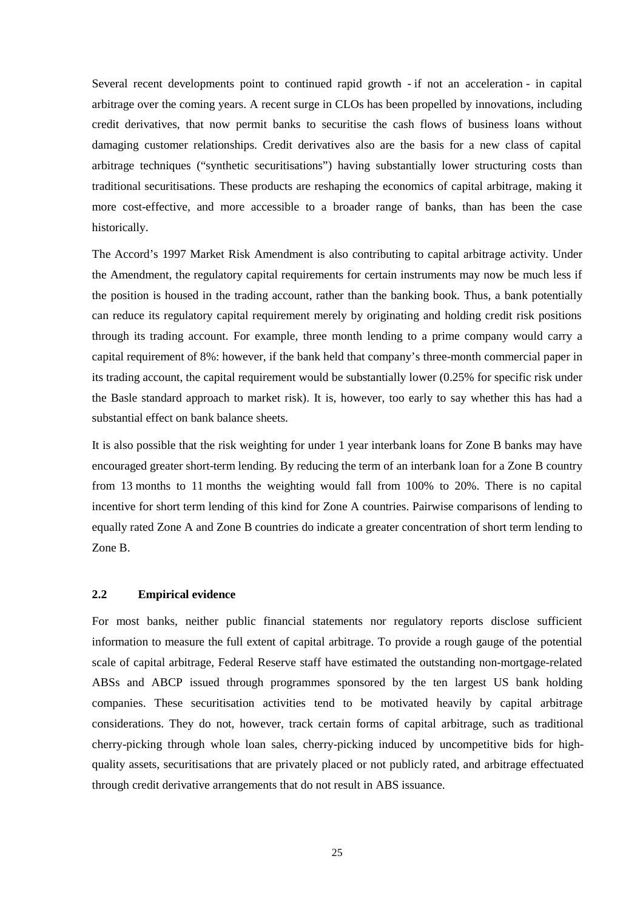Several recent developments point to continued rapid growth - if not an acceleration - in capital arbitrage over the coming years. A recent surge in CLOs has been propelled by innovations, including credit derivatives, that now permit banks to securitise the cash flows of business loans without damaging customer relationships. Credit derivatives also are the basis for a new class of capital arbitrage techniques ("synthetic securitisations") having substantially lower structuring costs than traditional securitisations. These products are reshaping the economics of capital arbitrage, making it more cost-effective, and more accessible to a broader range of banks, than has been the case historically.

The Accord's 1997 Market Risk Amendment is also contributing to capital arbitrage activity. Under the Amendment, the regulatory capital requirements for certain instruments may now be much less if the position is housed in the trading account, rather than the banking book. Thus, a bank potentially can reduce its regulatory capital requirement merely by originating and holding credit risk positions through its trading account. For example, three month lending to a prime company would carry a capital requirement of 8%: however, if the bank held that company's three-month commercial paper in its trading account, the capital requirement would be substantially lower (0.25% for specific risk under the Basle standard approach to market risk). It is, however, too early to say whether this has had a substantial effect on bank balance sheets.

It is also possible that the risk weighting for under 1 year interbank loans for Zone B banks may have encouraged greater short-term lending. By reducing the term of an interbank loan for a Zone B country from 13 months to 11 months the weighting would fall from 100% to 20%. There is no capital incentive for short term lending of this kind for Zone A countries. Pairwise comparisons of lending to equally rated Zone A and Zone B countries do indicate a greater concentration of short term lending to Zone B.

### 2.2 Empirical evidence

For most banks, neither public financial statements nor regulatory reports disclose sufficient information to measure the full extent of capital arbitrage. To provide a rough gauge of the potential scale of capital arbitrage, Federal Reserve staff have estimated the outstanding non-mortgage-related ABSs and ABCP issued through programmes sponsored by the ten largest US bank holding companies. These securitisation activities tend to be motivated heavily by capital arbitrage considerations. They do not, however, track certain forms of capital arbitrage, such as traditional cherry-picking through whole loan sales, cherry-picking induced by uncompetitive bids for high-quality assets, securitisations that are privately placed or not publicly rated, and arbitrage effectuated through credit derivative arrangements that do not result in ABS issuance.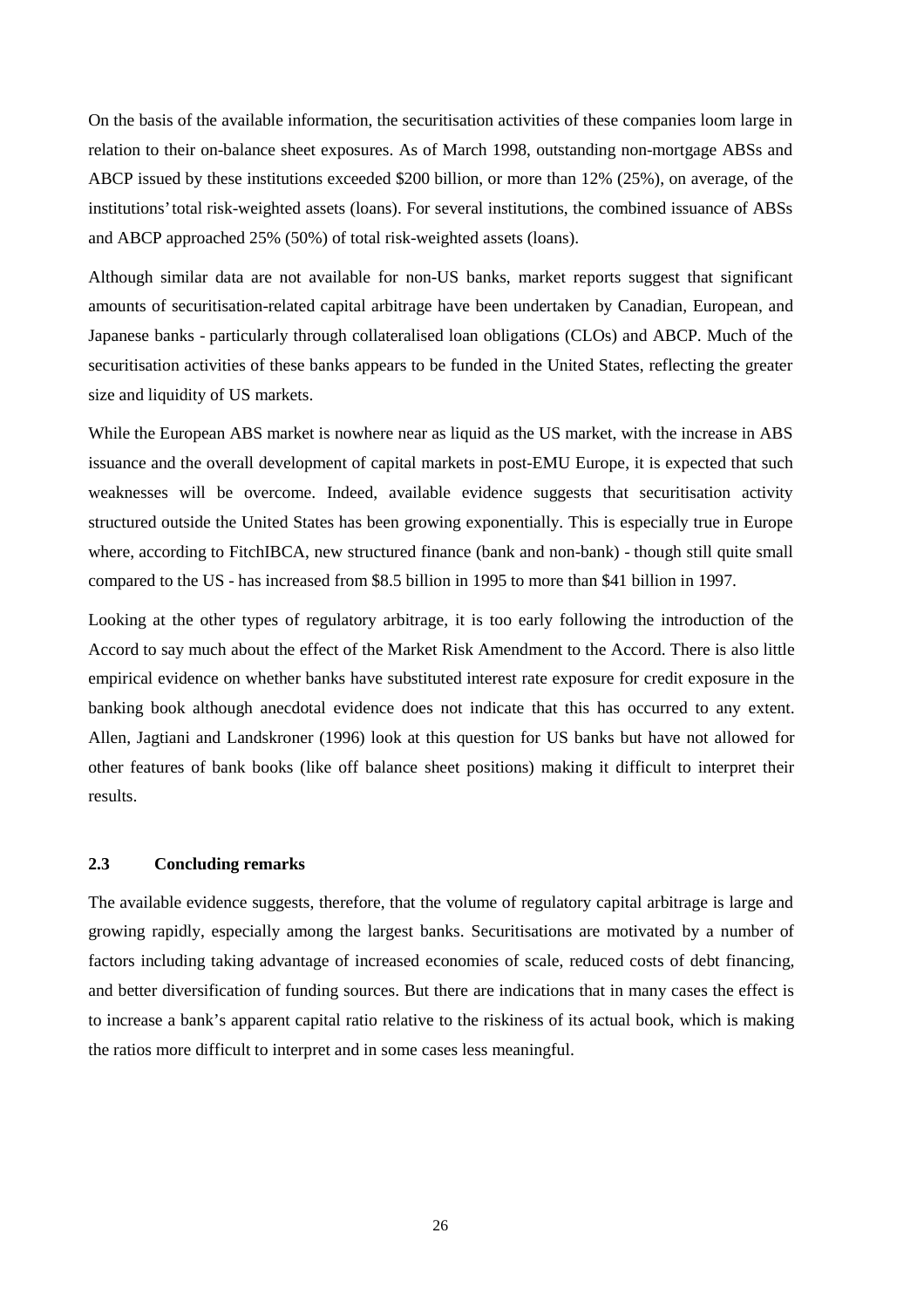On the basis of the available information, the securitisation activities of these companies loom large in relation to their on-balance sheet exposures. As of March 1998, outstanding non-mortgage ABSs and ABCP issued by these institutions exceeded \$200 billion, or more than 12% (25%), on average, of the institutions' total risk-weighted assets (loans). For several institutions, the combined issuance of ABSs and ABCP approached 25% (50%) of total risk-weighted assets (loans).

Although similar data are not available for non-US banks, market reports suggest that significant amounts of securitisation-related capital arbitrage have been undertaken by Canadian, European, and Japanese banks - particularly through collateralised loan obligations (CLOs) and ABCP. Much of the securitisation activities of these banks appears to be funded in the United States, reflecting the greater size and liquidity of US markets.

While the European ABS market is nowhere near as liquid as the US market, with the increase in ABS issuance and the overall development of capital markets in post-EMU Europe, it is expected that such weaknesses will be overcome. Indeed, available evidence suggests that securitisation activity structured outside the United States has been growing exponentially. This is especially true in Europe where, according to FitchIBCA, new structured finance (bank and non-bank) - though still quite small compared to the US - has increased from \$8.5 billion in 1995 to more than \$41 billion in 1997.

Looking at the other types of regulatory arbitrage, it is too early following the introduction of the Accord to say much about the effect of the Market Risk Amendment to the Accord. There is also little empirical evidence on whether banks have substituted interest rate exposure for credit exposure in the banking book although anecdotal evidence does not indicate that this has occurred to any extent. Allen, Jagtiani and Landskroner (1996) look at this question for US banks but have not allowed for other features of bank books (like off balance sheet positions) making it difficult to interpret their results.

### 2.3 Concluding remarks

The available evidence suggests, therefore, that the volume of regulatory capital arbitrage is large and growing rapidly, especially among the largest banks. Securitisations are motivated by a number of factors including taking advantage of increased economies of scale, reduced costs of debt financing, and better diversification of funding sources. But there are indications that in many cases the effect is to increase a bank's apparent capital ratio relative to the riskiness of its actual book, which is making the ratios more difficult to interpret and in some cases less meaningful.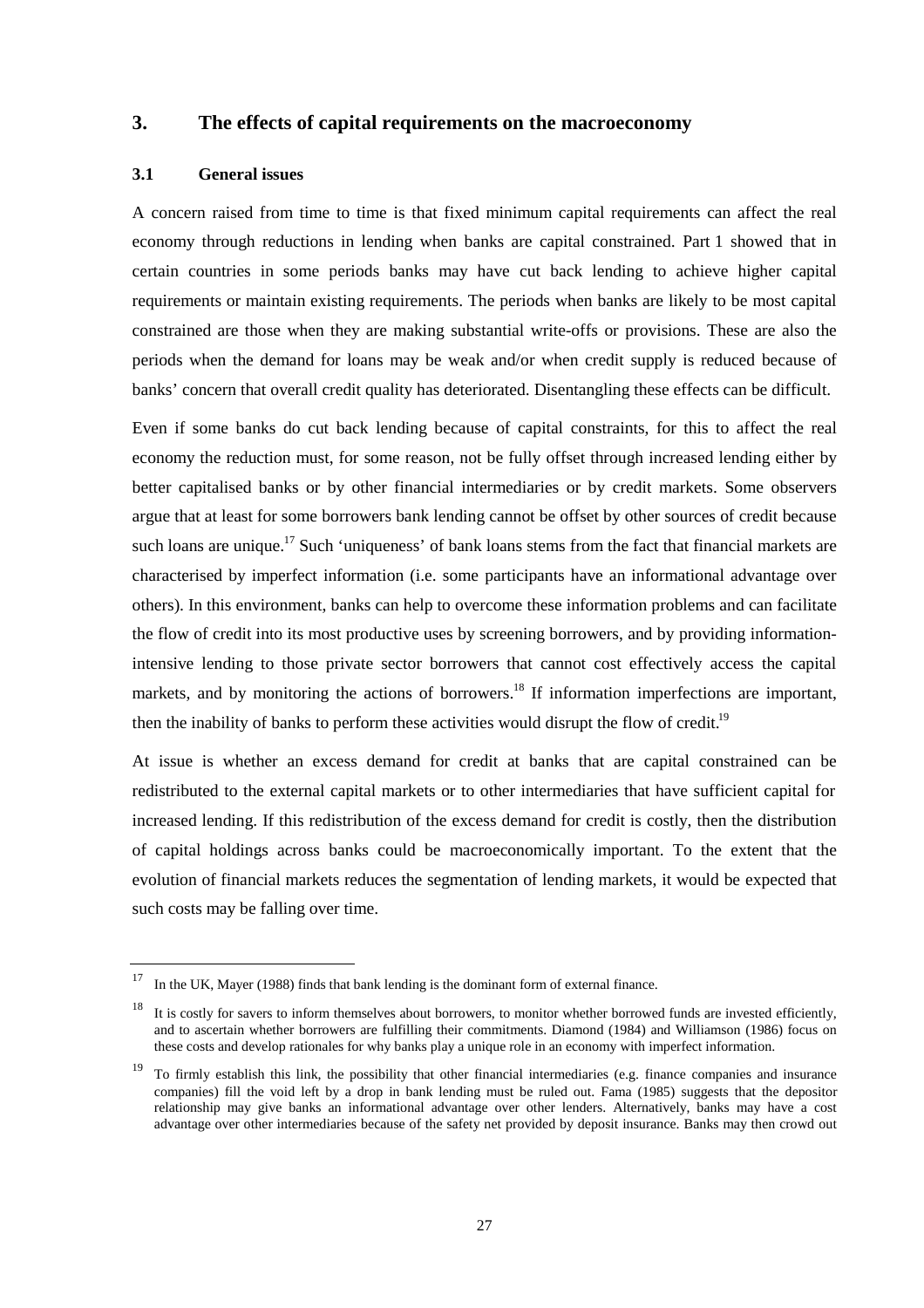## 3. The effects of capital requirements on the macroeconomy

### 3.1 General issues

A concern raised from time to time is that fixed minimum capital requirements can affect the real economy through reductions in lending when banks are capital constrained. Part 1 showed that in certain countries in some periods banks may have cut back lending to achieve higher capital requirements or maintain existing requirements. The periods when banks are likely to be most capital constrained are those when they are making substantial write-offs or provisions. These are also the periods when the demand for loans may be weak and/or when credit supply is reduced because of banks' concern that overall credit quality has deteriorated. Disentangling these effects can be difficult.

Even if some banks do cut back lending because of capital constraints, for this to affect the real economy the reduction must, for some reason, not be fully offset through increased lending either by better capitalised banks or by other financial intermediaries or by credit markets. Some observers argue that at least for some borrowers bank lending cannot be offset by other sources of credit because such loans are unique.[17] Such 'uniqueness' of bank loans stems from the fact that financial markets are characterised by imperfect information (i.e. some participants have an informational advantage over others). In this environment, banks can help to overcome these information problems and can facilitate the flow of credit into its most productive uses by screening borrowers, and by providing information-intensive lending to those private sector borrowers that cannot cost effectively access the capital markets, and by monitoring the actions of borrowers.[18] If information imperfections are important, then the inability of banks to perform these activities would disrupt the flow of credit.[19]

At issue is whether an excess demand for credit at banks that are capital constrained can be redistributed to the external capital markets or to other intermediaries that have sufficient capital for increased lending. If this redistribution of the excess demand for credit is costly, then the distribution of capital holdings across banks could be macroeconomically important. To the extent that the evolution of financial markets reduces the segmentation of lending markets, it would be expected that such costs may be falling over time.

---

[17] In the UK, Mayer (1988) finds that bank lending is the dominant form of external finance.

[18] It is costly for savers to inform themselves about borrowers, to monitor whether borrowed funds are invested efficiently, and to ascertain whether borrowers are fulfilling their commitments. Diamond (1984) and Williamson (1986) focus on these costs and develop rationales for why banks play a unique role in an economy with imperfect information.

[19] To firmly establish this link, the possibility that other financial intermediaries (e.g. finance companies and insurance companies) fill the void left by a drop in bank lending must be ruled out. Fama (1985) suggests that the depositor relationship may give banks an informational advantage over other lenders. Alternatively, banks may have a cost advantage over other intermediaries because of the safety net provided by deposit insurance. Banks may then crowd out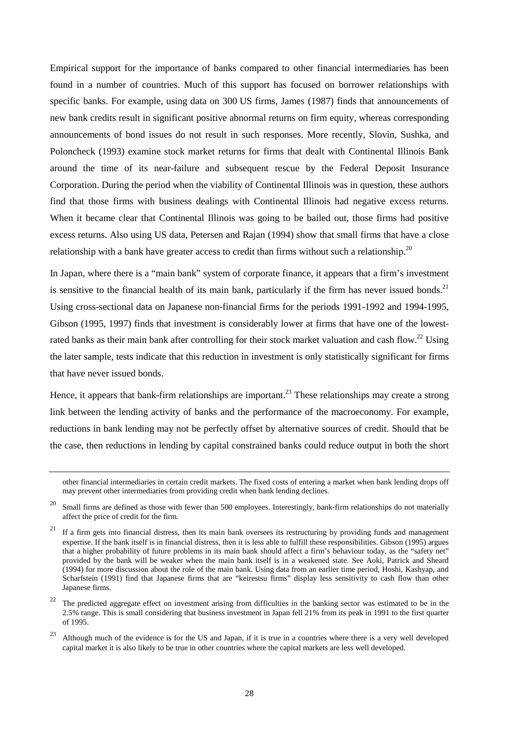Empirical support for the importance of banks compared to other financial intermediaries has been found in a number of countries. Much of this support has focused on borrower relationships with specific banks. For example, using data on 300 US firms, James (1987) finds that announcements of new bank credits result in significant positive abnormal returns on firm equity, whereas corresponding announcements of bond issues do not result in such responses. More recently, Slovin, Sushka, and Poloncheck (1993) examine stock market returns for firms that dealt with Continental Illinois Bank around the time of its near-failure and subsequent rescue by the Federal Deposit Insurance Corporation. During the period when the viability of Continental Illinois was in question, these authors find that those firms with business dealings with Continental Illinois had negative excess returns. When it became clear that Continental Illinois was going to be bailed out, those firms had positive excess returns. Also using US data, Petersen and Rajan (1994) show that small firms that have a close relationship with a bank have greater access to credit than firms without such a relationship.[20]

In Japan, where there is a "main bank" system of corporate finance, it appears that a firm's investment is sensitive to the financial health of its main bank, particularly if the firm has never issued bonds.[21] Using cross-sectional data on Japanese non-financial firms for the periods 1991-1992 and 1994-1995, Gibson (1995, 1997) finds that investment is considerably lower at firms that have one of the lowest-rated banks as their main bank after controlling for their stock market valuation and cash flow.[22] Using the later sample, tests indicate that this reduction in investment is only statistically significant for firms that have never issued bonds.

Hence, it appears that bank-firm relationships are important.[23] These relationships may create a strong link between the lending activity of banks and the performance of the macroeconomy. For example, reductions in bank lending may not be perfectly offset by alternative sources of credit. Should that be the case, then reductions in lending by capital constrained banks could reduce output in both the short

---

other financial intermediaries in certain credit markets. The fixed costs of entering a market when bank lending drops off may prevent other intermediaries from providing credit when bank lending declines.

[20] Small firms are defined as those with fewer than 500 employees. Interestingly, bank-firm relationships do not materially affect the price of credit for the firm.

[21] If a firm gets into financial distress, then its main bank oversees its restructuring by providing funds and management expertise. If the bank itself is in financial distress, then it is less able to fulfill these responsibilities. Gibson (1995) argues that a higher probability of future problems in its main bank should affect a firm's behaviour today, as the "safety net" provided by the bank will be weaker when the main bank itself is in a weakened state. See Aoki, Patrick and Sheard (1994) for more discussion about the role of the main bank. Using data from an earlier time period, Hoshi, Kashyap, and Scharfstein (1991) find that Japanese firms that are "keirestsu firms" display less sensitivity to cash flow than other Japanese firms.

[22] The predicted aggregate effect on investment arising from difficulties in the banking sector was estimated to be in the 2.5% range. This is small considering that business investment in Japan fell 21% from its peak in 1991 to the first quarter of 1995.

[23] Although much of the evidence is for the US and Japan, if it is true in a countries where there is a very well developed capital market it is also likely to be true in other countries where the capital markets are less well developed.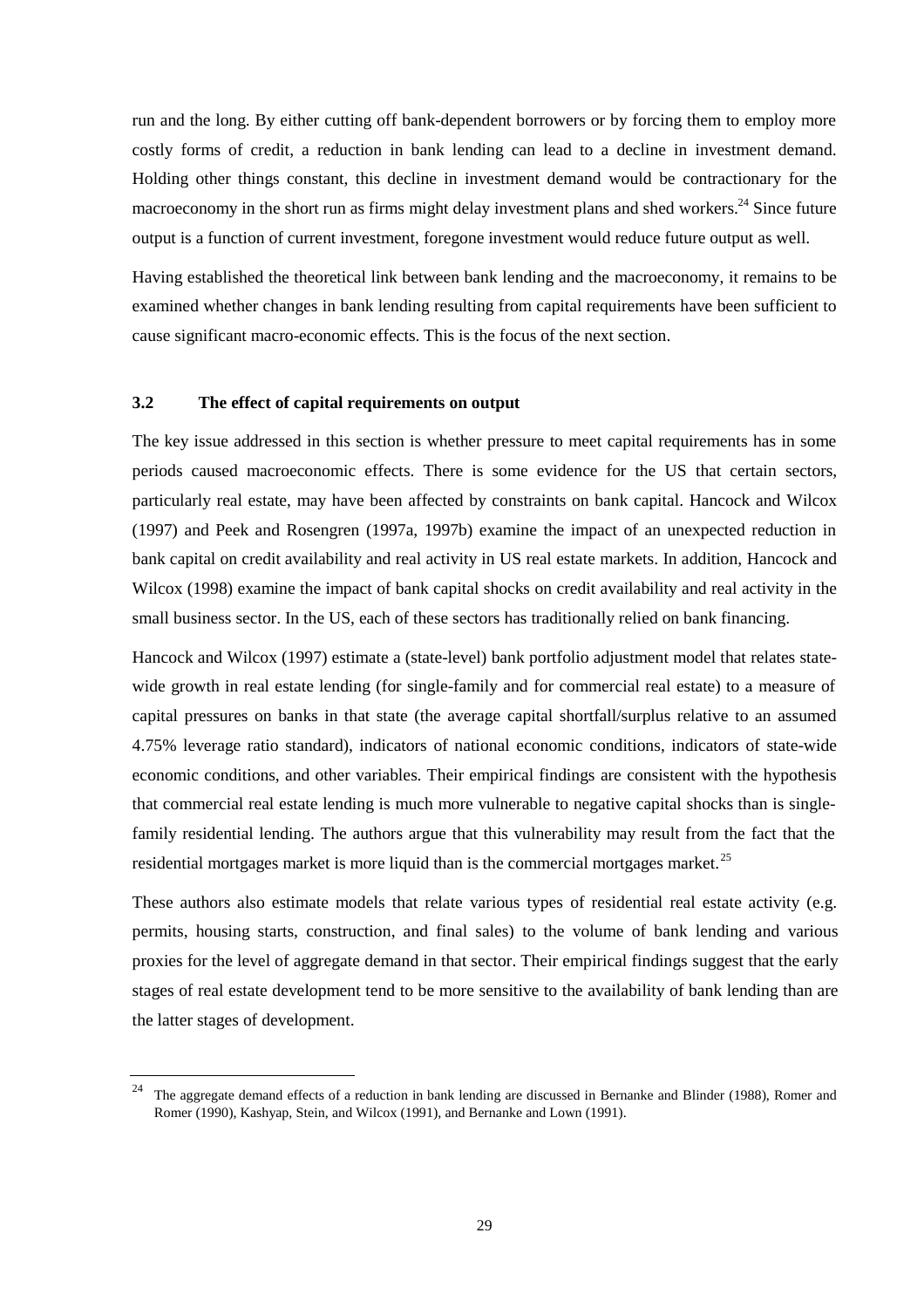run and the long. By either cutting off bank-dependent borrowers or by forcing them to employ more costly forms of credit, a reduction in bank lending can lead to a decline in investment demand. Holding other things constant, this decline in investment demand would be contractionary for the macroeconomy in the short run as firms might delay investment plans and shed workers.[24] Since future output is a function of current investment, foregone investment would reduce future output as well.

Having established the theoretical link between bank lending and the macroeconomy, it remains to be examined whether changes in bank lending resulting from capital requirements have been sufficient to cause significant macro-economic effects. This is the focus of the next section.

### 3.2 The effect of capital requirements on output

The key issue addressed in this section is whether pressure to meet capital requirements has in some periods caused macroeconomic effects. There is some evidence for the US that certain sectors, particularly real estate, may have been affected by constraints on bank capital. Hancock and Wilcox (1997) and Peek and Rosengren (1997a, 1997b) examine the impact of an unexpected reduction in bank capital on credit availability and real activity in US real estate markets. In addition, Hancock and Wilcox (1998) examine the impact of bank capital shocks on credit availability and real activity in the small business sector. In the US, each of these sectors has traditionally relied on bank financing.

Hancock and Wilcox (1997) estimate a (state-level) bank portfolio adjustment model that relates state-wide growth in real estate lending (for single-family and for commercial real estate) to a measure of capital pressures on banks in that state (the average capital shortfall/surplus relative to an assumed 4.75% leverage ratio standard), indicators of national economic conditions, indicators of state-wide economic conditions, and other variables. Their empirical findings are consistent with the hypothesis that commercial real estate lending is much more vulnerable to negative capital shocks than is single-family residential lending. The authors argue that this vulnerability may result from the fact that the residential mortgages market is more liquid than is the commercial mortgages market.[25]

These authors also estimate models that relate various types of residential real estate activity (e.g. permits, housing starts, construction, and final sales) to the volume of bank lending and various proxies for the level of aggregate demand in that sector. Their empirical findings suggest that the early stages of real estate development tend to be more sensitive to the availability of bank lending than are the latter stages of development.

---

[24] The aggregate demand effects of a reduction in bank lending are discussed in Bernanke and Blinder (1988), Romer and Romer (1990), Kashyap, Stein, and Wilcox (1991), and Bernanke and Lown (1991).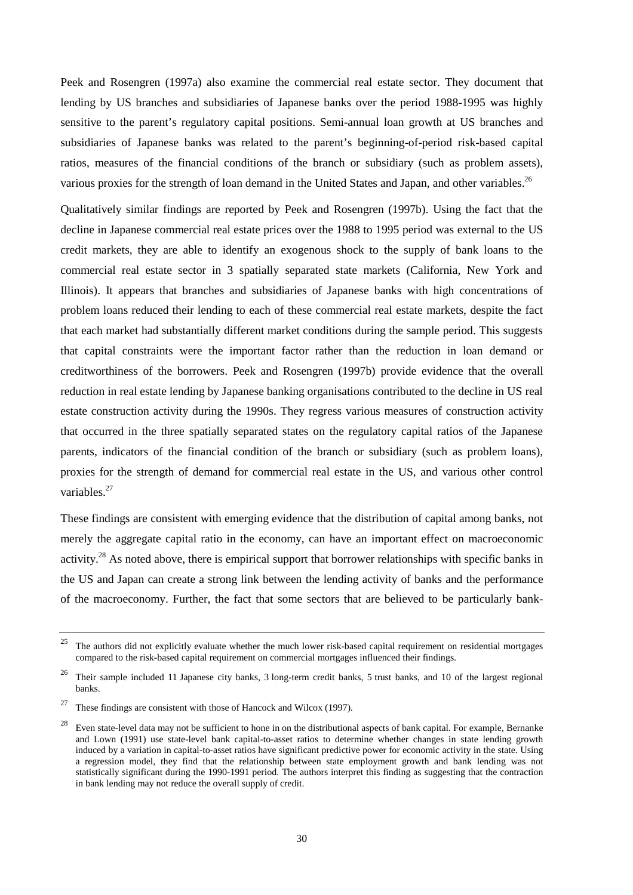Peek and Rosengren (1997a) also examine the commercial real estate sector. They document that lending by US branches and subsidiaries of Japanese banks over the period 1988-1995 was highly sensitive to the parent's regulatory capital positions. Semi-annual loan growth at US branches and subsidiaries of Japanese banks was related to the parent's beginning-of-period risk-based capital ratios, measures of the financial conditions of the branch or subsidiary (such as problem assets), various proxies for the strength of loan demand in the United States and Japan, and other variables.[26]

Qualitatively similar findings are reported by Peek and Rosengren (1997b). Using the fact that the decline in Japanese commercial real estate prices over the 1988 to 1995 period was external to the US credit markets, they are able to identify an exogenous shock to the supply of bank loans to the commercial real estate sector in 3 spatially separated state markets (California, New York and Illinois). It appears that branches and subsidiaries of Japanese banks with high concentrations of problem loans reduced their lending to each of these commercial real estate markets, despite the fact that each market had substantially different market conditions during the sample period. This suggests that capital constraints were the important factor rather than the reduction in loan demand or creditworthiness of the borrowers. Peek and Rosengren (1997b) provide evidence that the overall reduction in real estate lending by Japanese banking organisations contributed to the decline in US real estate construction activity during the 1990s. They regress various measures of construction activity that occurred in the three spatially separated states on the regulatory capital ratios of the Japanese parents, indicators of the financial condition of the branch or subsidiary (such as problem loans), proxies for the strength of demand for commercial real estate in the US, and various other control variables.[27]

These findings are consistent with emerging evidence that the distribution of capital among banks, not merely the aggregate capital ratio in the economy, can have an important effect on macroeconomic activity.[28] As noted above, there is empirical support that borrower relationships with specific banks in the US and Japan can create a strong link between the lending activity of banks and the performance of the macroeconomy. Further, the fact that some sectors that are believed to be particularly bank-

---

[25] The authors did not explicitly evaluate whether the much lower risk-based capital requirement on residential mortgages compared to the risk-based capital requirement on commercial mortgages influenced their findings.

[26] Their sample included 11 Japanese city banks, 3 long-term credit banks, 5 trust banks, and 10 of the largest regional banks.

[27] These findings are consistent with those of Hancock and Wilcox (1997).

[28] Even state-level data may not be sufficient to hone in on the distributional aspects of bank capital. For example, Bernanke and Lown (1991) use state-level bank capital-to-asset ratios to determine whether changes in state lending growth induced by a variation in capital-to-asset ratios have significant predictive power for economic activity in the state. Using a regression model, they find that the relationship between state employment growth and bank lending was not statistically significant during the 1990-1991 period. The authors interpret this finding as suggesting that the contraction in bank lending may not reduce the overall supply of credit.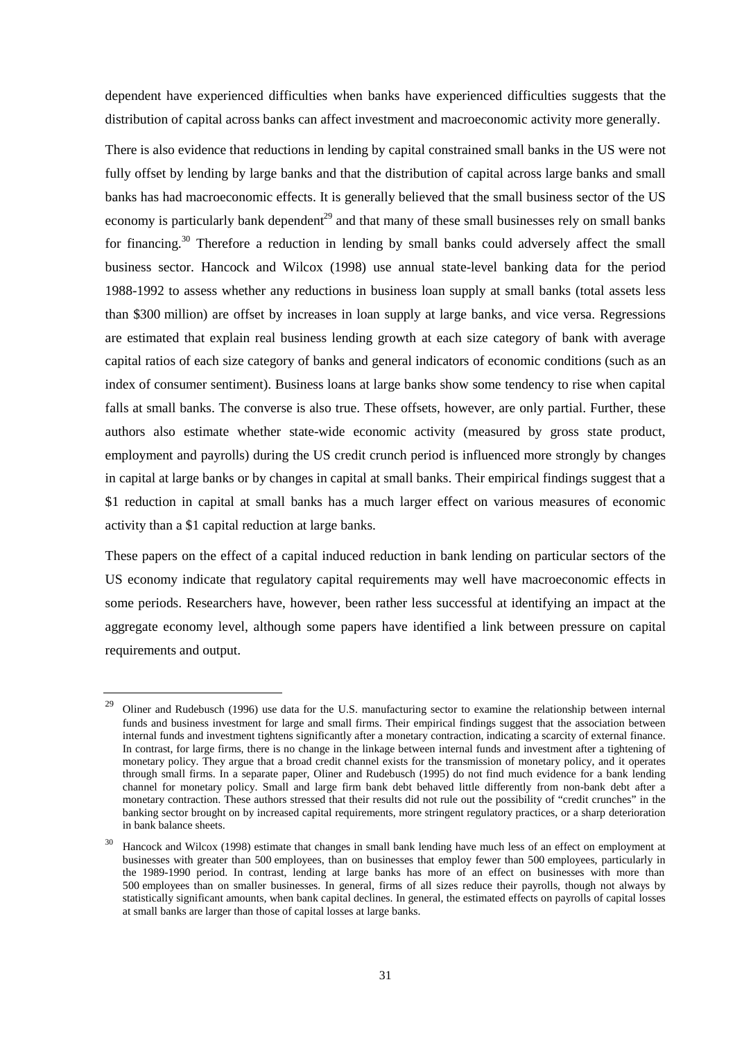dependent have experienced difficulties when banks have experienced difficulties suggests that the distribution of capital across banks can affect investment and macroeconomic activity more generally.

There is also evidence that reductions in lending by capital constrained small banks in the US were not fully offset by lending by large banks and that the distribution of capital across large banks and small banks has had macroeconomic effects. It is generally believed that the small business sector of the US economy is particularly bank dependent[29] and that many of these small businesses rely on small banks for financing.[30] Therefore a reduction in lending by small banks could adversely affect the small business sector. Hancock and Wilcox (1998) use annual state-level banking data for the period 1988-1992 to assess whether any reductions in business loan supply at small banks (total assets less than $300 million) are offset by increases in loan supply at large banks, and vice versa. Regressions are estimated that explain real business lending growth at each size category of bank with average capital ratios of each size category of banks and general indicators of economic conditions (such as an index of consumer sentiment). Business loans at large banks show some tendency to rise when capital falls at small banks. The converse is also true. These offsets, however, are only partial. Further, these authors also estimate whether state-wide economic activity (measured by gross state product, employment and payrolls) during the US credit crunch period is influenced more strongly by changes in capital at large banks or by changes in capital at small banks. Their empirical findings suggest that a $1 reduction in capital at small banks has a much larger effect on various measures of economic activity than a $1 capital reduction at large banks.

These papers on the effect of a capital induced reduction in bank lending on particular sectors of the US economy indicate that regulatory capital requirements may well have macroeconomic effects in some periods. Researchers have, however, been rather less successful at identifying an impact at the aggregate economy level, although some papers have identified a link between pressure on capital requirements and output.

---

[29] Oliner and Rudebusch (1996) use data for the U.S. manufacturing sector to examine the relationship between internal funds and business investment for large and small firms. Their empirical findings suggest that the association between internal funds and investment tightens significantly after a monetary contraction, indicating a scarcity of external finance. In contrast, for large firms, there is no change in the linkage between internal funds and investment after a tightening of monetary policy. They argue that a broad credit channel exists for the transmission of monetary policy, and it operates through small firms. In a separate paper, Oliner and Rudebusch (1995) do not find much evidence for a bank lending channel for monetary policy. Small and large firm bank debt behaved little differently from non-bank debt after a monetary contraction. These authors stressed that their results did not rule out the possibility of "credit crunches" in the banking sector brought on by increased capital requirements, more stringent regulatory practices, or a sharp deterioration in bank balance sheets.

[30] Hancock and Wilcox (1998) estimate that changes in small bank lending have much less of an effect on employment at businesses with greater than 500 employees, than on businesses that employ fewer than 500 employees, particularly in the 1989-1990 period. In contrast, lending at large banks has more of an effect on businesses with more than 500 employees than on smaller businesses. In general, firms of all sizes reduce their payrolls, though not always by statistically significant amounts, when bank capital declines. In general, the estimated effects on payrolls of capital losses at small banks are larger than those of capital losses at large banks.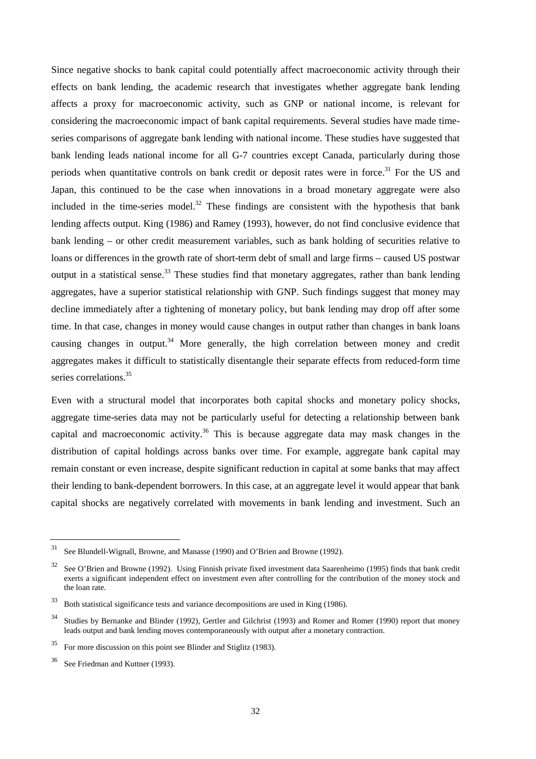Since negative shocks to bank capital could potentially affect macroeconomic activity through their effects on bank lending, the academic research that investigates whether aggregate bank lending affects a proxy for macroeconomic activity, such as GNP or national income, is relevant for considering the macroeconomic impact of bank capital requirements. Several studies have made time-series comparisons of aggregate bank lending with national income. These studies have suggested that bank lending leads national income for all G-7 countries except Canada, particularly during those periods when quantitative controls on bank credit or deposit rates were in force.[31] For the US and Japan, this continued to be the case when innovations in a broad monetary aggregate were also included in the time-series model.[32] These findings are consistent with the hypothesis that bank lending affects output. King (1986) and Ramey (1993), however, do not find conclusive evidence that bank lending – or other credit measurement variables, such as bank holding of securities relative to loans or differences in the growth rate of short-term debt of small and large firms – caused US postwar output in a statistical sense.[33] These studies find that monetary aggregates, rather than bank lending aggregates, have a superior statistical relationship with GNP. Such findings suggest that money may decline immediately after a tightening of monetary policy, but bank lending may drop off after some time. In that case, changes in money would cause changes in output rather than changes in bank loans causing changes in output.[34] More generally, the high correlation between money and credit aggregates makes it difficult to statistically disentangle their separate effects from reduced-form time series correlations.[35]

Even with a structural model that incorporates both capital shocks and monetary policy shocks, aggregate time-series data may not be particularly useful for detecting a relationship between bank capital and macroeconomic activity.[36] This is because aggregate data may mask changes in the distribution of capital holdings across banks over time. For example, aggregate bank capital may remain constant or even increase, despite significant reduction in capital at some banks that may affect their lending to bank-dependent borrowers. In this case, at an aggregate level it would appear that bank capital shocks are negatively correlated with movements in bank lending and investment. Such an

---

[31] See Blundell-Wignall, Browne, and Manasse (1990) and O'Brien and Browne (1992).

[32] See O'Brien and Browne (1992). Using Finnish private fixed investment data Saarenheimo (1995) finds that bank credit exerts a significant independent effect on investment even after controlling for the contribution of the money stock and the loan rate.

[33] Both statistical significance tests and variance decompositions are used in King (1986).

[34] Studies by Bernanke and Blinder (1992), Gertler and Gilchrist (1993) and Romer and Romer (1990) report that money leads output and bank lending moves contemporaneously with output after a monetary contraction.

[35] For more discussion on this point see Blinder and Stiglitz (1983).

[36] See Friedman and Kuttner (1993).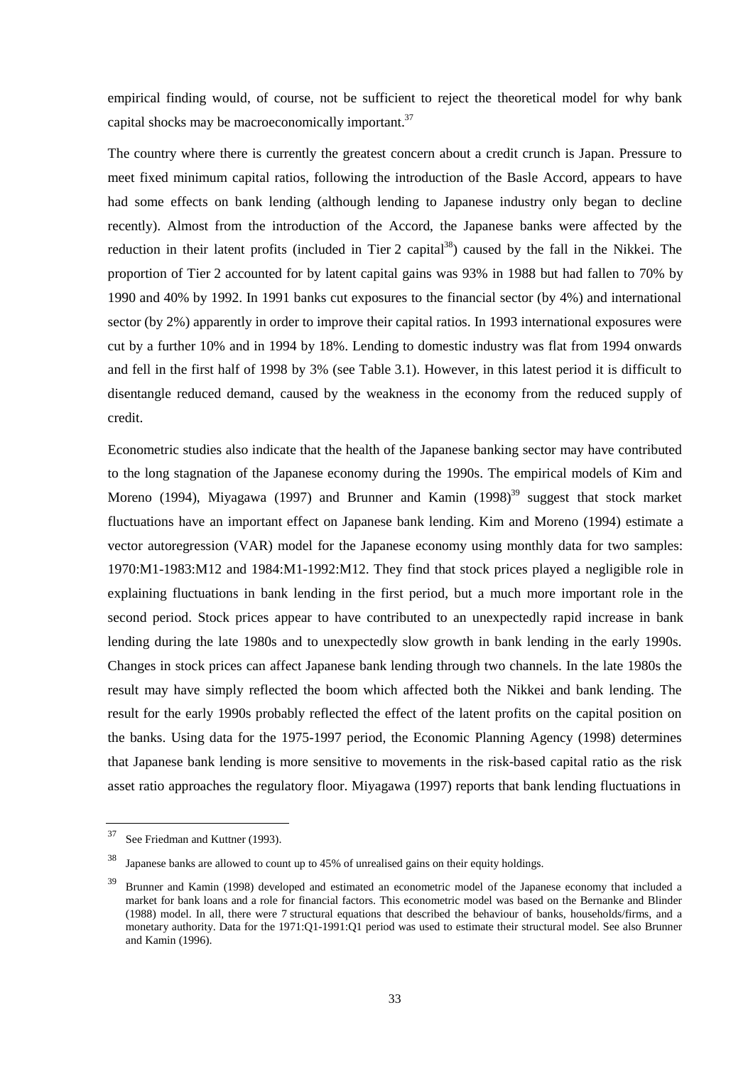empirical finding would, of course, not be sufficient to reject the theoretical model for why bank capital shocks may be macroeconomically important.[37]

The country where there is currently the greatest concern about a credit crunch is Japan. Pressure to meet fixed minimum capital ratios, following the introduction of the Basle Accord, appears to have had some effects on bank lending (although lending to Japanese industry only began to decline recently). Almost from the introduction of the Accord, the Japanese banks were affected by the reduction in their latent profits (included in Tier 2 capital[38]) caused by the fall in the Nikkei. The proportion of Tier 2 accounted for by latent capital gains was 93% in 1988 but had fallen to 70% by 1990 and 40% by 1992. In 1991 banks cut exposures to the financial sector (by 4%) and international sector (by 2%) apparently in order to improve their capital ratios. In 1993 international exposures were cut by a further 10% and in 1994 by 18%. Lending to domestic industry was flat from 1994 onwards and fell in the first half of 1998 by 3% (see Table 3.1). However, in this latest period it is difficult to disentangle reduced demand, caused by the weakness in the economy from the reduced supply of credit.

Econometric studies also indicate that the health of the Japanese banking sector may have contributed to the long stagnation of the Japanese economy during the 1990s. The empirical models of Kim and Moreno (1994), Miyagawa (1997) and Brunner and Kamin (1998)[39] suggest that stock market fluctuations have an important effect on Japanese bank lending. Kim and Moreno (1994) estimate a vector autoregression (VAR) model for the Japanese economy using monthly data for two samples: 1970:M1-1983:M12 and 1984:M1-1992:M12. They find that stock prices played a negligible role in explaining fluctuations in bank lending in the first period, but a much more important role in the second period. Stock prices appear to have contributed to an unexpectedly rapid increase in bank lending during the late 1980s and to unexpectedly slow growth in bank lending in the early 1990s. Changes in stock prices can affect Japanese bank lending through two channels. In the late 1980s the result may have simply reflected the boom which affected both the Nikkei and bank lending. The result for the early 1990s probably reflected the effect of the latent profits on the capital position on the banks. Using data for the 1975-1997 period, the Economic Planning Agency (1998) determines that Japanese bank lending is more sensitive to movements in the risk-based capital ratio as the risk asset ratio approaches the regulatory floor. Miyagawa (1997) reports that bank lending fluctuations in

---

[37] See Friedman and Kuttner (1993).

[38] Japanese banks are allowed to count up to 45% of unrealised gains on their equity holdings.

[39] Brunner and Kamin (1998) developed and estimated an econometric model of the Japanese economy that included a market for bank loans and a role for financial factors. This econometric model was based on the Bernanke and Blinder (1988) model. In all, there were 7 structural equations that described the behaviour of banks, households/firms, and a monetary authority. Data for the 1971:Q1-1991:Q1 period was used to estimate their structural model. See also Brunner and Kamin (1996).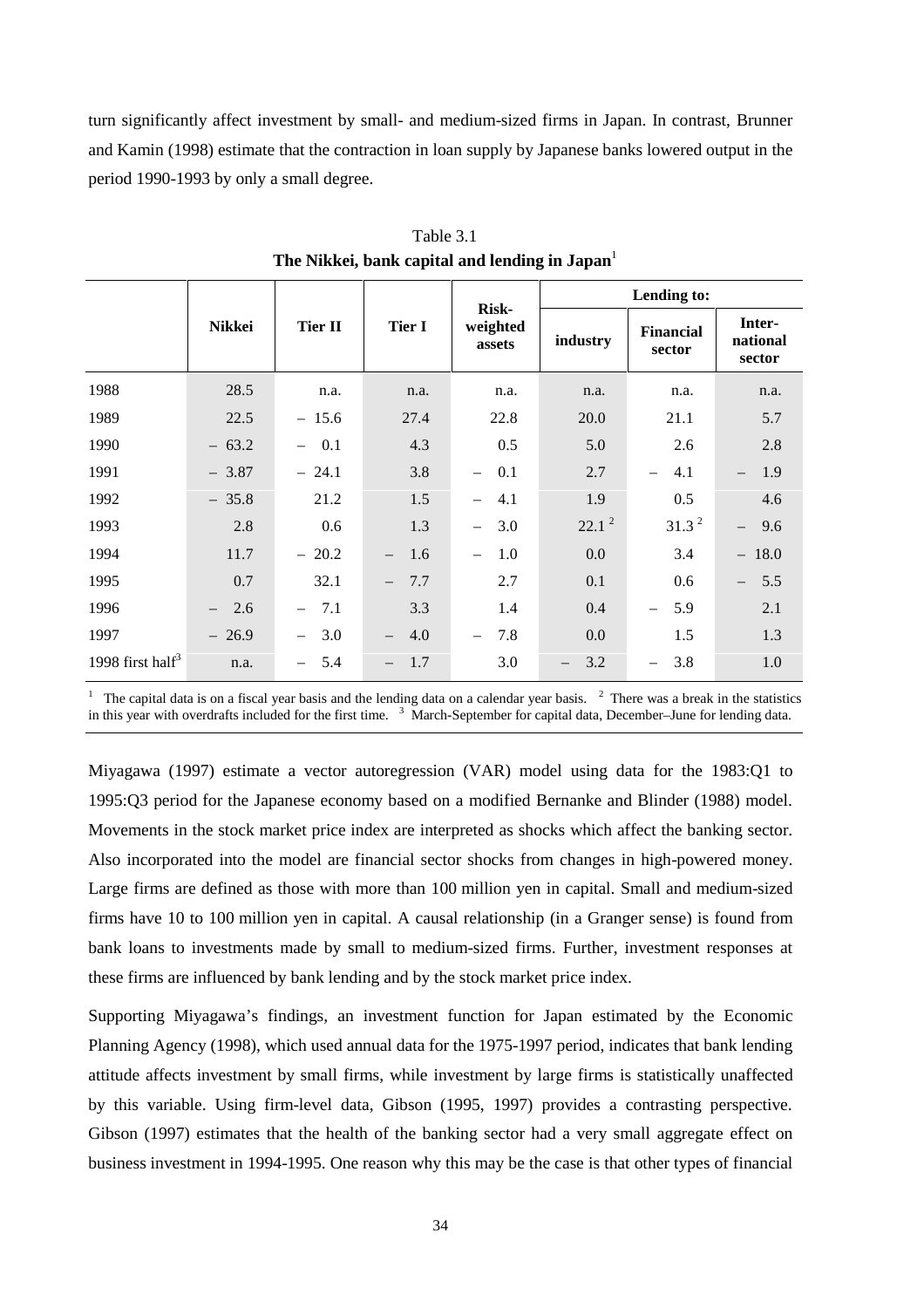turn significantly affect investment by small- and medium-sized firms in Japan. In contrast, Brunner and Kamin (1998) estimate that the contraction in loan supply by Japanese banks lowered output in the period 1990-1993 by only a small degree.

Table 3.1
**The Nikkei, bank capital and lending in Japan**[1]

| | Nikkei | Tier II | Tier I | Risk-weighted assets | Lending to: | | |
|---|---|---|---|---|---|---|---|
| | | | | | industry | Financial sector | Inter-national sector |
| 1988 | 28.5 | n.a. | n.a. | n.a. | n.a. | n.a. | n.a. |
| 1989 | 22.5 | – 15.6 | 27.4 | 22.8 | 20.0 | 21.1 | 5.7 |
| 1990 | – 63.2 | – 0.1 | 4.3 | 0.5 | 5.0 | 2.6 | 2.8 |
| 1991 | – 3.87 | – 24.1 | 3.8 | – 0.1 | 2.7 | – 4.1 | – 1.9 |
| 1992 | – 35.8 | 21.2 | 1.5 | – 4.1 | 1.9 | 0.5 | 4.6 |
| 1993 | 2.8 | 0.6 | 1.3 | – 3.0 | 22.1 [2] | 31.3 [2] | – 9.6 |
| 1994 | 11.7 | – 20.2 | – 1.6 | – 1.0 | 0.0 | 3.4 | – 18.0 |
| 1995 | 0.7 | 32.1 | – 7.7 | 2.7 | 0.1 | 0.6 | – 5.5 |
| 1996 | – 2.6 | – 7.1 | 3.3 | 1.4 | 0.4 | – 5.9 | 2.1 |
| 1997 | – 26.9 | – 3.0 | – 4.0 | – 7.8 | 0.0 | 1.5 | 1.3 |
| 1998 first half[3] | n.a. | – 5.4 | – 1.7 | 3.0 | – 3.2 | – 3.8 | 1.0 |

[1] The capital data is on a fiscal year basis and the lending data on a calendar year basis. [2] There was a break in the statistics in this year with overdrafts included for the first time. [3] March-September for capital data, December–June for lending data.

Miyagawa (1997) estimate a vector autoregression (VAR) model using data for the 1983:Q1 to 1995:Q3 period for the Japanese economy based on a modified Bernanke and Blinder (1988) model. Movements in the stock market price index are interpreted as shocks which affect the banking sector. Also incorporated into the model are financial sector shocks from changes in high-powered money. Large firms are defined as those with more than 100 million yen in capital. Small and medium-sized firms have 10 to 100 million yen in capital. A causal relationship (in a Granger sense) is found from bank loans to investments made by small to medium-sized firms. Further, investment responses at these firms are influenced by bank lending and by the stock market price index.

Supporting Miyagawa's findings, an investment function for Japan estimated by the Economic Planning Agency (1998), which used annual data for the 1975-1997 period, indicates that bank lending attitude affects investment by small firms, while investment by large firms is statistically unaffected by this variable. Using firm-level data, Gibson (1995, 1997) provides a contrasting perspective. Gibson (1997) estimates that the health of the banking sector had a very small aggregate effect on business investment in 1994-1995. One reason why this may be the case is that other types of financial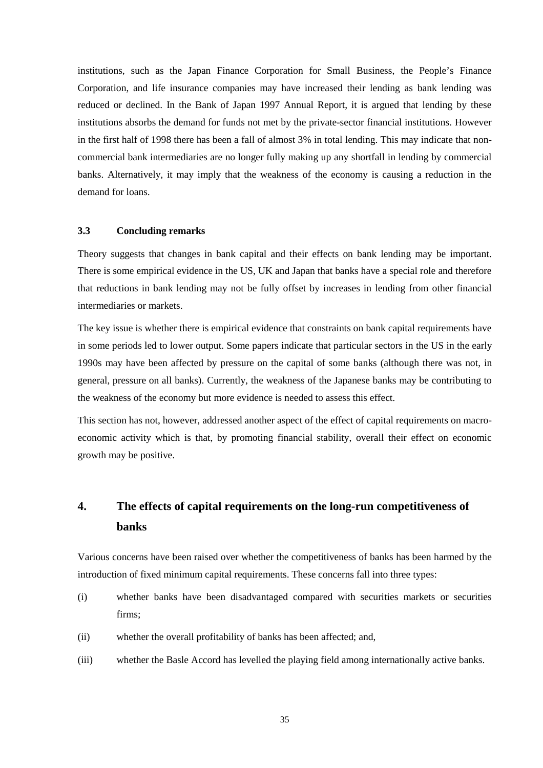institutions, such as the Japan Finance Corporation for Small Business, the People's Finance Corporation, and life insurance companies may have increased their lending as bank lending was reduced or declined. In the Bank of Japan 1997 Annual Report, it is argued that lending by these institutions absorbs the demand for funds not met by the private-sector financial institutions. However in the first half of 1998 there has been a fall of almost 3% in total lending. This may indicate that non-commercial bank intermediaries are no longer fully making up any shortfall in lending by commercial banks. Alternatively, it may imply that the weakness of the economy is causing a reduction in the demand for loans.

### 3.3 Concluding remarks

Theory suggests that changes in bank capital and their effects on bank lending may be important. There is some empirical evidence in the US, UK and Japan that banks have a special role and therefore that reductions in bank lending may not be fully offset by increases in lending from other financial intermediaries or markets.

The key issue is whether there is empirical evidence that constraints on bank capital requirements have in some periods led to lower output. Some papers indicate that particular sectors in the US in the early 1990s may have been affected by pressure on the capital of some banks (although there was not, in general, pressure on all banks). Currently, the weakness of the Japanese banks may be contributing to the weakness of the economy but more evidence is needed to assess this effect.

This section has not, however, addressed another aspect of the effect of capital requirements on macro-economic activity which is that, by promoting financial stability, overall their effect on economic growth may be positive.

## 4. The effects of capital requirements on the long-run competitiveness of banks

Various concerns have been raised over whether the competitiveness of banks has been harmed by the introduction of fixed minimum capital requirements. These concerns fall into three types:

(i) whether banks have been disadvantaged compared with securities markets or securities firms;

(ii) whether the overall profitability of banks has been affected; and,

(iii) whether the Basle Accord has levelled the playing field among internationally active banks.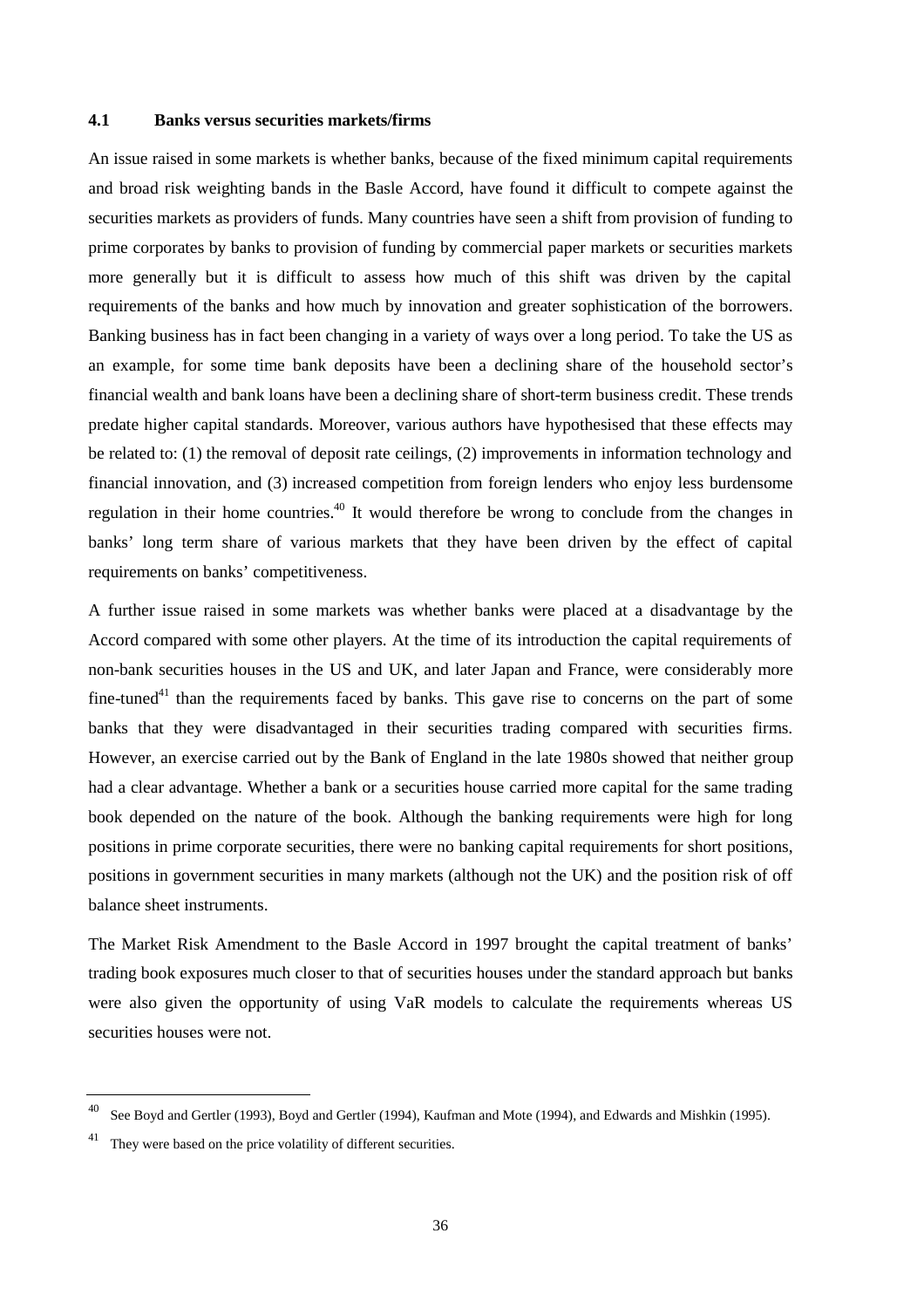### 4.1 Banks versus securities markets/firms

An issue raised in some markets is whether banks, because of the fixed minimum capital requirements and broad risk weighting bands in the Basle Accord, have found it difficult to compete against the securities markets as providers of funds. Many countries have seen a shift from provision of funding to prime corporates by banks to provision of funding by commercial paper markets or securities markets more generally but it is difficult to assess how much of this shift was driven by the capital requirements of the banks and how much by innovation and greater sophistication of the borrowers. Banking business has in fact been changing in a variety of ways over a long period. To take the US as an example, for some time bank deposits have been a declining share of the household sector's financial wealth and bank loans have been a declining share of short-term business credit. These trends predate higher capital standards. Moreover, various authors have hypothesised that these effects may be related to: (1) the removal of deposit rate ceilings, (2) improvements in information technology and financial innovation, and (3) increased competition from foreign lenders who enjoy less burdensome regulation in their home countries.[40] It would therefore be wrong to conclude from the changes in banks' long term share of various markets that they have been driven by the effect of capital requirements on banks' competitiveness.

A further issue raised in some markets was whether banks were placed at a disadvantage by the Accord compared with some other players. At the time of its introduction the capital requirements of non-bank securities houses in the US and UK, and later Japan and France, were considerably more fine-tuned[41] than the requirements faced by banks. This gave rise to concerns on the part of some banks that they were disadvantaged in their securities trading compared with securities firms. However, an exercise carried out by the Bank of England in the late 1980s showed that neither group had a clear advantage. Whether a bank or a securities house carried more capital for the same trading book depended on the nature of the book. Although the banking requirements were high for long positions in prime corporate securities, there were no banking capital requirements for short positions, positions in government securities in many markets (although not the UK) and the position risk of off balance sheet instruments.

The Market Risk Amendment to the Basle Accord in 1997 brought the capital treatment of banks' trading book exposures much closer to that of securities houses under the standard approach but banks were also given the opportunity of using VaR models to calculate the requirements whereas US securities houses were not.

---

[40] See Boyd and Gertler (1993), Boyd and Gertler (1994), Kaufman and Mote (1994), and Edwards and Mishkin (1995).

[41] They were based on the price volatility of different securities.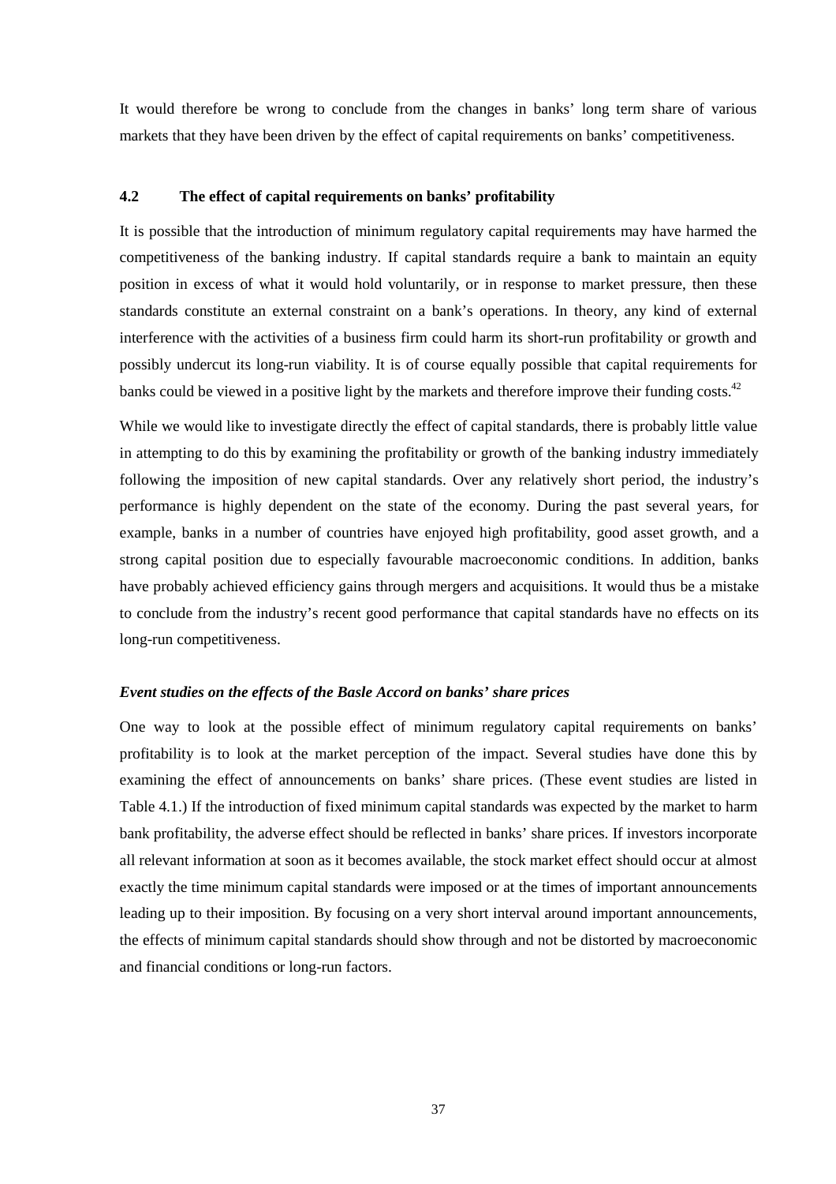It would therefore be wrong to conclude from the changes in banks' long term share of various markets that they have been driven by the effect of capital requirements on banks' competitiveness.

### 4.2 The effect of capital requirements on banks' profitability

It is possible that the introduction of minimum regulatory capital requirements may have harmed the competitiveness of the banking industry. If capital standards require a bank to maintain an equity position in excess of what it would hold voluntarily, or in response to market pressure, then these standards constitute an external constraint on a bank's operations. In theory, any kind of external interference with the activities of a business firm could harm its short-run profitability or growth and possibly undercut its long-run viability. It is of course equally possible that capital requirements for banks could be viewed in a positive light by the markets and therefore improve their funding costs.[42]

While we would like to investigate directly the effect of capital standards, there is probably little value in attempting to do this by examining the profitability or growth of the banking industry immediately following the imposition of new capital standards. Over any relatively short period, the industry's performance is highly dependent on the state of the economy. During the past several years, for example, banks in a number of countries have enjoyed high profitability, good asset growth, and a strong capital position due to especially favourable macroeconomic conditions. In addition, banks have probably achieved efficiency gains through mergers and acquisitions. It would thus be a mistake to conclude from the industry's recent good performance that capital standards have no effects on its long-run competitiveness.

#### *Event studies on the effects of the Basle Accord on banks' share prices*

One way to look at the possible effect of minimum regulatory capital requirements on banks' profitability is to look at the market perception of the impact. Several studies have done this by examining the effect of announcements on banks' share prices. (These event studies are listed in Table 4.1.) If the introduction of fixed minimum capital standards was expected by the market to harm bank profitability, the adverse effect should be reflected in banks' share prices. If investors incorporate all relevant information at soon as it becomes available, the stock market effect should occur at almost exactly the time minimum capital standards were imposed or at the times of important announcements leading up to their imposition. By focusing on a very short interval around important announcements, the effects of minimum capital standards should show through and not be distorted by macroeconomic and financial conditions or long-run factors.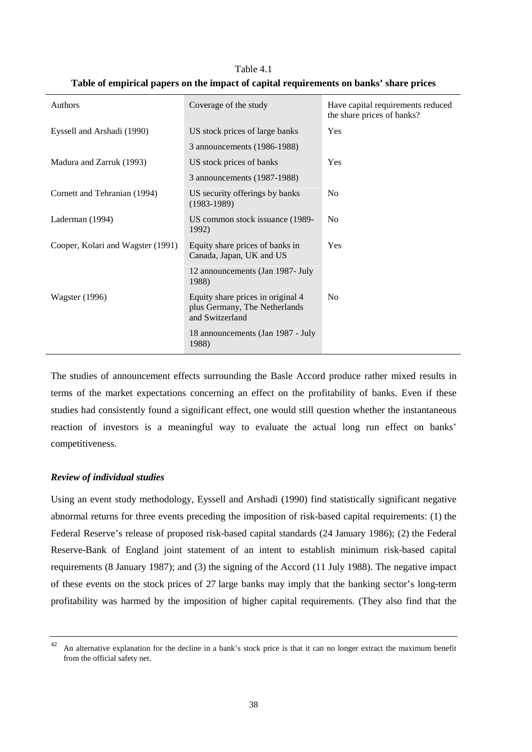Table 4.1

**Table of empirical papers on the impact of capital requirements on banks' share prices**

| Authors | Coverage of the study | Have capital requirements reduced the share prices of banks? |
|---|---|---|
| Eyssell and Arshadi (1990) | US stock prices of large banks<br>3 announcements (1986-1988) | Yes |
| Madura and Zarruk (1993) | US stock prices of banks<br>3 announcements (1987-1988) | Yes |
| Cornett and Tehranian (1994) | US security offerings by banks (1983-1989) | No |
| Laderman (1994) | US common stock issuance (1989-1992) | No |
| Cooper, Kolari and Wagster (1991) | Equity share prices of banks in Canada, Japan, UK and US<br>12 announcements (Jan 1987- July 1988) | Yes |
| Wagster (1996) | Equity share prices in original 4 plus Germany, The Netherlands and Switzerland<br>18 announcements (Jan 1987 - July 1988) | No |

The studies of announcement effects surrounding the Basle Accord produce rather mixed results in terms of the market expectations concerning an effect on the profitability of banks. Even if these studies had consistently found a significant effect, one would still question whether the instantaneous reaction of investors is a meaningful way to evaluate the actual long run effect on banks' competitiveness.

### *Review of individual studies*

Using an event study methodology, Eyssell and Arshadi (1990) find statistically significant negative abnormal returns for three events preceding the imposition of risk-based capital requirements: (1) the Federal Reserve's release of proposed risk-based capital standards (24 January 1986); (2) the Federal Reserve-Bank of England joint statement of an intent to establish minimum risk-based capital requirements (8 January 1987); and (3) the signing of the Accord (11 July 1988). The negative impact of these events on the stock prices of 27 large banks may imply that the banking sector's long-term profitability was harmed by the imposition of higher capital requirements. (They also find that the

---

[42] An alternative explanation for the decline in a bank's stock price is that it can no longer extract the maximum benefit from the official safety net.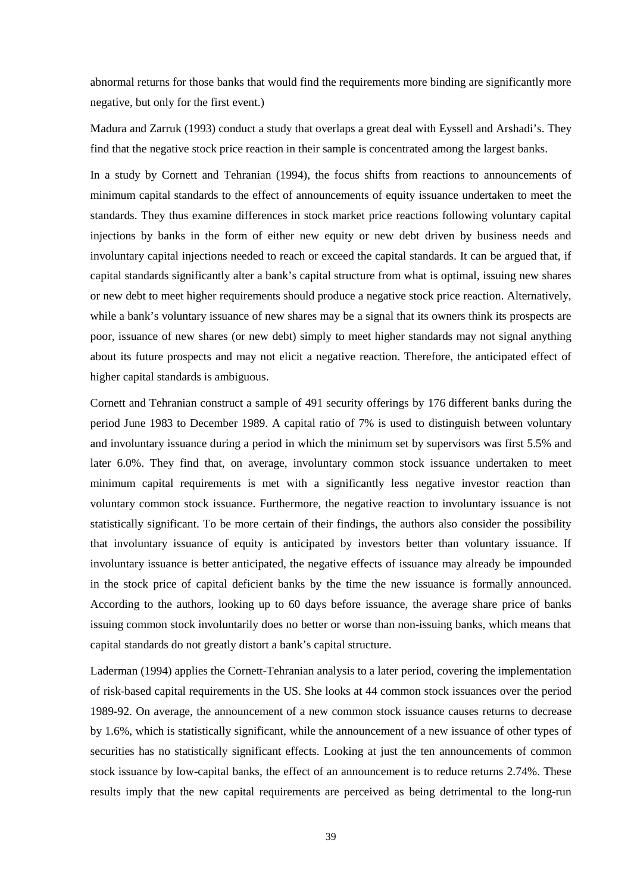abnormal returns for those banks that would find the requirements more binding are significantly more negative, but only for the first event.)

Madura and Zarruk (1993) conduct a study that overlaps a great deal with Eyssell and Arshadi's. They find that the negative stock price reaction in their sample is concentrated among the largest banks.

In a study by Cornett and Tehranian (1994), the focus shifts from reactions to announcements of minimum capital standards to the effect of announcements of equity issuance undertaken to meet the standards. They thus examine differences in stock market price reactions following voluntary capital injections by banks in the form of either new equity or new debt driven by business needs and involuntary capital injections needed to reach or exceed the capital standards. It can be argued that, if capital standards significantly alter a bank's capital structure from what is optimal, issuing new shares or new debt to meet higher requirements should produce a negative stock price reaction. Alternatively, while a bank's voluntary issuance of new shares may be a signal that its owners think its prospects are poor, issuance of new shares (or new debt) simply to meet higher standards may not signal anything about its future prospects and may not elicit a negative reaction. Therefore, the anticipated effect of higher capital standards is ambiguous.

Cornett and Tehranian construct a sample of 491 security offerings by 176 different banks during the period June 1983 to December 1989. A capital ratio of 7% is used to distinguish between voluntary and involuntary issuance during a period in which the minimum set by supervisors was first 5.5% and later 6.0%. They find that, on average, involuntary common stock issuance undertaken to meet minimum capital requirements is met with a significantly less negative investor reaction than voluntary common stock issuance. Furthermore, the negative reaction to involuntary issuance is not statistically significant. To be more certain of their findings, the authors also consider the possibility that involuntary issuance of equity is anticipated by investors better than voluntary issuance. If involuntary issuance is better anticipated, the negative effects of issuance may already be impounded in the stock price of capital deficient banks by the time the new issuance is formally announced. According to the authors, looking up to 60 days before issuance, the average share price of banks issuing common stock involuntarily does no better or worse than non-issuing banks, which means that capital standards do not greatly distort a bank's capital structure.

Laderman (1994) applies the Cornett-Tehranian analysis to a later period, covering the implementation of risk-based capital requirements in the US. She looks at 44 common stock issuances over the period 1989-92. On average, the announcement of a new common stock issuance causes returns to decrease by 1.6%, which is statistically significant, while the announcement of a new issuance of other types of securities has no statistically significant effects. Looking at just the ten announcements of common stock issuance by low-capital banks, the effect of an announcement is to reduce returns 2.74%. These results imply that the new capital requirements are perceived as being detrimental to the long-run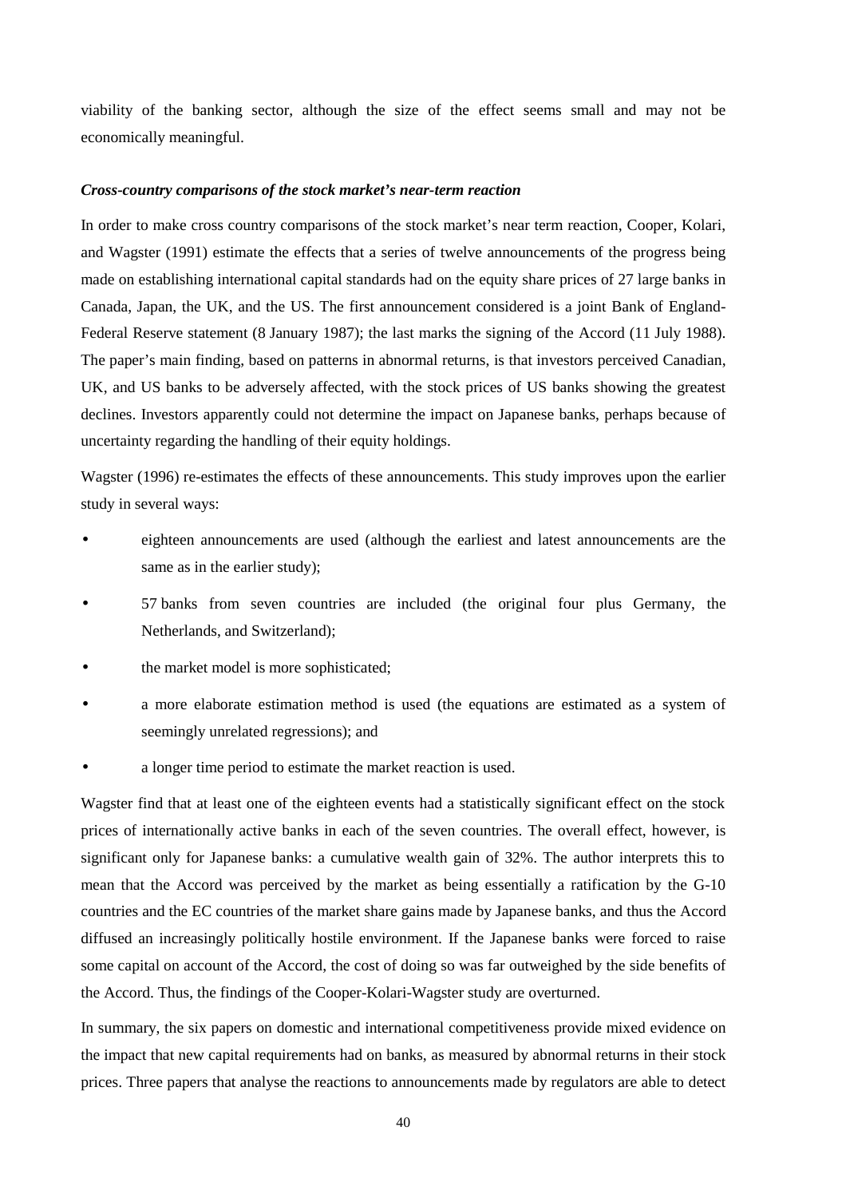viability of the banking sector, although the size of the effect seems small and may not be economically meaningful.

***Cross-country comparisons of the stock market's near-term reaction***

In order to make cross country comparisons of the stock market's near term reaction, Cooper, Kolari, and Wagster (1991) estimate the effects that a series of twelve announcements of the progress being made on establishing international capital standards had on the equity share prices of 27 large banks in Canada, Japan, the UK, and the US. The first announcement considered is a joint Bank of England-Federal Reserve statement (8 January 1987); the last marks the signing of the Accord (11 July 1988). The paper's main finding, based on patterns in abnormal returns, is that investors perceived Canadian, UK, and US banks to be adversely affected, with the stock prices of US banks showing the greatest declines. Investors apparently could not determine the impact on Japanese banks, perhaps because of uncertainty regarding the handling of their equity holdings.

Wagster (1996) re-estimates the effects of these announcements. This study improves upon the earlier study in several ways:

- eighteen announcements are used (although the earliest and latest announcements are the same as in the earlier study);
- 57 banks from seven countries are included (the original four plus Germany, the Netherlands, and Switzerland);
- the market model is more sophisticated;
- a more elaborate estimation method is used (the equations are estimated as a system of seemingly unrelated regressions); and
- a longer time period to estimate the market reaction is used.

Wagster find that at least one of the eighteen events had a statistically significant effect on the stock prices of internationally active banks in each of the seven countries. The overall effect, however, is significant only for Japanese banks: a cumulative wealth gain of 32%. The author interprets this to mean that the Accord was perceived by the market as being essentially a ratification by the G-10 countries and the EC countries of the market share gains made by Japanese banks, and thus the Accord diffused an increasingly politically hostile environment. If the Japanese banks were forced to raise some capital on account of the Accord, the cost of doing so was far outweighed by the side benefits of the Accord. Thus, the findings of the Cooper-Kolari-Wagster study are overturned.

In summary, the six papers on domestic and international competitiveness provide mixed evidence on the impact that new capital requirements had on banks, as measured by abnormal returns in their stock prices. Three papers that analyse the reactions to announcements made by regulators are able to detect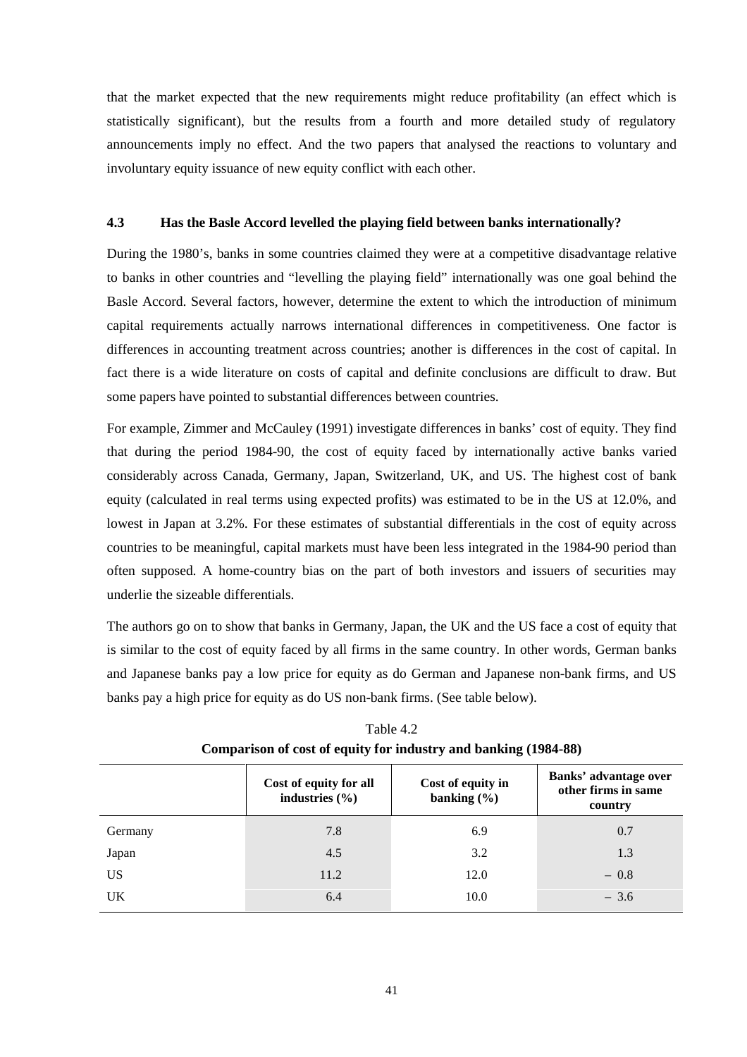that the market expected that the new requirements might reduce profitability (an effect which is statistically significant), but the results from a fourth and more detailed study of regulatory announcements imply no effect. And the two papers that analysed the reactions to voluntary and involuntary equity issuance of new equity conflict with each other.

### 4.3 Has the Basle Accord levelled the playing field between banks internationally?

During the 1980's, banks in some countries claimed they were at a competitive disadvantage relative to banks in other countries and "levelling the playing field" internationally was one goal behind the Basle Accord. Several factors, however, determine the extent to which the introduction of minimum capital requirements actually narrows international differences in competitiveness. One factor is differences in accounting treatment across countries; another is differences in the cost of capital. In fact there is a wide literature on costs of capital and definite conclusions are difficult to draw. But some papers have pointed to substantial differences between countries.

For example, Zimmer and McCauley (1991) investigate differences in banks' cost of equity. They find that during the period 1984-90, the cost of equity faced by internationally active banks varied considerably across Canada, Germany, Japan, Switzerland, UK, and US. The highest cost of bank equity (calculated in real terms using expected profits) was estimated to be in the US at 12.0%, and lowest in Japan at 3.2%. For these estimates of substantial differentials in the cost of equity across countries to be meaningful, capital markets must have been less integrated in the 1984-90 period than often supposed. A home-country bias on the part of both investors and issuers of securities may underlie the sizeable differentials.

The authors go on to show that banks in Germany, Japan, the UK and the US face a cost of equity that is similar to the cost of equity faced by all firms in the same country. In other words, German banks and Japanese banks pay a low price for equity as do German and Japanese non-bank firms, and US banks pay a high price for equity as do US non-bank firms. (See table below).

Table 4.2
**Comparison of cost of equity for industry and banking (1984-88)**

| | Cost of equity for all industries (%) | Cost of equity in banking (%) | Banks' advantage over other firms in same country |
|---|---|---|---|
| Germany | 7.8 | 6.9 | 0.7 |
| Japan | 4.5 | 3.2 | 1.3 |
| US | 11.2 | 12.0 | – 0.8 |
| UK | 6.4 | 10.0 | – 3.6 |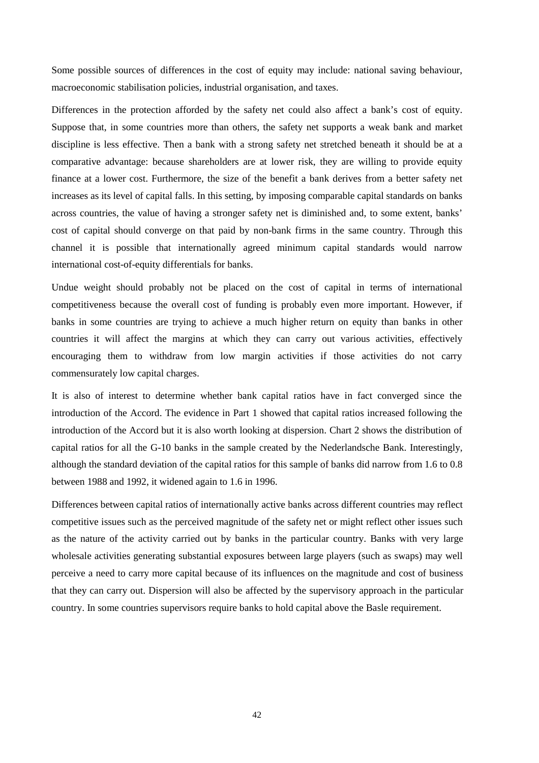Some possible sources of differences in the cost of equity may include: national saving behaviour, macroeconomic stabilisation policies, industrial organisation, and taxes.

Differences in the protection afforded by the safety net could also affect a bank's cost of equity. Suppose that, in some countries more than others, the safety net supports a weak bank and market discipline is less effective. Then a bank with a strong safety net stretched beneath it should be at a comparative advantage: because shareholders are at lower risk, they are willing to provide equity finance at a lower cost. Furthermore, the size of the benefit a bank derives from a better safety net increases as its level of capital falls. In this setting, by imposing comparable capital standards on banks across countries, the value of having a stronger safety net is diminished and, to some extent, banks' cost of capital should converge on that paid by non-bank firms in the same country. Through this channel it is possible that internationally agreed minimum capital standards would narrow international cost-of-equity differentials for banks.

Undue weight should probably not be placed on the cost of capital in terms of international competitiveness because the overall cost of funding is probably even more important. However, if banks in some countries are trying to achieve a much higher return on equity than banks in other countries it will affect the margins at which they can carry out various activities, effectively encouraging them to withdraw from low margin activities if those activities do not carry commensurately low capital charges.

It is also of interest to determine whether bank capital ratios have in fact converged since the introduction of the Accord. The evidence in Part 1 showed that capital ratios increased following the introduction of the Accord but it is also worth looking at dispersion. Chart 2 shows the distribution of capital ratios for all the G-10 banks in the sample created by the Nederlandsche Bank. Interestingly, although the standard deviation of the capital ratios for this sample of banks did narrow from 1.6 to 0.8 between 1988 and 1992, it widened again to 1.6 in 1996.

Differences between capital ratios of internationally active banks across different countries may reflect competitive issues such as the perceived magnitude of the safety net or might reflect other issues such as the nature of the activity carried out by banks in the particular country. Banks with very large wholesale activities generating substantial exposures between large players (such as swaps) may well perceive a need to carry more capital because of its influences on the magnitude and cost of business that they can carry out. Dispersion will also be affected by the supervisory approach in the particular country. In some countries supervisors require banks to hold capital above the Basle requirement.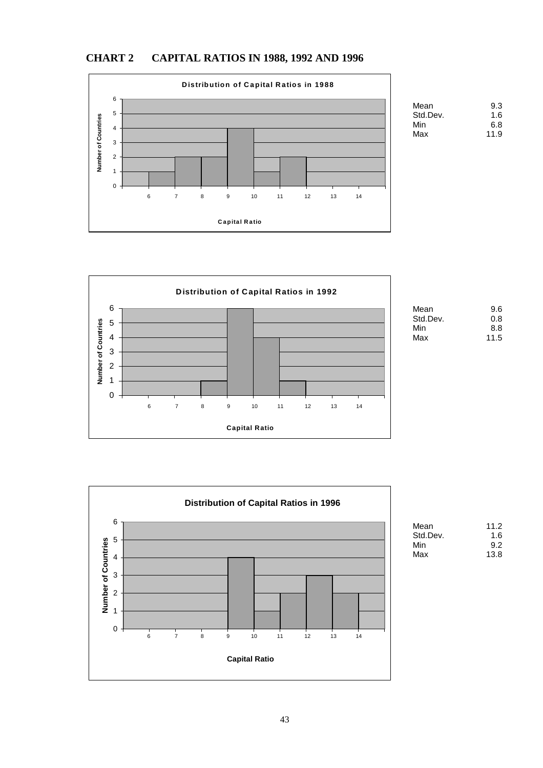## CHART 2 CAPITAL RATIOS IN 1988, 1992 AND 1996

**Distribution of Capital Ratios in 1988**

| | |
|---|---|
| Mean | 9.3 |
| Std.Dev. | 1.6 |
| Min | 6.8 |
| Max | 11.9 |

**Distribution of Capital Ratios in 1992**

| | |
|---|---|
| Mean | 9.6 |
| Std.Dev. | 0.8 |
| Min | 8.8 |
| Max | 11.5 |

**Distribution of Capital Ratios in 1996**

| | |
|---|---|
| Mean | 11.2 |
| Std.Dev. | 1.6 |
| Min | 9.2 |
| Max | 13.8 |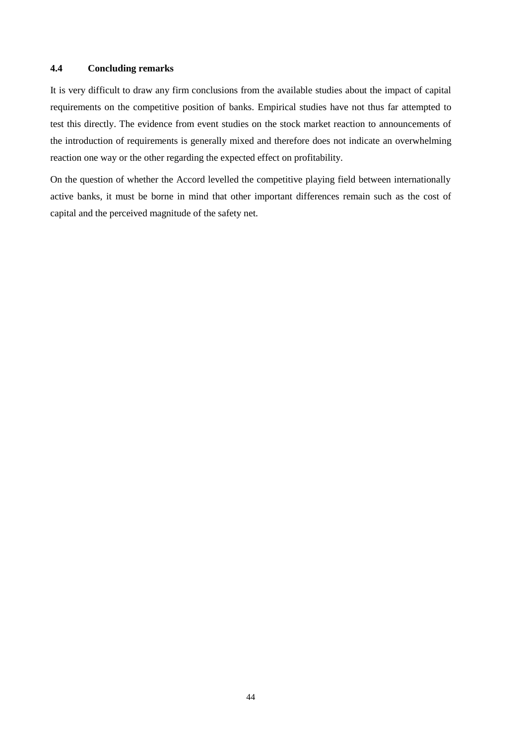### 4.4 Concluding remarks

It is very difficult to draw any firm conclusions from the available studies about the impact of capital requirements on the competitive position of banks. Empirical studies have not thus far attempted to test this directly. The evidence from event studies on the stock market reaction to announcements of the introduction of requirements is generally mixed and therefore does not indicate an overwhelming reaction one way or the other regarding the expected effect on profitability.

On the question of whether the Accord levelled the competitive playing field between internationally active banks, it must be borne in mind that other important differences remain such as the cost of capital and the perceived magnitude of the safety net.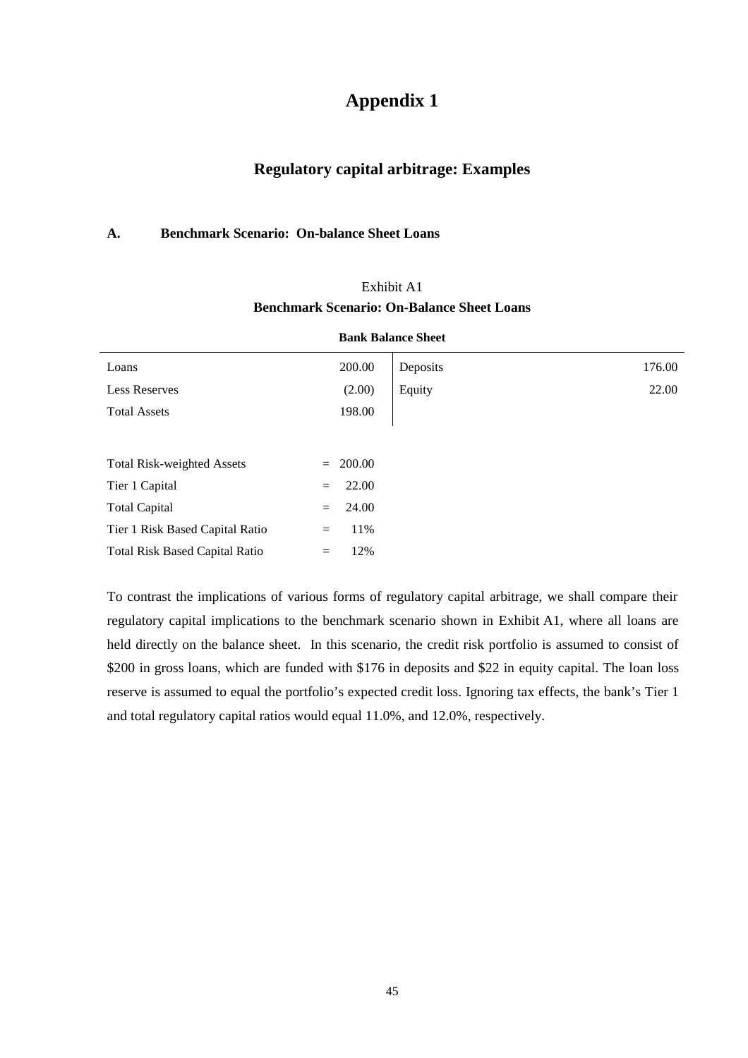# Appendix 1

## Regulatory capital arbitrage: Examples

### A. Benchmark Scenario: On-balance Sheet Loans

Exhibit A1

**Benchmark Scenario: On-Balance Sheet Loans**

**Bank Balance Sheet**

| | | | |
|---|---|---|---|
| Loans | 200.00 | Deposits | 176.00 |
| Less Reserves | (2.00) | Equity | 22.00 |
| Total Assets | 198.00 | | |

| | | |
|---|---|---|
| Total Risk-weighted Assets | = | 200.00 |
| Tier 1 Capital | = | 22.00 |
| Total Capital | = | 24.00 |
| Tier 1 Risk Based Capital Ratio | = | 11% |
| Total Risk Based Capital Ratio | = | 12% |

To contrast the implications of various forms of regulatory capital arbitrage, we shall compare their regulatory capital implications to the benchmark scenario shown in Exhibit A1, where all loans are held directly on the balance sheet. In this scenario, the credit risk portfolio is assumed to consist of $200 in gross loans, which are funded with $176 in deposits and $22 in equity capital. The loan loss reserve is assumed to equal the portfolio's expected credit loss. Ignoring tax effects, the bank's Tier 1 and total regulatory capital ratios would equal 11.0%, and 12.0%, respectively.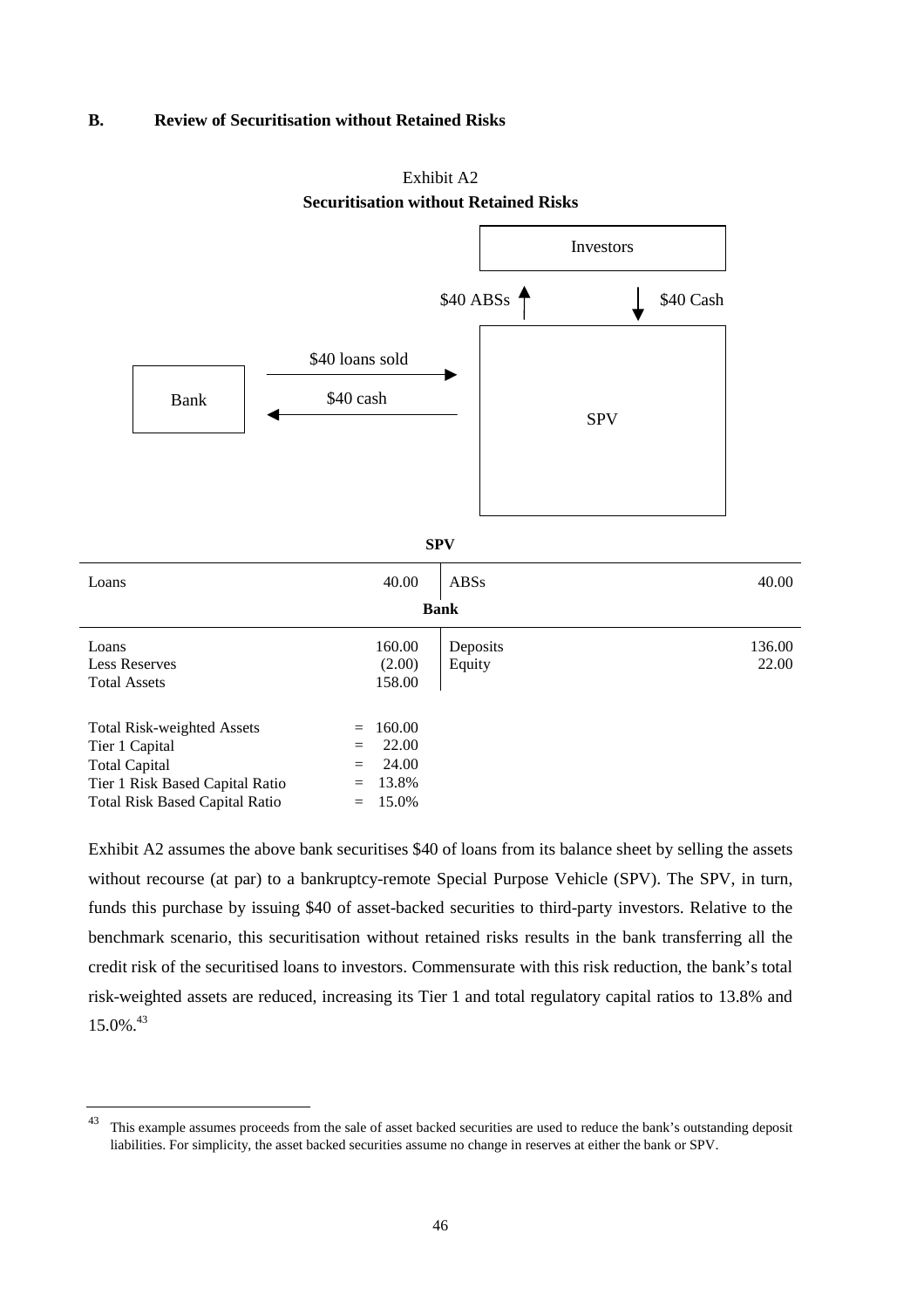### B. Review of Securitisation without Retained Risks

Exhibit A2
**Securitisation without Retained Risks**

Investors

\$40 ABSs ↑ ↓ \$40 Cash

Bank — \$40 loans sold → SPV

Bank ← \$40 cash — SPV

**SPV**

| | | | |
|---|---|---|---|
| Loans | 40.00 | ABSs | 40.00 |

**Bank**

| | | | |
|---|---|---|---|
| Loans | 160.00 | Deposits | 136.00 |
| Less Reserves | (2.00) | Equity | 22.00 |
| Total Assets | 158.00 | | |

| | |
|---|---|
| Total Risk-weighted Assets | = 160.00 |
| Tier 1 Capital | = 22.00 |
| Total Capital | = 24.00 |
| Tier 1 Risk Based Capital Ratio | = 13.8% |
| Total Risk Based Capital Ratio | = 15.0% |

Exhibit A2 assumes the above bank securitises \$40 of loans from its balance sheet by selling the assets without recourse (at par) to a bankruptcy-remote Special Purpose Vehicle (SPV). The SPV, in turn, funds this purchase by issuing \$40 of asset-backed securities to third-party investors. Relative to the benchmark scenario, this securitisation without retained risks results in the bank transferring all the credit risk of the securitised loans to investors. Commensurate with this risk reduction, the bank's total risk-weighted assets are reduced, increasing its Tier 1 and total regulatory capital ratios to 13.8% and 15.0%.[43]

[43] This example assumes proceeds from the sale of asset backed securities are used to reduce the bank's outstanding deposit liabilities. For simplicity, the asset backed securities assume no change in reserves at either the bank or SPV.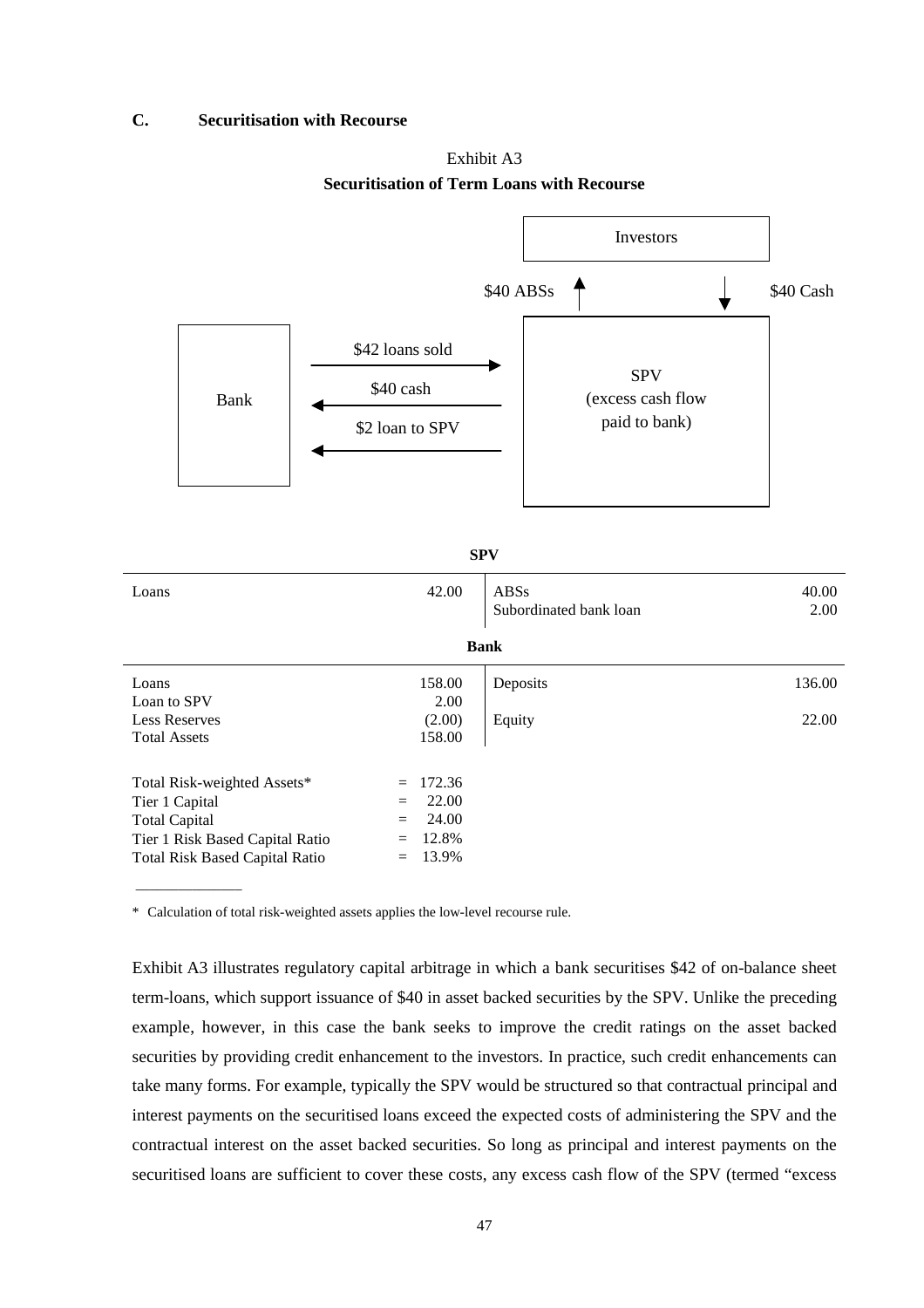### C. Securitisation with Recourse

Exhibit A3

**Securitisation of Term Loans with Recourse**

Investors

$40 ABSs ↑ ↓ $40 Cash

Bank → $42 loans sold → SPV (excess cash flow paid to bank)

Bank ← $40 cash ← SPV

Bank ← $2 loan to SPV ← SPV

**SPV**

| | | | |
|---|---|---|---|
| Loans | 42.00 | ABSs | 40.00 |
| | | Subordinated bank loan | 2.00 |

**Bank**

| | | | |
|---|---|---|---|
| Loans | 158.00 | Deposits | 136.00 |
| Loan to SPV | 2.00 | | |
| Less Reserves | (2.00) | Equity | 22.00 |
| Total Assets | 158.00 | | |

| | | |
|---|---|---|
| Total Risk-weighted Assets* | = | 172.36 |
| Tier 1 Capital | = | 22.00 |
| Total Capital | = | 24.00 |
| Tier 1 Risk Based Capital Ratio | = | 12.8% |
| Total Risk Based Capital Ratio | = | 13.9% |

\* Calculation of total risk-weighted assets applies the low-level recourse rule.

Exhibit A3 illustrates regulatory capital arbitrage in which a bank securitises $42 of on-balance sheet term-loans, which support issuance of $40 in asset backed securities by the SPV. Unlike the preceding example, however, in this case the bank seeks to improve the credit ratings on the asset backed securities by providing credit enhancement to the investors. In practice, such credit enhancements can take many forms. For example, typically the SPV would be structured so that contractual principal and interest payments on the securitised loans exceed the expected costs of administering the SPV and the contractual interest on the asset backed securities. So long as principal and interest payments on the securitised loans are sufficient to cover these costs, any excess cash flow of the SPV (termed "excess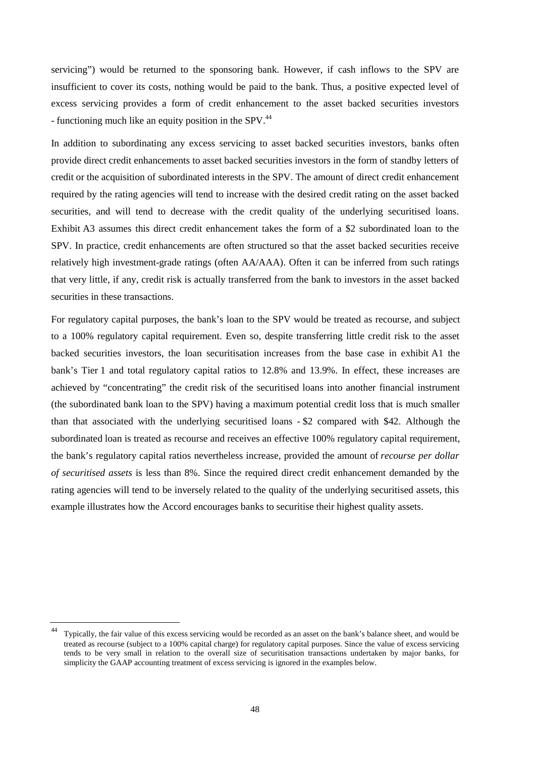servicing") would be returned to the sponsoring bank. However, if cash inflows to the SPV are insufficient to cover its costs, nothing would be paid to the bank. Thus, a positive expected level of excess servicing provides a form of credit enhancement to the asset backed securities investors - functioning much like an equity position in the SPV.[44]

In addition to subordinating any excess servicing to asset backed securities investors, banks often provide direct credit enhancements to asset backed securities investors in the form of standby letters of credit or the acquisition of subordinated interests in the SPV. The amount of direct credit enhancement required by the rating agencies will tend to increase with the desired credit rating on the asset backed securities, and will tend to decrease with the credit quality of the underlying securitised loans. Exhibit A3 assumes this direct credit enhancement takes the form of a $2 subordinated loan to the SPV. In practice, credit enhancements are often structured so that the asset backed securities receive relatively high investment-grade ratings (often AA/AAA). Often it can be inferred from such ratings that very little, if any, credit risk is actually transferred from the bank to investors in the asset backed securities in these transactions.

For regulatory capital purposes, the bank's loan to the SPV would be treated as recourse, and subject to a 100% regulatory capital requirement. Even so, despite transferring little credit risk to the asset backed securities investors, the loan securitisation increases from the base case in exhibit A1 the bank's Tier 1 and total regulatory capital ratios to 12.8% and 13.9%. In effect, these increases are achieved by "concentrating" the credit risk of the securitised loans into another financial instrument (the subordinated bank loan to the SPV) having a maximum potential credit loss that is much smaller than that associated with the underlying securitised loans - $2 compared with $42. Although the subordinated loan is treated as recourse and receives an effective 100% regulatory capital requirement, the bank's regulatory capital ratios nevertheless increase, provided the amount of *recourse per dollar of securitised assets* is less than 8%. Since the required direct credit enhancement demanded by the rating agencies will tend to be inversely related to the quality of the underlying securitised assets, this example illustrates how the Accord encourages banks to securitise their highest quality assets.

---

[44] Typically, the fair value of this excess servicing would be recorded as an asset on the bank's balance sheet, and would be treated as recourse (subject to a 100% capital charge) for regulatory capital purposes. Since the value of excess servicing tends to be very small in relation to the overall size of securitisation transactions undertaken by major banks, for simplicity the GAAP accounting treatment of excess servicing is ignored in the examples below.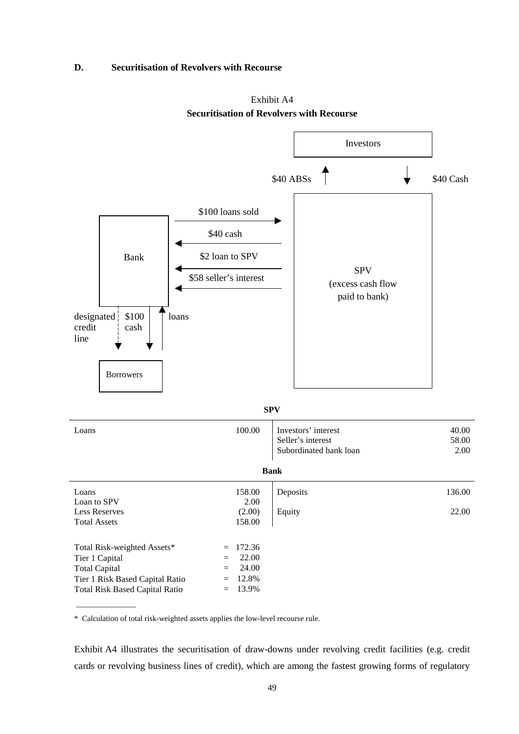### D. Securitisation of Revolvers with Recourse

Exhibit A4
**Securitisation of Revolvers with Recourse**

Investors

\$40 ABSs ↑ ↓ \$40 Cash

Bank → \$100 loans sold → SPV

Bank ← \$40 cash ← SPV

Bank ← \$2 loan to SPV ← SPV

Bank ← \$58 seller's interest ← SPV

SPV (excess cash flow paid to bank)

Bank → designated credit line → Borrowers

Bank → \$100 cash → Borrowers

Borrowers → loans → Bank

**SPV**

| | | | |
|---|---|---|---|
| Loans | 100.00 | Investors' interest | 40.00 |
| | | Seller's interest | 58.00 |
| | | Subordinated bank loan | 2.00 |

**Bank**

| | | | |
|---|---|---|---|
| Loans | 158.00 | Deposits | 136.00 |
| Loan to SPV | 2.00 | | |
| Less Reserves | (2.00) | Equity | 22.00 |
| Total Assets | 158.00 | | |

| | | |
|---|---|---|
| Total Risk-weighted Assets* | = | 172.36 |
| Tier 1 Capital | = | 22.00 |
| Total Capital | = | 24.00 |
| Tier 1 Risk Based Capital Ratio | = | 12.8% |
| Total Risk Based Capital Ratio | = | 13.9% |

\* Calculation of total risk-weighted assets applies the low-level recourse rule.

Exhibit A4 illustrates the securitisation of draw-downs under revolving credit facilities (e.g. credit cards or revolving business lines of credit), which are among the fastest growing forms of regulatory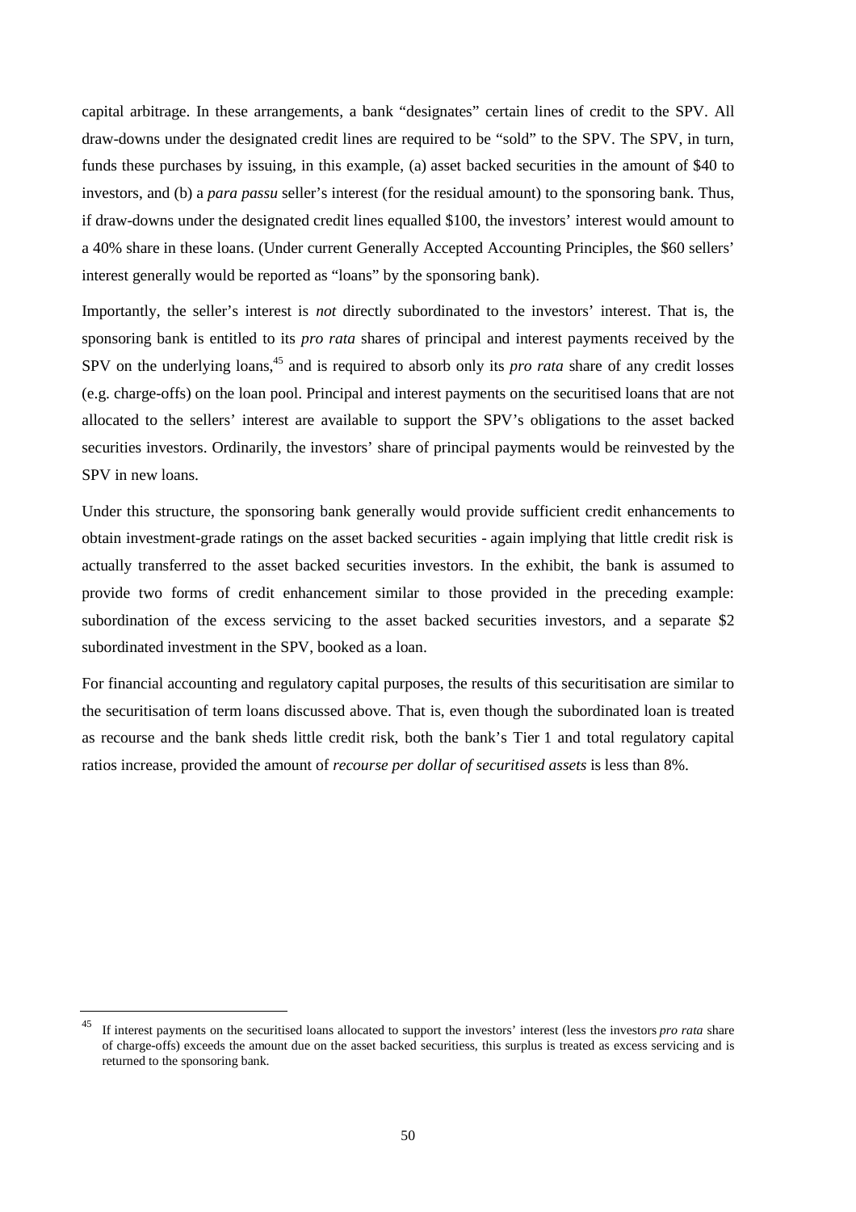capital arbitrage. In these arrangements, a bank "designates" certain lines of credit to the SPV. All draw-downs under the designated credit lines are required to be "sold" to the SPV. The SPV, in turn, funds these purchases by issuing, in this example, (a) asset backed securities in the amount of $40 to investors, and (b) a *para passu* seller's interest (for the residual amount) to the sponsoring bank. Thus, if draw-downs under the designated credit lines equalled $100, the investors' interest would amount to a 40% share in these loans. (Under current Generally Accepted Accounting Principles, the $60 sellers' interest generally would be reported as "loans" by the sponsoring bank).

Importantly, the seller's interest is *not* directly subordinated to the investors' interest. That is, the sponsoring bank is entitled to its *pro rata* shares of principal and interest payments received by the SPV on the underlying loans,[45] and is required to absorb only its *pro rata* share of any credit losses (e.g. charge-offs) on the loan pool. Principal and interest payments on the securitised loans that are not allocated to the sellers' interest are available to support the SPV's obligations to the asset backed securities investors. Ordinarily, the investors' share of principal payments would be reinvested by the SPV in new loans.

Under this structure, the sponsoring bank generally would provide sufficient credit enhancements to obtain investment-grade ratings on the asset backed securities - again implying that little credit risk is actually transferred to the asset backed securities investors. In the exhibit, the bank is assumed to provide two forms of credit enhancement similar to those provided in the preceding example: subordination of the excess servicing to the asset backed securities investors, and a separate $2 subordinated investment in the SPV, booked as a loan.

For financial accounting and regulatory capital purposes, the results of this securitisation are similar to the securitisation of term loans discussed above. That is, even though the subordinated loan is treated as recourse and the bank sheds little credit risk, both the bank's Tier 1 and total regulatory capital ratios increase, provided the amount of *recourse per dollar of securitised assets* is less than 8%.

---

[45] If interest payments on the securitised loans allocated to support the investors' interest (less the investors *pro rata* share of charge-offs) exceeds the amount due on the asset backed securitiess, this surplus is treated as excess servicing and is returned to the sponsoring bank.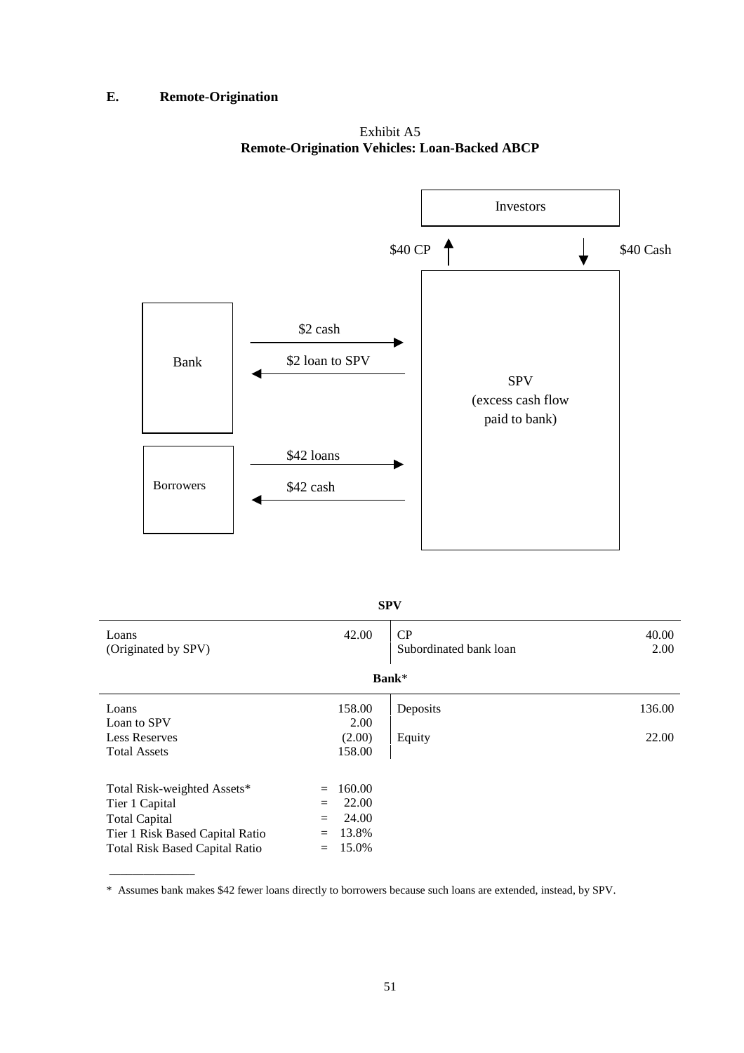### E. Remote-Origination

Exhibit A5
**Remote-Origination Vehicles: Loan-Backed ABCP**

Investors

$40 CP ↑ ↓ $40 Cash

Bank → $2 cash → SPV
Bank ← $2 loan to SPV ← SPV

Borrowers → $42 loans → SPV
Borrowers ← $42 cash ← SPV

SPV
(excess cash flow paid to bank)

**SPV**

| | | | |
|---|---|---|---|
| Loans (Originated by SPV) | 42.00 | CP | 40.00 |
| | | Subordinated bank loan | 2.00 |

**Bank***

| | | | |
|---|---|---|---|
| Loans | 158.00 | Deposits | 136.00 |
| Loan to SPV | 2.00 | | |
| Less Reserves | (2.00) | Equity | 22.00 |
| Total Assets | 158.00 | | |

| | |
|---|---|
| Total Risk-weighted Assets* | = 160.00 |
| Tier 1 Capital | = 22.00 |
| Total Capital | = 24.00 |
| Tier 1 Risk Based Capital Ratio | = 13.8% |
| Total Risk Based Capital Ratio | = 15.0% |

\* Assumes bank makes $42 fewer loans directly to borrowers because such loans are extended, instead, by SPV.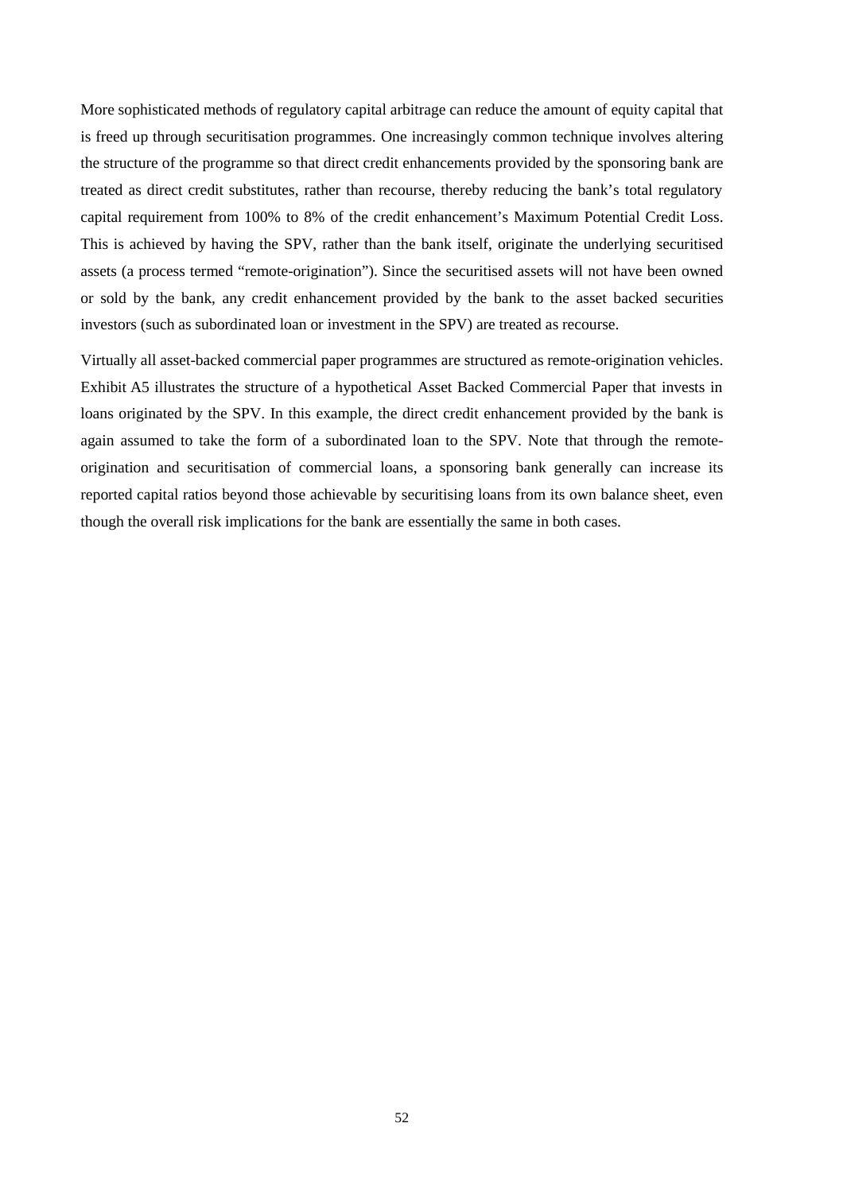More sophisticated methods of regulatory capital arbitrage can reduce the amount of equity capital that is freed up through securitisation programmes. One increasingly common technique involves altering the structure of the programme so that direct credit enhancements provided by the sponsoring bank are treated as direct credit substitutes, rather than recourse, thereby reducing the bank's total regulatory capital requirement from 100% to 8% of the credit enhancement's Maximum Potential Credit Loss. This is achieved by having the SPV, rather than the bank itself, originate the underlying securitised assets (a process termed "remote-origination"). Since the securitised assets will not have been owned or sold by the bank, any credit enhancement provided by the bank to the asset backed securities investors (such as subordinated loan or investment in the SPV) are treated as recourse.

Virtually all asset-backed commercial paper programmes are structured as remote-origination vehicles. Exhibit A5 illustrates the structure of a hypothetical Asset Backed Commercial Paper that invests in loans originated by the SPV. In this example, the direct credit enhancement provided by the bank is again assumed to take the form of a subordinated loan to the SPV. Note that through the remote-origination and securitisation of commercial loans, a sponsoring bank generally can increase its reported capital ratios beyond those achievable by securitising loans from its own balance sheet, even though the overall risk implications for the bank are essentially the same in both cases.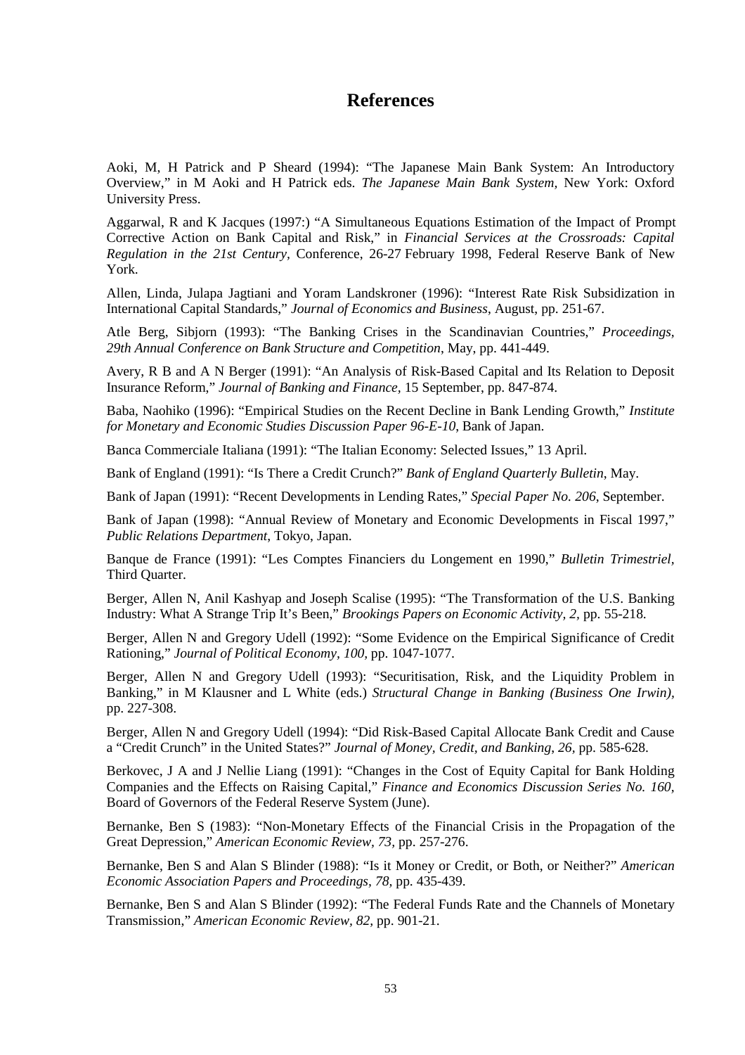# References

Aoki, M, H Patrick and P Sheard (1994): "The Japanese Main Bank System: An Introductory Overview," in M Aoki and H Patrick eds. *The Japanese Main Bank System,* New York: Oxford University Press.

Aggarwal, R and K Jacques (1997:) "A Simultaneous Equations Estimation of the Impact of Prompt Corrective Action on Bank Capital and Risk," in *Financial Services at the Crossroads: Capital Regulation in the 21st Century*, Conference, 26-27 February 1998, Federal Reserve Bank of New York.

Allen, Linda, Julapa Jagtiani and Yoram Landskroner (1996): "Interest Rate Risk Subsidization in International Capital Standards," *Journal of Economics and Business*, August, pp. 251-67.

Atle Berg, Sibjorn (1993): "The Banking Crises in the Scandinavian Countries," *Proceedings, 29th Annual Conference on Bank Structure and Competition*, May, pp. 441-449.

Avery, R B and A N Berger (1991): "An Analysis of Risk-Based Capital and Its Relation to Deposit Insurance Reform," *Journal of Banking and Finance*, 15 September, pp. 847-874.

Baba, Naohiko (1996): "Empirical Studies on the Recent Decline in Bank Lending Growth," *Institute for Monetary and Economic Studies Discussion Paper 96-E-10*, Bank of Japan.

Banca Commerciale Italiana (1991): "The Italian Economy: Selected Issues," 13 April.

Bank of England (1991): "Is There a Credit Crunch?" *Bank of England Quarterly Bulletin*, May.

Bank of Japan (1991): "Recent Developments in Lending Rates," *Special Paper No. 206*, September.

Bank of Japan (1998): "Annual Review of Monetary and Economic Developments in Fiscal 1997," *Public Relations Department*, Tokyo, Japan.

Banque de France (1991): "Les Comptes Financiers du Longement en 1990," *Bulletin Trimestriel,* Third Quarter.

Berger, Allen N, Anil Kashyap and Joseph Scalise (1995): "The Transformation of the U.S. Banking Industry: What A Strange Trip It's Been," *Brookings Papers on Economic Activity, 2*, pp. 55-218.

Berger, Allen N and Gregory Udell (1992): "Some Evidence on the Empirical Significance of Credit Rationing," *Journal of Political Economy, 100*, pp. 1047-1077.

Berger, Allen N and Gregory Udell (1993): "Securitisation, Risk, and the Liquidity Problem in Banking," in M Klausner and L White (eds.) *Structural Change in Banking (Business One Irwin)*, pp. 227-308.

Berger, Allen N and Gregory Udell (1994): "Did Risk-Based Capital Allocate Bank Credit and Cause a "Credit Crunch" in the United States?" *Journal of Money, Credit, and Banking, 26*, pp. 585-628.

Berkovec, J A and J Nellie Liang (1991): "Changes in the Cost of Equity Capital for Bank Holding Companies and the Effects on Raising Capital," *Finance and Economics Discussion Series No. 160*, Board of Governors of the Federal Reserve System (June).

Bernanke, Ben S (1983): "Non-Monetary Effects of the Financial Crisis in the Propagation of the Great Depression," *American Economic Review*, *73*, pp. 257-276.

Bernanke, Ben S and Alan S Blinder (1988): "Is it Money or Credit, or Both, or Neither?" *American Economic Association Papers and Proceedings, 78*, pp. 435-439.

Bernanke, Ben S and Alan S Blinder (1992): "The Federal Funds Rate and the Channels of Monetary Transmission," *American Economic Review, 82*, pp. 901-21.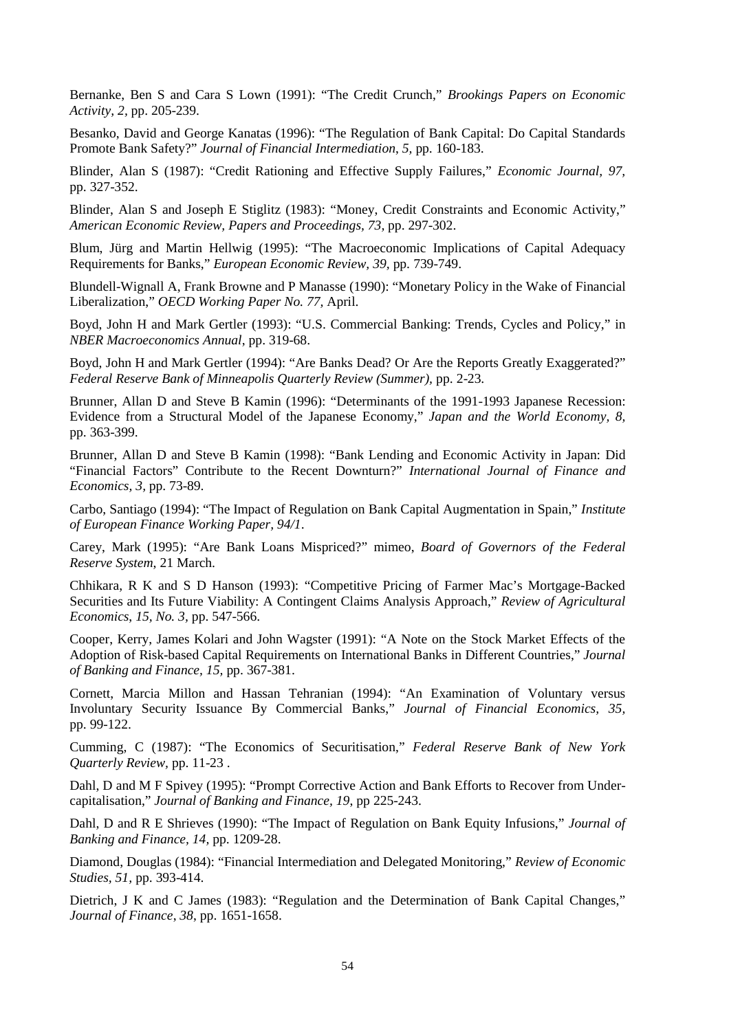Bernanke, Ben S and Cara S Lown (1991): "The Credit Crunch," *Brookings Papers on Economic Activity, 2*, pp. 205-239.

Besanko, David and George Kanatas (1996): "The Regulation of Bank Capital: Do Capital Standards Promote Bank Safety?" *Journal of Financial Intermediation*, *5*, pp. 160-183.

Blinder, Alan S (1987): "Credit Rationing and Effective Supply Failures," *Economic Journal*, *97*, pp. 327-352.

Blinder, Alan S and Joseph E Stiglitz (1983): "Money, Credit Constraints and Economic Activity," *American Economic Review, Papers and Proceedings*, *73*, pp. 297-302.

Blum, Jürg and Martin Hellwig (1995): "The Macroeconomic Implications of Capital Adequacy Requirements for Banks," *European Economic Review*, *39*, pp. 739-749.

Blundell-Wignall A, Frank Browne and P Manasse (1990): "Monetary Policy in the Wake of Financial Liberalization," *OECD Working Paper No. 77*, April.

Boyd, John H and Mark Gertler (1993): "U.S. Commercial Banking: Trends, Cycles and Policy," in *NBER Macroeconomics Annual*, pp. 319-68.

Boyd, John H and Mark Gertler (1994): "Are Banks Dead? Or Are the Reports Greatly Exaggerated?" *Federal Reserve Bank of Minneapolis Quarterly Review (Summer)*, pp. 2-23.

Brunner, Allan D and Steve B Kamin (1996): "Determinants of the 1991-1993 Japanese Recession: Evidence from a Structural Model of the Japanese Economy," *Japan and the World Economy*, *8*, pp. 363-399.

Brunner, Allan D and Steve B Kamin (1998): "Bank Lending and Economic Activity in Japan: Did "Financial Factors" Contribute to the Recent Downturn?" *International Journal of Finance and Economics*, *3*, pp. 73-89.

Carbo, Santiago (1994): "The Impact of Regulation on Bank Capital Augmentation in Spain," *Institute of European Finance Working Paper, 94/1*.

Carey, Mark (1995): "Are Bank Loans Mispriced?" mimeo, *Board of Governors of the Federal Reserve System*, 21 March.

Chhikara, R K and S D Hanson (1993): "Competitive Pricing of Farmer Mac's Mortgage-Backed Securities and Its Future Viability: A Contingent Claims Analysis Approach," *Review of Agricultural Economics*, *15, No. 3*, pp. 547-566.

Cooper, Kerry, James Kolari and John Wagster (1991): "A Note on the Stock Market Effects of the Adoption of Risk-based Capital Requirements on International Banks in Different Countries," *Journal of Banking and Finance*, *15*, pp. 367-381.

Cornett, Marcia Millon and Hassan Tehranian (1994): "An Examination of Voluntary versus Involuntary Security Issuance By Commercial Banks," *Journal of Financial Economics*, *35*, pp. 99-122.

Cumming, C (1987): "The Economics of Securitisation," *Federal Reserve Bank of New York Quarterly Review*, pp. 11-23 .

Dahl, D and M F Spivey (1995): "Prompt Corrective Action and Bank Efforts to Recover from Under-capitalisation," *Journal of Banking and Finance*, *19*, pp 225-243.

Dahl, D and R E Shrieves (1990): "The Impact of Regulation on Bank Equity Infusions," *Journal of Banking and Finance*, *14*, pp. 1209-28.

Diamond, Douglas (1984): "Financial Intermediation and Delegated Monitoring," *Review of Economic Studies*, *51*, pp. 393-414.

Dietrich, J K and C James (1983): "Regulation and the Determination of Bank Capital Changes," *Journal of Finance*, *38*, pp. 1651-1658.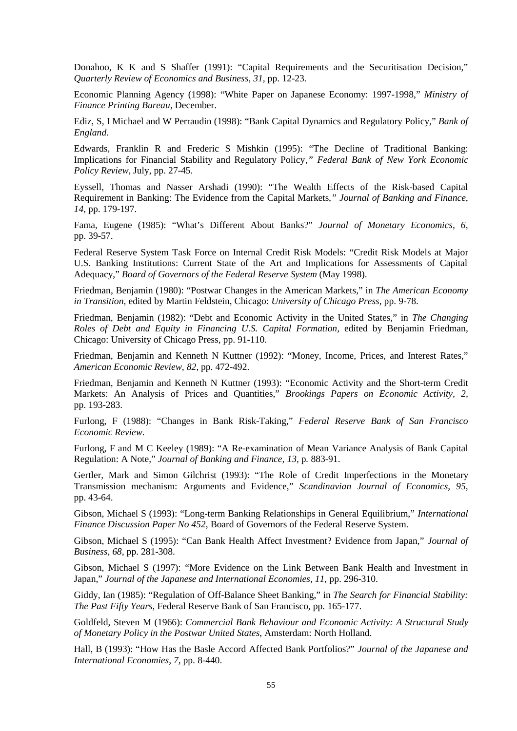Donahoo, K K and S Shaffer (1991): "Capital Requirements and the Securitisation Decision," *Quarterly Review of Economics and Business, 31*, pp. 12-23.

Economic Planning Agency (1998): "White Paper on Japanese Economy: 1997-1998," *Ministry of Finance Printing Bureau*, December.

Ediz, S, I Michael and W Perraudin (1998): "Bank Capital Dynamics and Regulatory Policy," *Bank of England*.

Edwards, Franklin R and Frederic S Mishkin (1995): "The Decline of Traditional Banking: Implications for Financial Stability and Regulatory Policy," *Federal Bank of New York Economic Policy Review*, July, pp. 27-45.

Eyssell, Thomas and Nasser Arshadi (1990): "The Wealth Effects of the Risk-based Capital Requirement in Banking: The Evidence from the Capital Markets," *Journal of Banking and Finance, 14*, pp. 179-197.

Fama, Eugene (1985): "What's Different About Banks?" *Journal of Monetary Economics, 6*, pp. 39-57.

Federal Reserve System Task Force on Internal Credit Risk Models: "Credit Risk Models at Major U.S. Banking Institutions: Current State of the Art and Implications for Assessments of Capital Adequacy," *Board of Governors of the Federal Reserve System* (May 1998).

Friedman, Benjamin (1980): "Postwar Changes in the American Markets," in *The American Economy in Transition*, edited by Martin Feldstein, Chicago: *University of Chicago Press*, pp. 9-78.

Friedman, Benjamin (1982): "Debt and Economic Activity in the United States," in *The Changing Roles of Debt and Equity in Financing U.S. Capital Formation*, edited by Benjamin Friedman, Chicago: University of Chicago Press, pp. 91-110.

Friedman, Benjamin and Kenneth N Kuttner (1992): "Money, Income, Prices, and Interest Rates," *American Economic Review, 82*, pp. 472-492.

Friedman, Benjamin and Kenneth N Kuttner (1993): "Economic Activity and the Short-term Credit Markets: An Analysis of Prices and Quantities," *Brookings Papers on Economic Activity, 2*, pp. 193-283.

Furlong, F (1988): "Changes in Bank Risk-Taking," *Federal Reserve Bank of San Francisco Economic Review*.

Furlong, F and M C Keeley (1989): "A Re-examination of Mean Variance Analysis of Bank Capital Regulation: A Note," *Journal of Banking and Finance, 13*, p. 883-91.

Gertler, Mark and Simon Gilchrist (1993): "The Role of Credit Imperfections in the Monetary Transmission mechanism: Arguments and Evidence," *Scandinavian Journal of Economics, 95*, pp. 43-64.

Gibson, Michael S (1993): "Long-term Banking Relationships in General Equilibrium," *International Finance Discussion Paper No 452*, Board of Governors of the Federal Reserve System.

Gibson, Michael S (1995): "Can Bank Health Affect Investment? Evidence from Japan," *Journal of Business, 68*, pp. 281-308.

Gibson, Michael S (1997): "More Evidence on the Link Between Bank Health and Investment in Japan," *Journal of the Japanese and International Economies, 11*, pp. 296-310.

Giddy, Ian (1985): "Regulation of Off-Balance Sheet Banking," in *The Search for Financial Stability: The Past Fifty Years*, Federal Reserve Bank of San Francisco, pp. 165-177.

Goldfeld, Steven M (1966): *Commercial Bank Behaviour and Economic Activity: A Structural Study of Monetary Policy in the Postwar United States*, Amsterdam: North Holland.

Hall, B (1993): "How Has the Basle Accord Affected Bank Portfolios?" *Journal of the Japanese and International Economies, 7*, pp. 8-440.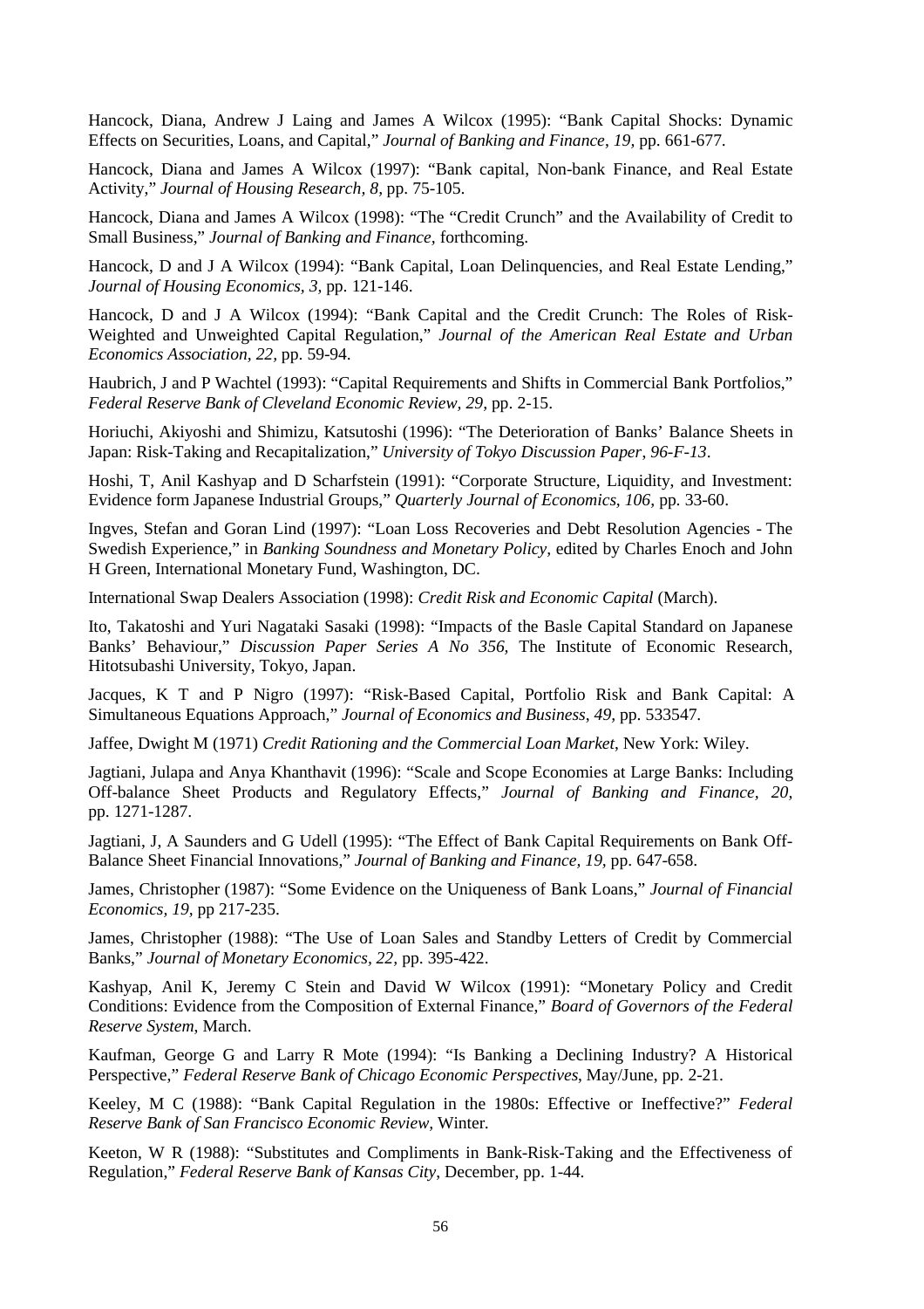Hancock, Diana, Andrew J Laing and James A Wilcox (1995): "Bank Capital Shocks: Dynamic Effects on Securities, Loans, and Capital," *Journal of Banking and Finance*, *19*, pp. 661-677.

Hancock, Diana and James A Wilcox (1997): "Bank capital, Non-bank Finance, and Real Estate Activity," *Journal of Housing Research, 8,* pp. 75-105.

Hancock, Diana and James A Wilcox (1998): "The "Credit Crunch" and the Availability of Credit to Small Business," *Journal of Banking and Finance,* forthcoming.

Hancock, D and J A Wilcox (1994): "Bank Capital, Loan Delinquencies, and Real Estate Lending," *Journal of Housing Economics, 3,* pp. 121-146.

Hancock, D and J A Wilcox (1994): "Bank Capital and the Credit Crunch: The Roles of Risk-Weighted and Unweighted Capital Regulation," *Journal of the American Real Estate and Urban Economics Association, 22,* pp. 59-94.

Haubrich, J and P Wachtel (1993): "Capital Requirements and Shifts in Commercial Bank Portfolios," *Federal Reserve Bank of Cleveland Economic Review, 29,* pp. 2-15.

Horiuchi, Akiyoshi and Shimizu, Katsutoshi (1996): "The Deterioration of Banks' Balance Sheets in Japan: Risk-Taking and Recapitalization," *University of Tokyo Discussion Paper, 96-F-13*.

Hoshi, T, Anil Kashyap and D Scharfstein (1991): "Corporate Structure, Liquidity, and Investment: Evidence form Japanese Industrial Groups," *Quarterly Journal of Economics, 106,* pp. 33-60.

Ingves, Stefan and Goran Lind (1997): "Loan Loss Recoveries and Debt Resolution Agencies - The Swedish Experience," in *Banking Soundness and Monetary Policy,* edited by Charles Enoch and John H Green, International Monetary Fund, Washington, DC.

International Swap Dealers Association (1998): *Credit Risk and Economic Capital* (March).

Ito, Takatoshi and Yuri Nagataki Sasaki (1998): "Impacts of the Basle Capital Standard on Japanese Banks' Behaviour," *Discussion Paper Series A No 356,* The Institute of Economic Research, Hitotsubashi University, Tokyo, Japan.

Jacques, K T and P Nigro (1997): "Risk-Based Capital, Portfolio Risk and Bank Capital: A Simultaneous Equations Approach," *Journal of Economics and Business, 49,* pp. 533547.

Jaffee, Dwight M (1971) *Credit Rationing and the Commercial Loan Market*, New York: Wiley.

Jagtiani, Julapa and Anya Khanthavit (1996): "Scale and Scope Economies at Large Banks: Including Off-balance Sheet Products and Regulatory Effects," *Journal of Banking and Finance, 20,* pp. 1271-1287.

Jagtiani, J, A Saunders and G Udell (1995): "The Effect of Bank Capital Requirements on Bank Off-Balance Sheet Financial Innovations," *Journal of Banking and Finance, 19,* pp. 647-658.

James, Christopher (1987): "Some Evidence on the Uniqueness of Bank Loans," *Journal of Financial Economics, 19,* pp 217-235.

James, Christopher (1988): "The Use of Loan Sales and Standby Letters of Credit by Commercial Banks," *Journal of Monetary Economics, 22,* pp. 395-422.

Kashyap, Anil K, Jeremy C Stein and David W Wilcox (1991): "Monetary Policy and Credit Conditions: Evidence from the Composition of External Finance," *Board of Governors of the Federal Reserve System,* March.

Kaufman, George G and Larry R Mote (1994): "Is Banking a Declining Industry? A Historical Perspective," *Federal Reserve Bank of Chicago Economic Perspectives*, May/June, pp. 2-21.

Keeley, M C (1988): "Bank Capital Regulation in the 1980s: Effective or Ineffective?" *Federal Reserve Bank of San Francisco Economic Review,* Winter.

Keeton, W R (1988): "Substitutes and Compliments in Bank-Risk-Taking and the Effectiveness of Regulation," *Federal Reserve Bank of Kansas City*, December, pp. 1-44.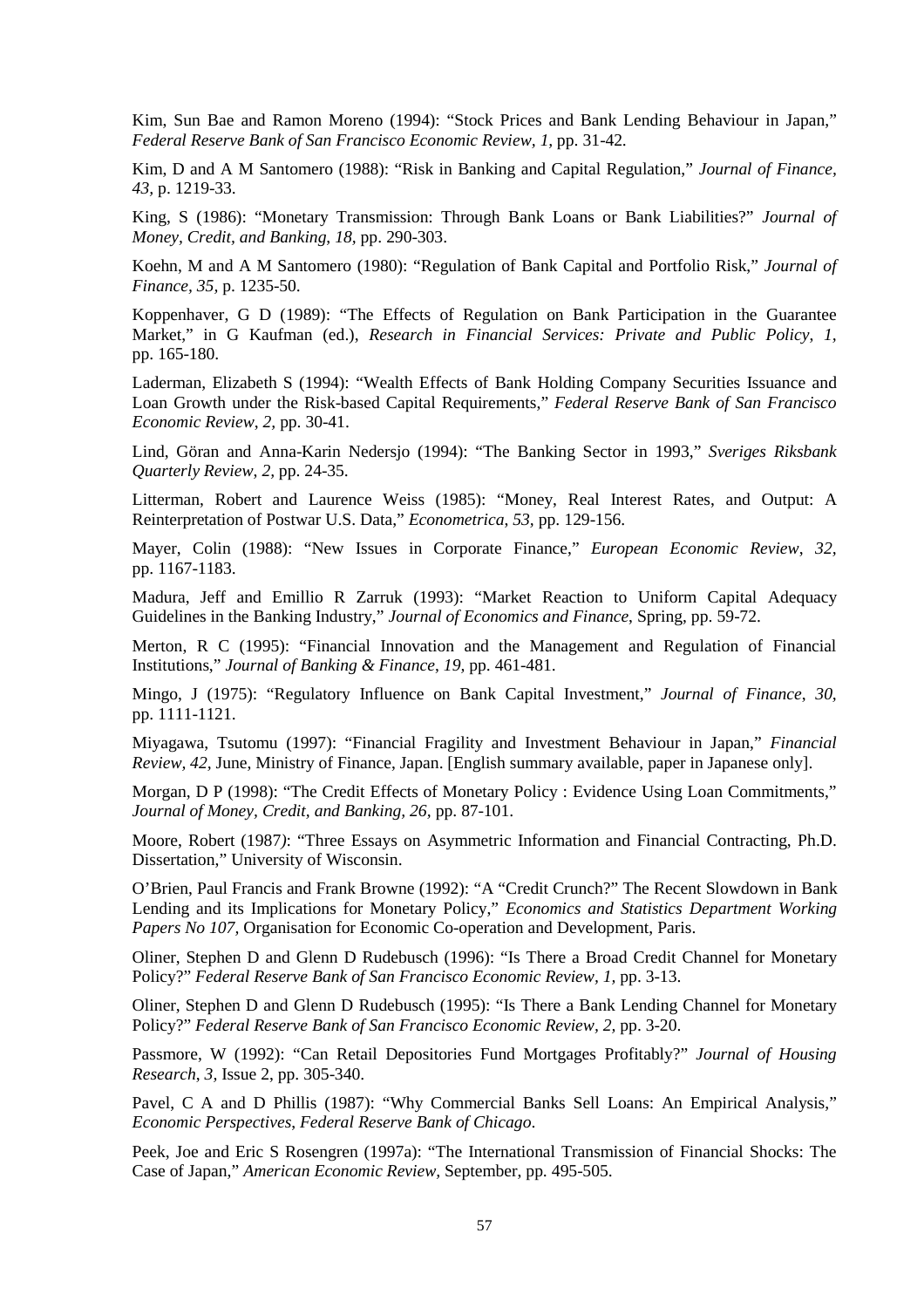Kim, Sun Bae and Ramon Moreno (1994): "Stock Prices and Bank Lending Behaviour in Japan," *Federal Reserve Bank of San Francisco Economic Review, 1*, pp. 31-42.

Kim, D and A M Santomero (1988): "Risk in Banking and Capital Regulation," *Journal of Finance, 43*, p. 1219-33.

King, S (1986): "Monetary Transmission: Through Bank Loans or Bank Liabilities?" *Journal of Money, Credit, and Banking, 18*, pp. 290-303.

Koehn, M and A M Santomero (1980): "Regulation of Bank Capital and Portfolio Risk," *Journal of Finance, 35*, p. 1235-50.

Koppenhaver, G D (1989): "The Effects of Regulation on Bank Participation in the Guarantee Market," in G Kaufman (ed.), *Research in Financial Services: Private and Public Policy, 1*, pp. 165-180.

Laderman, Elizabeth S (1994): "Wealth Effects of Bank Holding Company Securities Issuance and Loan Growth under the Risk-based Capital Requirements," *Federal Reserve Bank of San Francisco Economic Review, 2*, pp. 30-41.

Lind, Göran and Anna-Karin Nedersjo (1994): "The Banking Sector in 1993," *Sveriges Riksbank Quarterly Review, 2*, pp. 24-35.

Litterman, Robert and Laurence Weiss (1985): "Money, Real Interest Rates, and Output: A Reinterpretation of Postwar U.S. Data," *Econometrica, 53*, pp. 129-156.

Mayer, Colin (1988): "New Issues in Corporate Finance," *European Economic Review, 32*, pp. 1167-1183.

Madura, Jeff and Emillio R Zarruk (1993): "Market Reaction to Uniform Capital Adequacy Guidelines in the Banking Industry," *Journal of Economics and Finance*, Spring, pp. 59-72.

Merton, R C (1995): "Financial Innovation and the Management and Regulation of Financial Institutions," *Journal of Banking & Finance, 19*, pp. 461-481.

Mingo, J (1975): "Regulatory Influence on Bank Capital Investment," *Journal of Finance, 30*, pp. 1111-1121.

Miyagawa, Tsutomu (1997): "Financial Fragility and Investment Behaviour in Japan," *Financial Review, 42*, June, Ministry of Finance, Japan. [English summary available, paper in Japanese only].

Morgan, D P (1998): "The Credit Effects of Monetary Policy : Evidence Using Loan Commitments," *Journal of Money, Credit, and Banking, 26*, pp. 87-101.

Moore, Robert (1987): "Three Essays on Asymmetric Information and Financial Contracting, Ph.D. Dissertation," University of Wisconsin.

O'Brien, Paul Francis and Frank Browne (1992): "A "Credit Crunch?" The Recent Slowdown in Bank Lending and its Implications for Monetary Policy," *Economics and Statistics Department Working Papers No 107*, Organisation for Economic Co-operation and Development, Paris.

Oliner, Stephen D and Glenn D Rudebusch (1996): "Is There a Broad Credit Channel for Monetary Policy?" *Federal Reserve Bank of San Francisco Economic Review, 1*, pp. 3-13.

Oliner, Stephen D and Glenn D Rudebusch (1995): "Is There a Bank Lending Channel for Monetary Policy?" *Federal Reserve Bank of San Francisco Economic Review, 2*, pp. 3-20.

Passmore, W (1992): "Can Retail Depositories Fund Mortgages Profitably?" *Journal of Housing Research, 3*, Issue 2, pp. 305-340.

Pavel, C A and D Phillis (1987): "Why Commercial Banks Sell Loans: An Empirical Analysis," *Economic Perspectives, Federal Reserve Bank of Chicago*.

Peek, Joe and Eric S Rosengren (1997a): "The International Transmission of Financial Shocks: The Case of Japan," *American Economic Review*, September, pp. 495-505.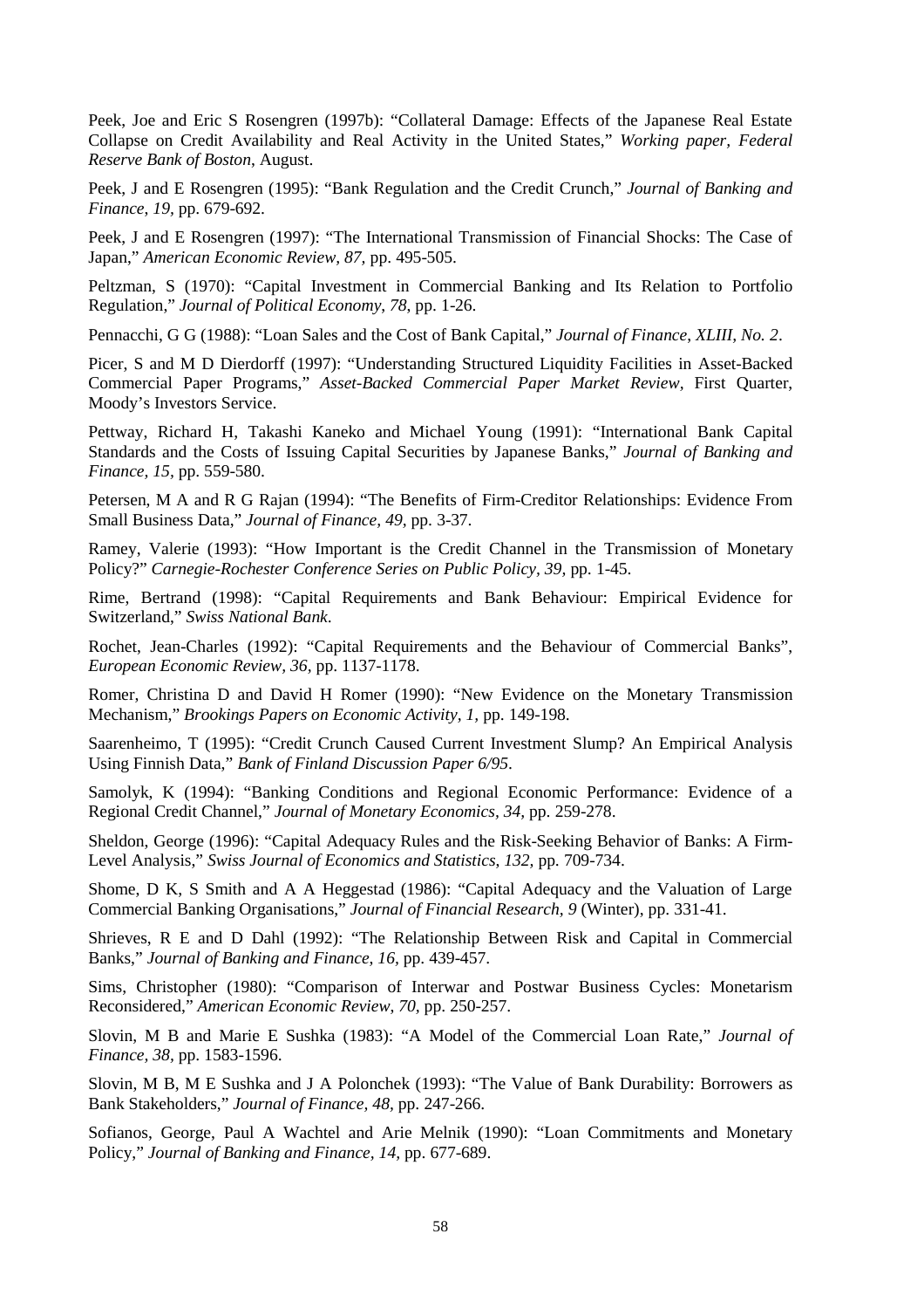Peek, Joe and Eric S Rosengren (1997b): "Collateral Damage: Effects of the Japanese Real Estate Collapse on Credit Availability and Real Activity in the United States," *Working paper, Federal Reserve Bank of Boston*, August.

Peek, J and E Rosengren (1995): "Bank Regulation and the Credit Crunch," *Journal of Banking and Finance*, *19*, pp. 679-692.

Peek, J and E Rosengren (1997): "The International Transmission of Financial Shocks: The Case of Japan," *American Economic Review*, *87*, pp. 495-505.

Peltzman, S (1970): "Capital Investment in Commercial Banking and Its Relation to Portfolio Regulation," *Journal of Political Economy*, *78*, pp. 1-26.

Pennacchi, G G (1988): "Loan Sales and the Cost of Bank Capital," *Journal of Finance*, *XLIII, No. 2*.

Picer, S and M D Dierdorff (1997): "Understanding Structured Liquidity Facilities in Asset-Backed Commercial Paper Programs," *Asset-Backed Commercial Paper Market Review*, First Quarter, Moody's Investors Service.

Pettway, Richard H, Takashi Kaneko and Michael Young (1991): "International Bank Capital Standards and the Costs of Issuing Capital Securities by Japanese Banks," *Journal of Banking and Finance*, *15*, pp. 559-580.

Petersen, M A and R G Rajan (1994): "The Benefits of Firm-Creditor Relationships: Evidence From Small Business Data," *Journal of Finance*, *49*, pp. 3-37.

Ramey, Valerie (1993): "How Important is the Credit Channel in the Transmission of Monetary Policy?" *Carnegie-Rochester Conference Series on Public Policy*, *39*, pp. 1-45.

Rime, Bertrand (1998): "Capital Requirements and Bank Behaviour: Empirical Evidence for Switzerland," *Swiss National Bank*.

Rochet, Jean-Charles (1992): "Capital Requirements and the Behaviour of Commercial Banks", *European Economic Review*, *36*, pp. 1137-1178.

Romer, Christina D and David H Romer (1990): "New Evidence on the Monetary Transmission Mechanism," *Brookings Papers on Economic Activity*, *1*, pp. 149-198.

Saarenheimo, T (1995): "Credit Crunch Caused Current Investment Slump? An Empirical Analysis Using Finnish Data," *Bank of Finland Discussion Paper 6/95*.

Samolyk, K (1994): "Banking Conditions and Regional Economic Performance: Evidence of a Regional Credit Channel," *Journal of Monetary Economics*, *34*, pp. 259-278.

Sheldon, George (1996): "Capital Adequacy Rules and the Risk-Seeking Behavior of Banks: A Firm-Level Analysis," *Swiss Journal of Economics and Statistics*, *132*, pp. 709-734.

Shome, D K, S Smith and A A Heggestad (1986): "Capital Adequacy and the Valuation of Large Commercial Banking Organisations," *Journal of Financial Research*, *9* (Winter), pp. 331-41.

Shrieves, R E and D Dahl (1992): "The Relationship Between Risk and Capital in Commercial Banks," *Journal of Banking and Finance*, *16*, pp. 439-457.

Sims, Christopher (1980): "Comparison of Interwar and Postwar Business Cycles: Monetarism Reconsidered," *American Economic Review*, *70*, pp. 250-257.

Slovin, M B and Marie E Sushka (1983): "A Model of the Commercial Loan Rate," *Journal of Finance*, *38*, pp. 1583-1596.

Slovin, M B, M E Sushka and J A Polonchek (1993): "The Value of Bank Durability: Borrowers as Bank Stakeholders," *Journal of Finance*, *48*, pp. 247-266.

Sofianos, George, Paul A Wachtel and Arie Melnik (1990): "Loan Commitments and Monetary Policy," *Journal of Banking and Finance*, *14*, pp. 677-689.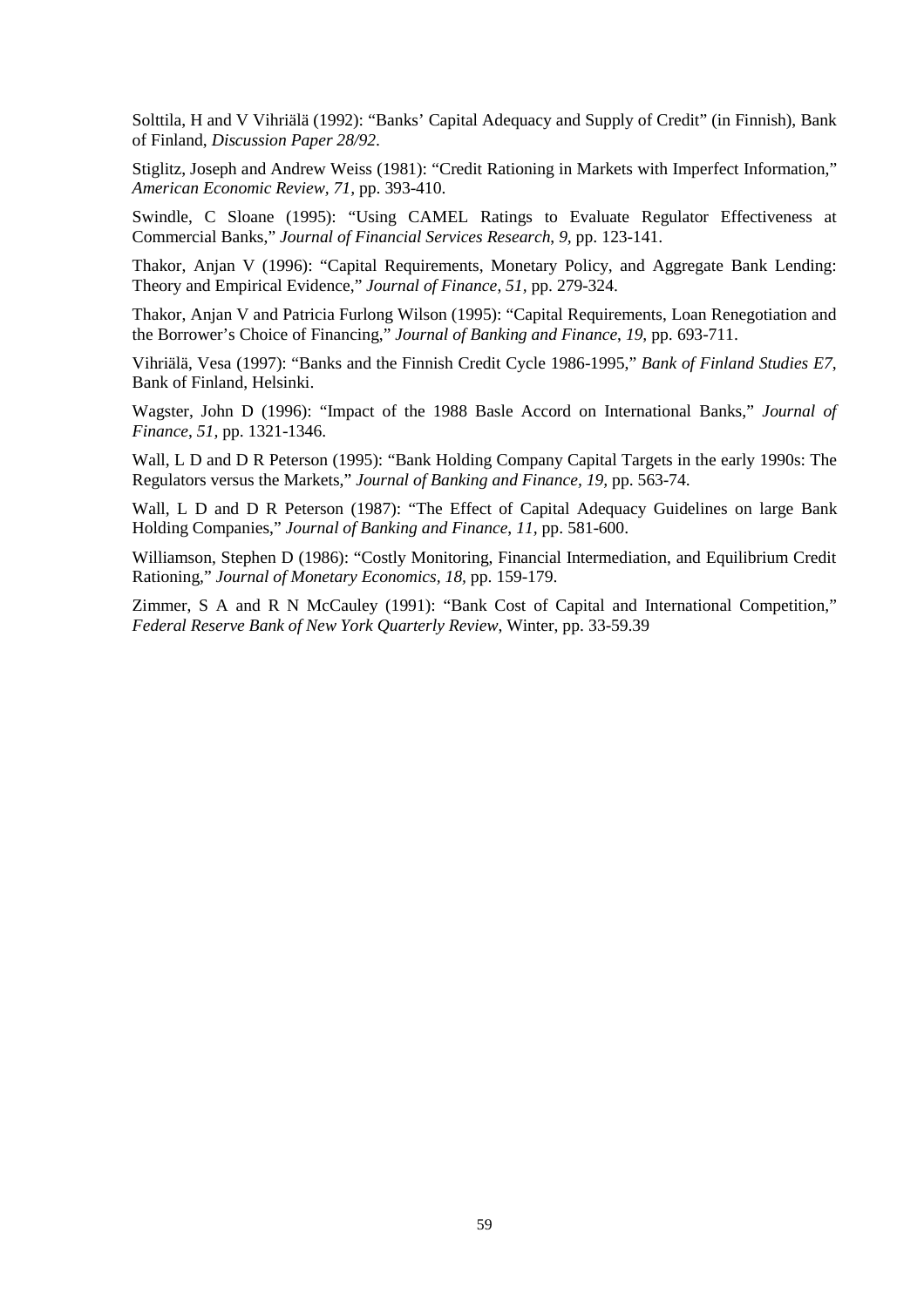Solttila, H and V Vihriälä (1992): "Banks' Capital Adequacy and Supply of Credit" (in Finnish), Bank of Finland, *Discussion Paper 28/92*.

Stiglitz, Joseph and Andrew Weiss (1981): "Credit Rationing in Markets with Imperfect Information," *American Economic Review*, *71*, pp. 393-410.

Swindle, C Sloane (1995): "Using CAMEL Ratings to Evaluate Regulator Effectiveness at Commercial Banks," *Journal of Financial Services Research*, *9*, pp. 123-141.

Thakor, Anjan V (1996): "Capital Requirements, Monetary Policy, and Aggregate Bank Lending: Theory and Empirical Evidence," *Journal of Finance*, *51*, pp. 279-324.

Thakor, Anjan V and Patricia Furlong Wilson (1995): "Capital Requirements, Loan Renegotiation and the Borrower's Choice of Financing," *Journal of Banking and Finance*, *19*, pp. 693-711.

Vihriälä, Vesa (1997): "Banks and the Finnish Credit Cycle 1986-1995," *Bank of Finland Studies E7*, Bank of Finland, Helsinki.

Wagster, John D (1996): "Impact of the 1988 Basle Accord on International Banks," *Journal of Finance*, *51*, pp. 1321-1346.

Wall, L D and D R Peterson (1995): "Bank Holding Company Capital Targets in the early 1990s: The Regulators versus the Markets," *Journal of Banking and Finance, 19*, pp. 563-74.

Wall, L D and D R Peterson (1987): "The Effect of Capital Adequacy Guidelines on large Bank Holding Companies," *Journal of Banking and Finance*, *11*, pp. 581-600.

Williamson, Stephen D (1986): "Costly Monitoring, Financial Intermediation, and Equilibrium Credit Rationing," *Journal of Monetary Economics*, *18*, pp. 159-179.

Zimmer, S A and R N McCauley (1991): "Bank Cost of Capital and International Competition," *Federal Reserve Bank of New York Quarterly Review*, Winter, pp. 33-59.39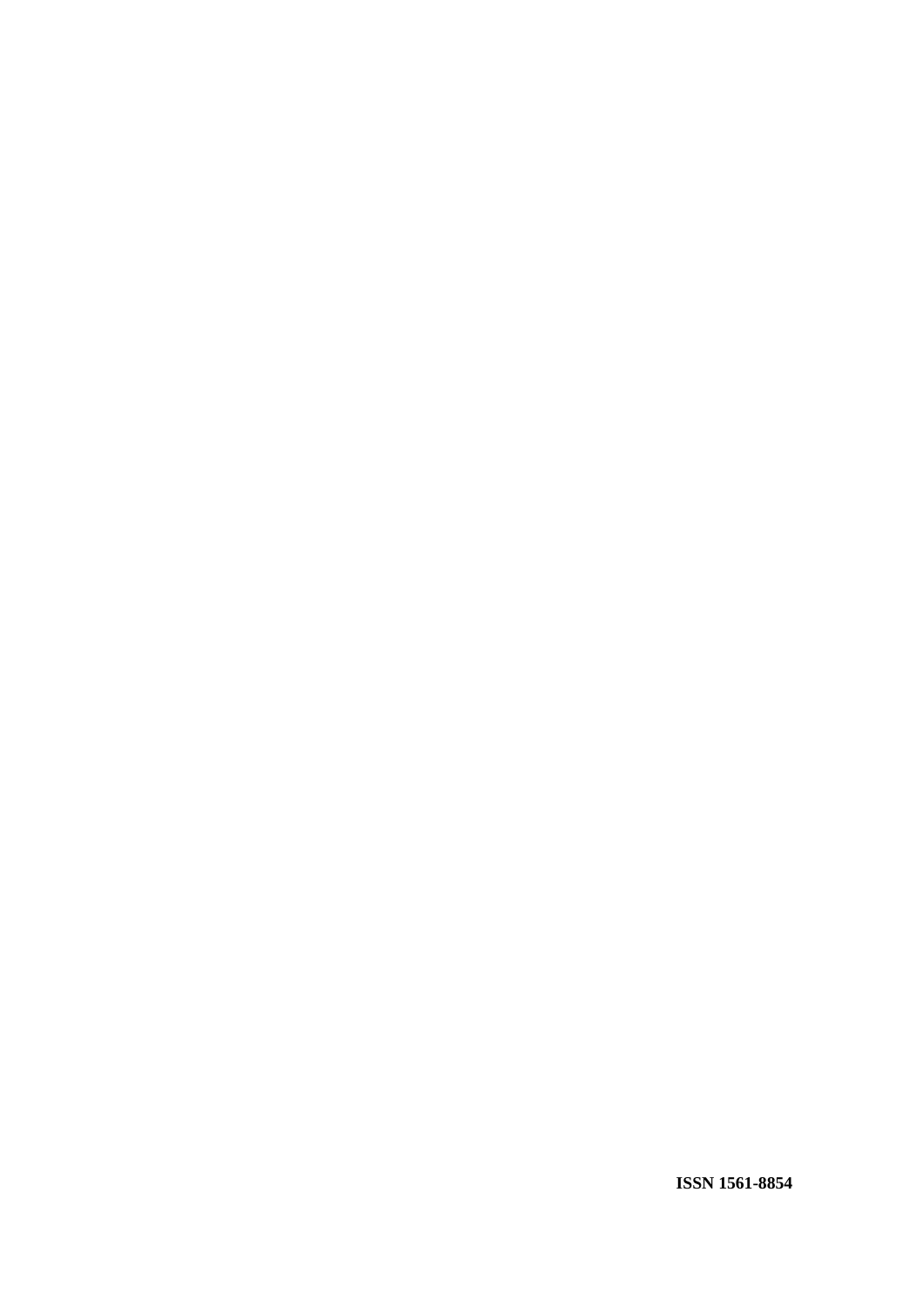**ISSN 1561-8854**